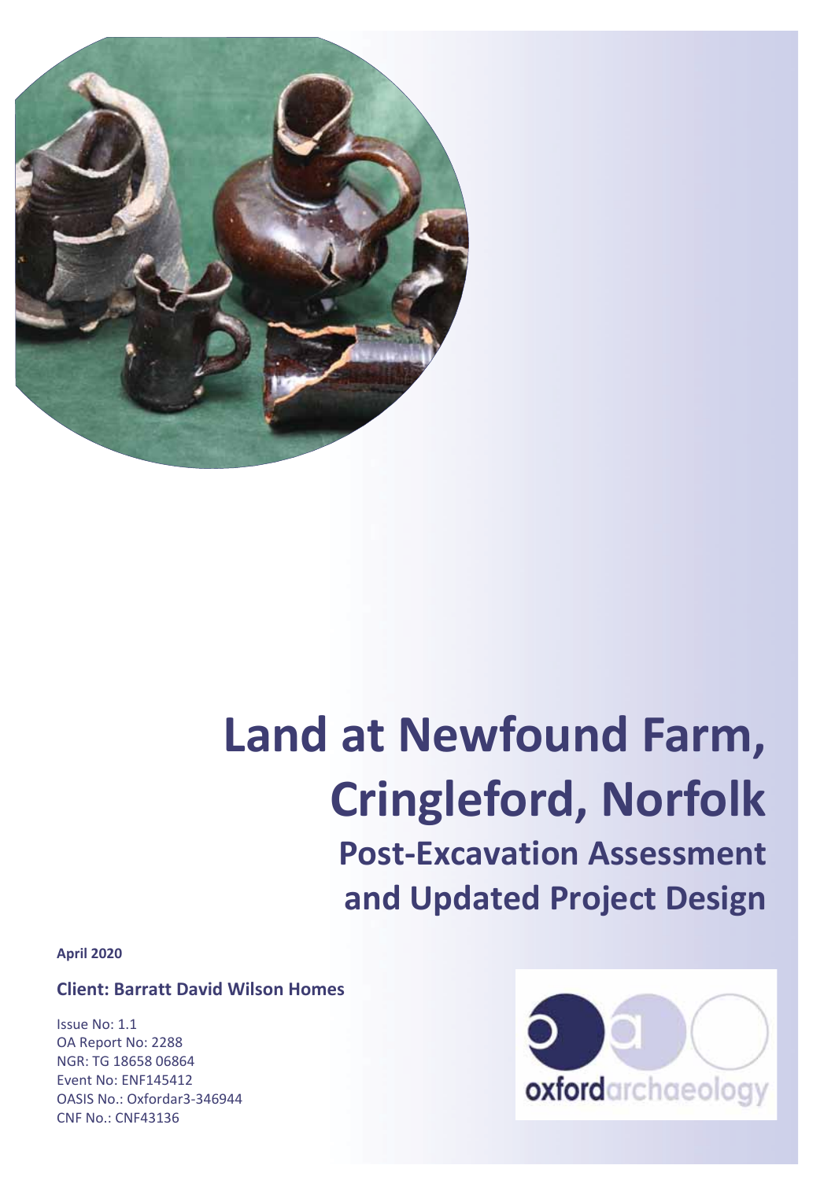# Land at Newfound Farm, Cringleford, Norfolk

## Post-Excavation Assessment and Updated Project Design

**April 2020**

**Client: Barratt David Wilson Homes**

Issue No: 1.1
OA Report No: 2288
NGR: TG 18658 06864
Event No: ENF145412
OASIS No.: Oxfordar3-346944
CNF No.: CNF43136

oxfordarchaeology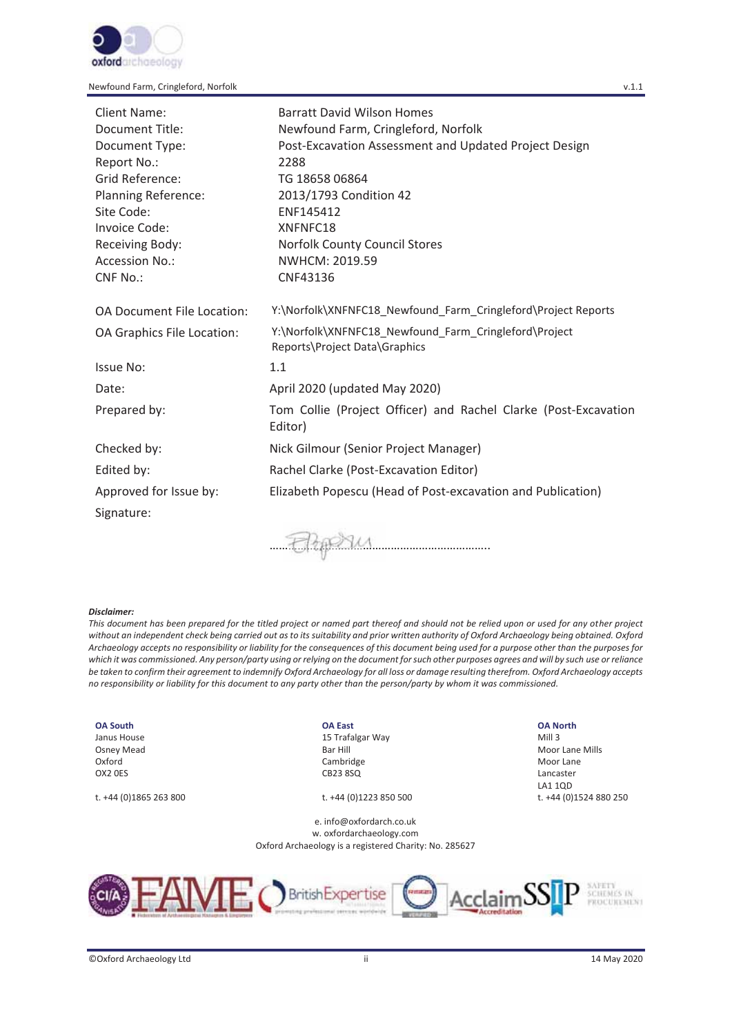| | |
|---|---|
| Client Name: | Barratt David Wilson Homes |
| Document Title: | Newfound Farm, Cringleford, Norfolk |
| Document Type: | Post-Excavation Assessment and Updated Project Design |
| Report No.: | 2288 |
| Grid Reference: | TG 18658 06864 |
| Planning Reference: | 2013/1793 Condition 42 |
| Site Code: | ENF145412 |
| Invoice Code: | XNFNFC18 |
| Receiving Body: | Norfolk County Council Stores |
| Accession No.: | NWHCM: 2019.59 |
| CNF No.: | CNF43136 |
| OA Document File Location: | Y:\Norfolk\XNFNFC18_Newfound_Farm_Cringleford\Project Reports |
| OA Graphics File Location: | Y:\Norfolk\XNFNFC18_Newfound_Farm_Cringleford\Project Reports\Project Data\Graphics |
| Issue No: | 1.1 |
| Date: | April 2020 (updated May 2020) |
| Prepared by: | Tom Collie (Project Officer) and Rachel Clarke (Post-Excavation Editor) |
| Checked by: | Nick Gilmour (Senior Project Manager) |
| Edited by: | Rachel Clarke (Post-Excavation Editor) |
| Approved for Issue by: | Elizabeth Popescu (Head of Post-excavation and Publication) |
| Signature: | |

***Disclaimer:***

*This document has been prepared for the titled project or named part thereof and should not be relied upon or used for any other project without an independent check being carried out as to its suitability and prior written authority of Oxford Archaeology being obtained. Oxford Archaeology accepts no responsibility or liability for the consequences of this document being used for a purpose other than the purposes for which it was commissioned. Any person/party using or relying on the document for such other purposes agrees and will by such use or reliance be taken to confirm their agreement to indemnify Oxford Archaeology for all loss or damage resulting therefrom. Oxford Archaeology accepts no responsibility or liability for this document to any party other than the person/party by whom it was commissioned.*

**OA South**
Janus House
Osney Mead
Oxford
OX2 0ES

t. +44 (0)1865 263 800

**OA East**
15 Trafalgar Way
Bar Hill
Cambridge
CB23 8SQ

t. +44 (0)1223 850 500

**OA North**
Mill 3
Moor Lane Mills
Moor Lane
Lancaster
LA1 1QD
t. +44 (0)1524 880 250

e. info@oxfordarch.co.uk
w. oxfordarchaeology.com
Oxford Archaeology is a registered Charity: No. 285627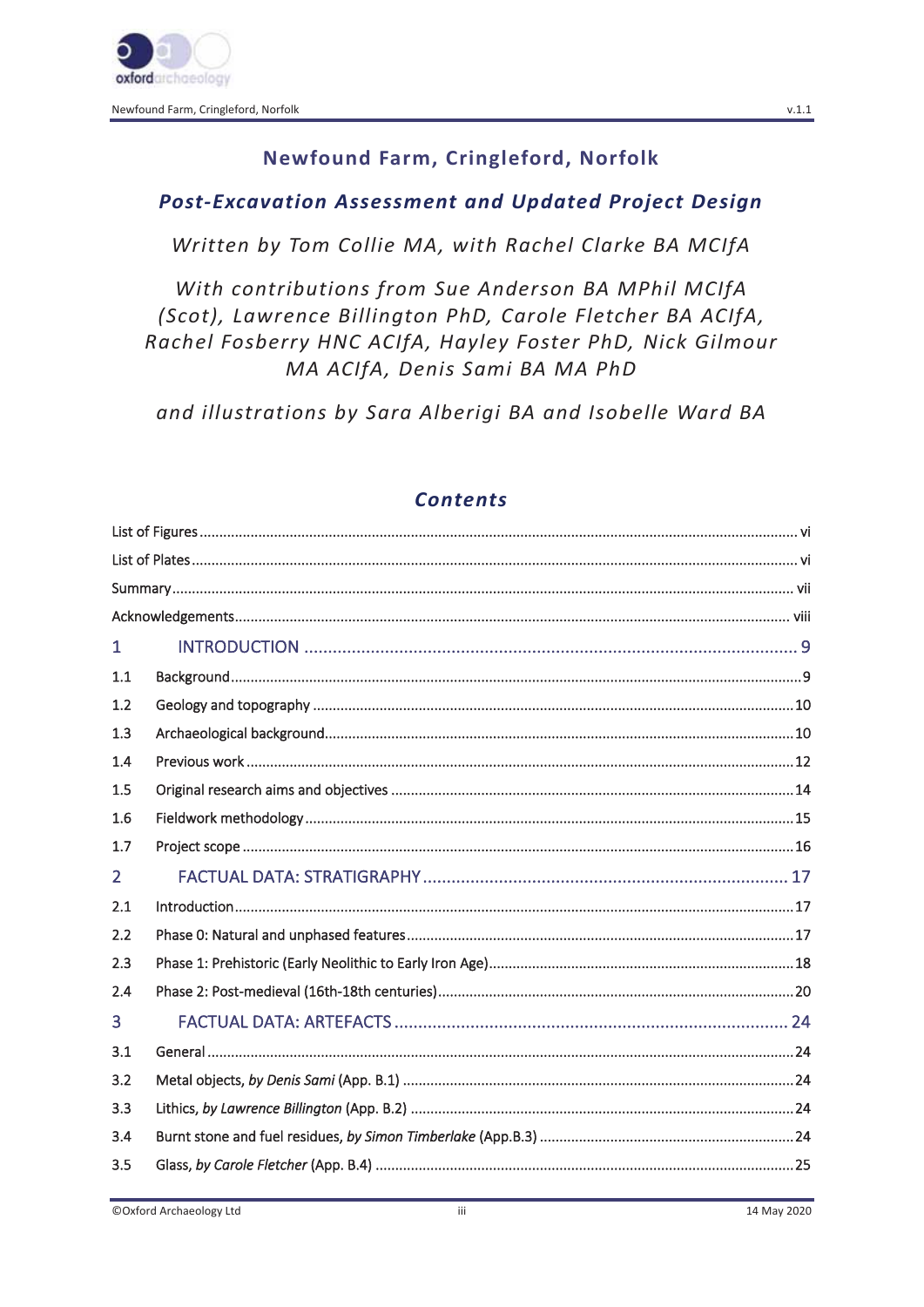# Newfound Farm, Cringleford, Norfolk

## *Post-Excavation Assessment and Updated Project Design*

*Written by Tom Collie MA, with Rachel Clarke BA MCIfA*

*With contributions from Sue Anderson BA MPhil MCIfA (Scot), Lawrence Billington PhD, Carole Fletcher BA ACIfA, Rachel Fosberry HNC ACIfA, Hayley Foster PhD, Nick Gilmour MA ACIfA, Denis Sami BA MA PhD*

*and illustrations by Sara Alberigi BA and Isobelle Ward BA*

## *Contents*

List of Figures ........ vi

List of Plates ........ vi

Summary ........ vii

Acknowledgements ........ viii

1 INTRODUCTION ........ 9

1.1 Background ........ 9

1.2 Geology and topography ........ 10

1.3 Archaeological background ........ 10

1.4 Previous work ........ 12

1.5 Original research aims and objectives ........ 14

1.6 Fieldwork methodology ........ 15

1.7 Project scope ........ 16

2 FACTUAL DATA: STRATIGRAPHY ........ 17

2.1 Introduction ........ 17

2.2 Phase 0: Natural and unphased features ........ 17

2.3 Phase 1: Prehistoric (Early Neolithic to Early Iron Age) ........ 18

2.4 Phase 2: Post-medieval (16th-18th centuries) ........ 20

3 FACTUAL DATA: ARTEFACTS ........ 24

3.1 General ........ 24

3.2 Metal objects, *by Denis Sami* (App. B.1) ........ 24

3.3 Lithics, *by Lawrence Billington* (App. B.2) ........ 24

3.4 Burnt stone and fuel residues, *by Simon Timberlake* (App.B.3) ........ 24

3.5 Glass, *by Carole Fletcher* (App. B.4) ........ 25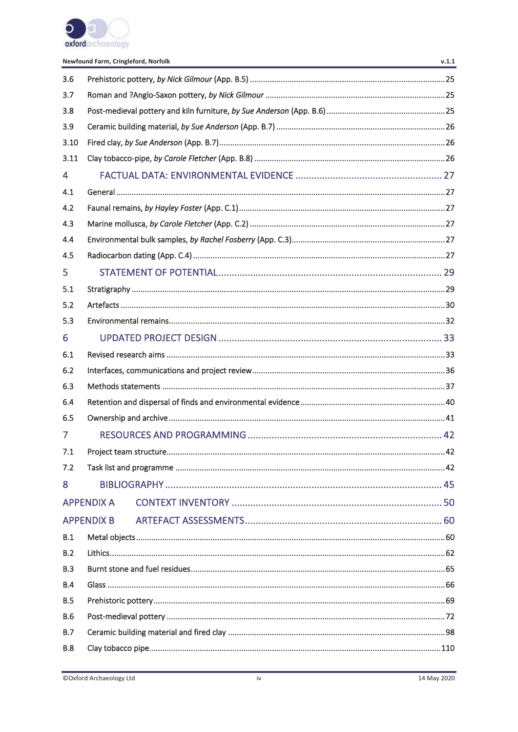| | | |
|---|---|---|
| 3.6 | Prehistoric pottery, *by Nick Gilmour* (App. B.5) | 25 |
| 3.7 | Roman and ?Anglo-Saxon pottery, *by Nick Gilmour* | 25 |
| 3.8 | Post-medieval pottery and kiln furniture, *by Sue Anderson* (App. B.6) | 25 |
| 3.9 | Ceramic building material, *by Sue Anderson* (App. B.7) | 26 |
| 3.10 | Fired clay, *by Sue Anderson* (App. B.7) | 26 |
| 3.11 | Clay tobacco-pipe, *by Carole Fletcher* (App. B.8) | 26 |
| **4** | **FACTUAL DATA: ENVIRONMENTAL EVIDENCE** | **27** |
| 4.1 | General | 27 |
| 4.2 | Faunal remains, *by Hayley Foster* (App. C.1) | 27 |
| 4.3 | Marine mollusca, *by Carole Fletcher* (App. C.2) | 27 |
| 4.4 | Environmental bulk samples, *by Rachel Fosberry* (App. C.3) | 27 |
| 4.5 | Radiocarbon dating (App. C.4) | 27 |
| **5** | **STATEMENT OF POTENTIAL** | **29** |
| 5.1 | Stratigraphy | 29 |
| 5.2 | Artefacts | 30 |
| 5.3 | Environmental remains | 32 |
| **6** | **UPDATED PROJECT DESIGN** | **33** |
| 6.1 | Revised research aims | 33 |
| 6.2 | Interfaces, communications and project review | 36 |
| 6.3 | Methods statements | 37 |
| 6.4 | Retention and dispersal of finds and environmental evidence | 40 |
| 6.5 | Ownership and archive | 41 |
| **7** | **RESOURCES AND PROGRAMMING** | **42** |
| 7.1 | Project team structure | 42 |
| 7.2 | Task list and programme | 42 |
| **8** | **BIBLIOGRAPHY** | **45** |
| **APPENDIX A** | **CONTEXT INVENTORY** | **50** |
| **APPENDIX B** | **ARTEFACT ASSESSMENTS** | **60** |
| B.1 | Metal objects | 60 |
| B.2 | Lithics | 62 |
| B.3 | Burnt stone and fuel residues | 65 |
| B.4 | Glass | 66 |
| B.5 | Prehistoric pottery | 69 |
| B.6 | Post-medieval pottery | 72 |
| B.7 | Ceramic building material and fired clay | 98 |
| B.8 | Clay tobacco pipe | 110 |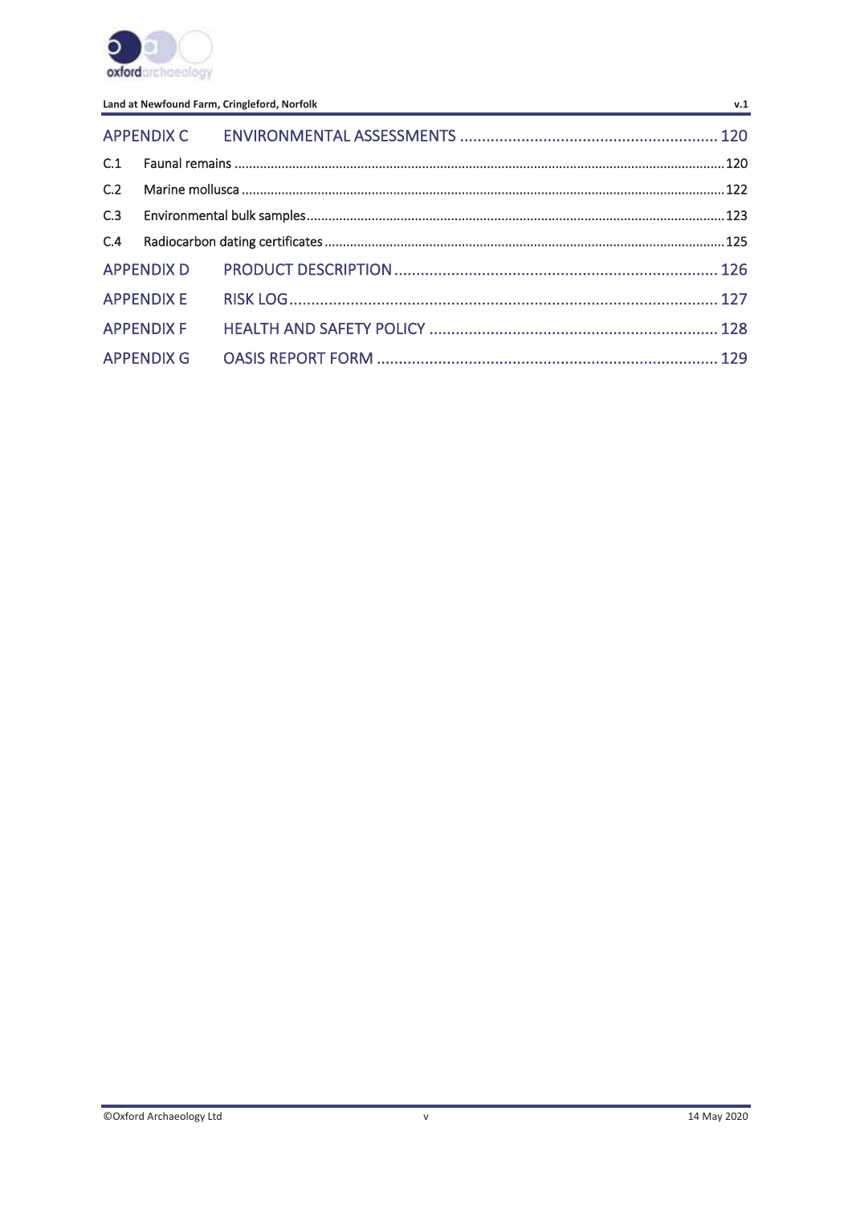APPENDIX C ENVIRONMENTAL ASSESSMENTS ........................................................ 120

C.1 Faunal remains ........................................................................................................................ 120

C.2 Marine mollusca ...................................................................................................................... 122

C.3 Environmental bulk samples ................................................................................................... 123

C.4 Radiocarbon dating certificates ............................................................................................... 125

APPENDIX D PRODUCT DESCRIPTION .......................................................................... 126

APPENDIX E RISK LOG ................................................................................................ 127

APPENDIX F HEALTH AND SAFETY POLICY ................................................................... 128

APPENDIX G OASIS REPORT FORM ............................................................................. 129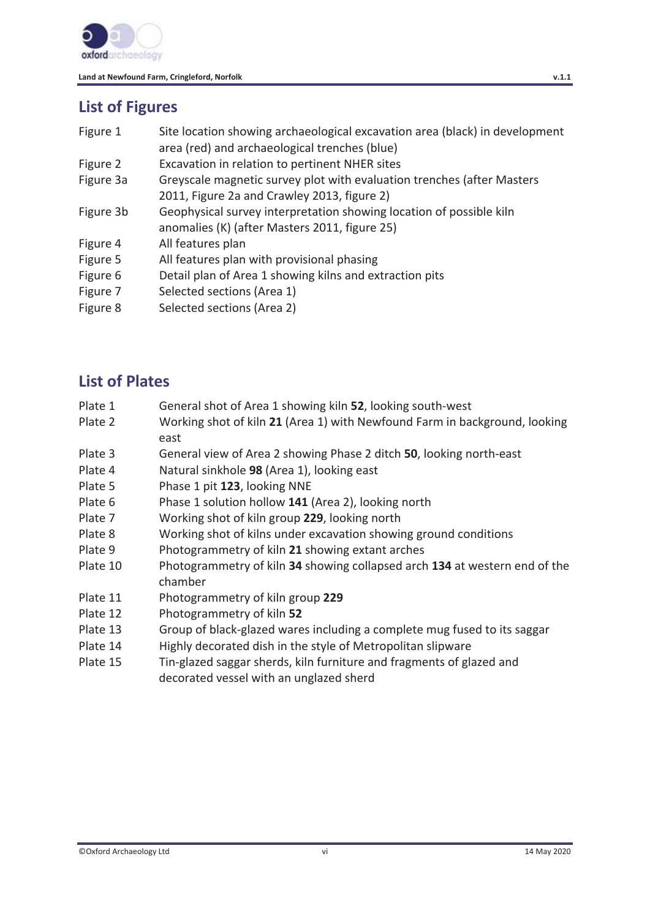## List of Figures

| | |
|---|---|
| Figure 1 | Site location showing archaeological excavation area (black) in development area (red) and archaeological trenches (blue) |
| Figure 2 | Excavation in relation to pertinent NHER sites |
| Figure 3a | Greyscale magnetic survey plot with evaluation trenches (after Masters 2011, Figure 2a and Crawley 2013, figure 2) |
| Figure 3b | Geophysical survey interpretation showing location of possible kiln anomalies (K) (after Masters 2011, figure 25) |
| Figure 4 | All features plan |
| Figure 5 | All features plan with provisional phasing |
| Figure 6 | Detail plan of Area 1 showing kilns and extraction pits |
| Figure 7 | Selected sections (Area 1) |
| Figure 8 | Selected sections (Area 2) |

## List of Plates

| | |
|---|---|
| Plate 1 | General shot of Area 1 showing kiln **52**, looking south-west |
| Plate 2 | Working shot of kiln **21** (Area 1) with Newfound Farm in background, looking east |
| Plate 3 | General view of Area 2 showing Phase 2 ditch **50**, looking north-east |
| Plate 4 | Natural sinkhole **98** (Area 1), looking east |
| Plate 5 | Phase 1 pit **123**, looking NNE |
| Plate 6 | Phase 1 solution hollow **141** (Area 2), looking north |
| Plate 7 | Working shot of kiln group **229**, looking north |
| Plate 8 | Working shot of kilns under excavation showing ground conditions |
| Plate 9 | Photogrammetry of kiln **21** showing extant arches |
| Plate 10 | Photogrammetry of kiln **34** showing collapsed arch **134** at western end of the chamber |
| Plate 11 | Photogrammetry of kiln group **229** |
| Plate 12 | Photogrammetry of kiln **52** |
| Plate 13 | Group of black-glazed wares including a complete mug fused to its saggar |
| Plate 14 | Highly decorated dish in the style of Metropolitan slipware |
| Plate 15 | Tin-glazed saggar sherds, kiln furniture and fragments of glazed and decorated vessel with an unglazed sherd |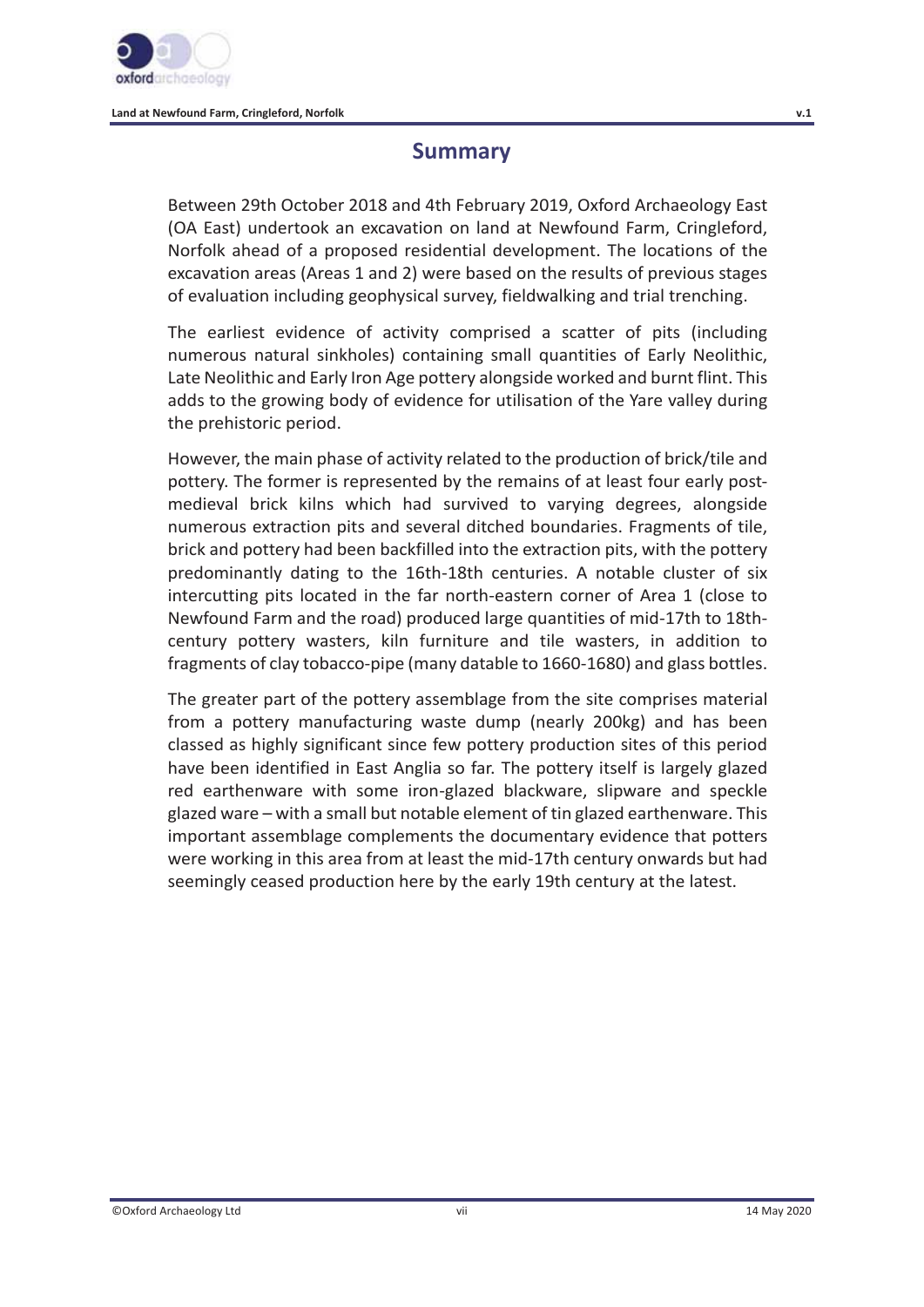## Summary

Between 29th October 2018 and 4th February 2019, Oxford Archaeology East (OA East) undertook an excavation on land at Newfound Farm, Cringleford, Norfolk ahead of a proposed residential development. The locations of the excavation areas (Areas 1 and 2) were based on the results of previous stages of evaluation including geophysical survey, fieldwalking and trial trenching.

The earliest evidence of activity comprised a scatter of pits (including numerous natural sinkholes) containing small quantities of Early Neolithic, Late Neolithic and Early Iron Age pottery alongside worked and burnt flint. This adds to the growing body of evidence for utilisation of the Yare valley during the prehistoric period.

However, the main phase of activity related to the production of brick/tile and pottery. The former is represented by the remains of at least four early post-medieval brick kilns which had survived to varying degrees, alongside numerous extraction pits and several ditched boundaries. Fragments of tile, brick and pottery had been backfilled into the extraction pits, with the pottery predominantly dating to the 16th-18th centuries. A notable cluster of six intercutting pits located in the far north-eastern corner of Area 1 (close to Newfound Farm and the road) produced large quantities of mid-17th to 18th-century pottery wasters, kiln furniture and tile wasters, in addition to fragments of clay tobacco-pipe (many datable to 1660-1680) and glass bottles.

The greater part of the pottery assemblage from the site comprises material from a pottery manufacturing waste dump (nearly 200kg) and has been classed as highly significant since few pottery production sites of this period have been identified in East Anglia so far. The pottery itself is largely glazed red earthenware with some iron-glazed blackware, slipware and speckle glazed ware – with a small but notable element of tin glazed earthenware. This important assemblage complements the documentary evidence that potters were working in this area from at least the mid-17th century onwards but had seemingly ceased production here by the early 19th century at the latest.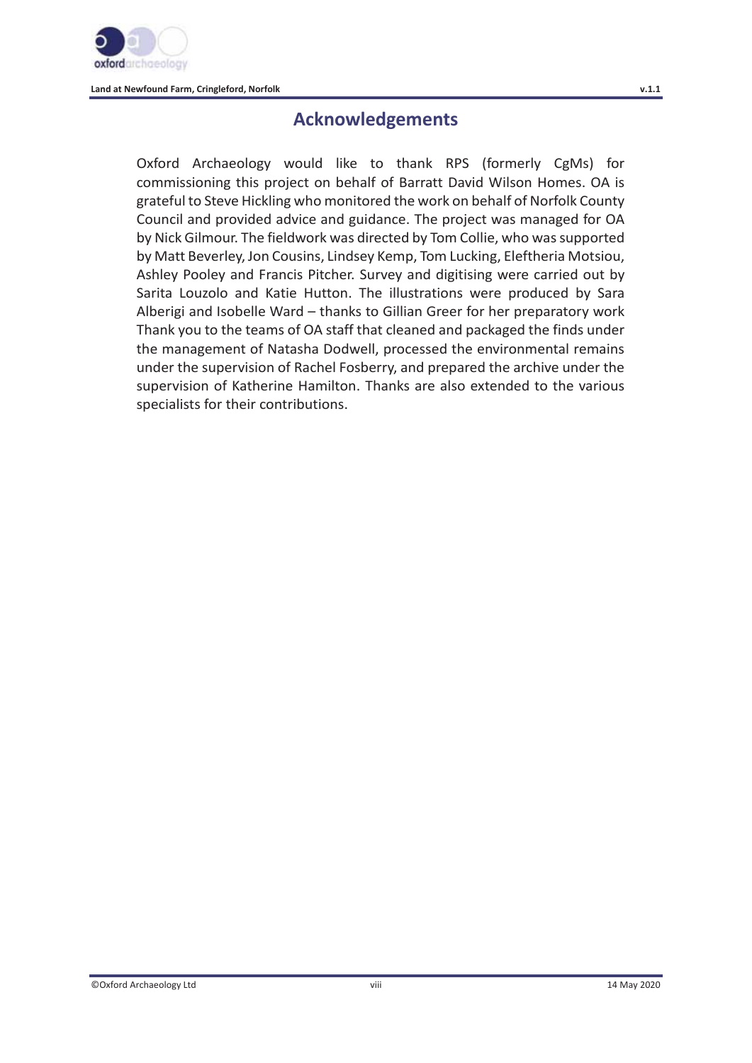# Acknowledgements

Oxford Archaeology would like to thank RPS (formerly CgMs) for commissioning this project on behalf of Barratt David Wilson Homes. OA is grateful to Steve Hickling who monitored the work on behalf of Norfolk County Council and provided advice and guidance. The project was managed for OA by Nick Gilmour. The fieldwork was directed by Tom Collie, who was supported by Matt Beverley, Jon Cousins, Lindsey Kemp, Tom Lucking, Eleftheria Motsiou, Ashley Pooley and Francis Pitcher. Survey and digitising were carried out by Sarita Louzolo and Katie Hutton. The illustrations were produced by Sara Alberigi and Isobelle Ward – thanks to Gillian Greer for her preparatory work Thank you to the teams of OA staff that cleaned and packaged the finds under the management of Natasha Dodwell, processed the environmental remains under the supervision of Rachel Fosberry, and prepared the archive under the supervision of Katherine Hamilton. Thanks are also extended to the various specialists for their contributions.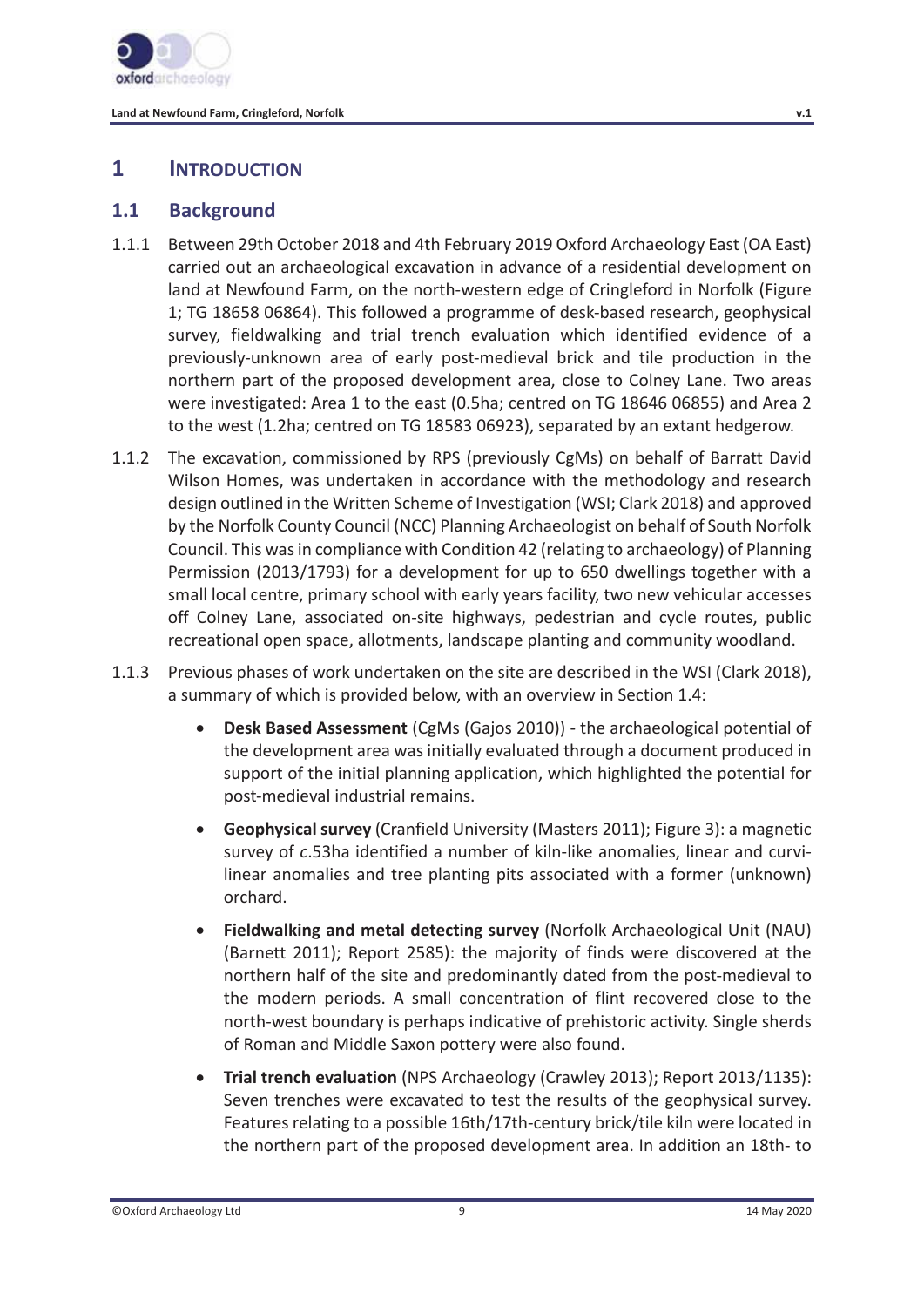# 1 INTRODUCTION

## 1.1 Background

1.1.1 Between 29th October 2018 and 4th February 2019 Oxford Archaeology East (OA East) carried out an archaeological excavation in advance of a residential development on land at Newfound Farm, on the north-western edge of Cringleford in Norfolk (Figure 1; TG 18658 06864). This followed a programme of desk-based research, geophysical survey, fieldwalking and trial trench evaluation which identified evidence of a previously-unknown area of early post-medieval brick and tile production in the northern part of the proposed development area, close to Colney Lane. Two areas were investigated: Area 1 to the east (0.5ha; centred on TG 18646 06855) and Area 2 to the west (1.2ha; centred on TG 18583 06923), separated by an extant hedgerow.

1.1.2 The excavation, commissioned by RPS (previously CgMs) on behalf of Barratt David Wilson Homes, was undertaken in accordance with the methodology and research design outlined in the Written Scheme of Investigation (WSI; Clark 2018) and approved by the Norfolk County Council (NCC) Planning Archaeologist on behalf of South Norfolk Council. This was in compliance with Condition 42 (relating to archaeology) of Planning Permission (2013/1793) for a development for up to 650 dwellings together with a small local centre, primary school with early years facility, two new vehicular accesses off Colney Lane, associated on-site highways, pedestrian and cycle routes, public recreational open space, allotments, landscape planting and community woodland.

1.1.3 Previous phases of work undertaken on the site are described in the WSI (Clark 2018), a summary of which is provided below, with an overview in Section 1.4:

- **Desk Based Assessment** (CgMs (Gajos 2010)) - the archaeological potential of the development area was initially evaluated through a document produced in support of the initial planning application, which highlighted the potential for post-medieval industrial remains.
- **Geophysical survey** (Cranfield University (Masters 2011); Figure 3): a magnetic survey of *c*.53ha identified a number of kiln-like anomalies, linear and curvi-linear anomalies and tree planting pits associated with a former (unknown) orchard.
- **Fieldwalking and metal detecting survey** (Norfolk Archaeological Unit (NAU) (Barnett 2011); Report 2585): the majority of finds were discovered at the northern half of the site and predominantly dated from the post-medieval to the modern periods. A small concentration of flint recovered close to the north-west boundary is perhaps indicative of prehistoric activity. Single sherds of Roman and Middle Saxon pottery were also found.
- **Trial trench evaluation** (NPS Archaeology (Crawley 2013); Report 2013/1135): Seven trenches were excavated to test the results of the geophysical survey. Features relating to a possible 16th/17th-century brick/tile kiln were located in the northern part of the proposed development area. In addition an 18th- to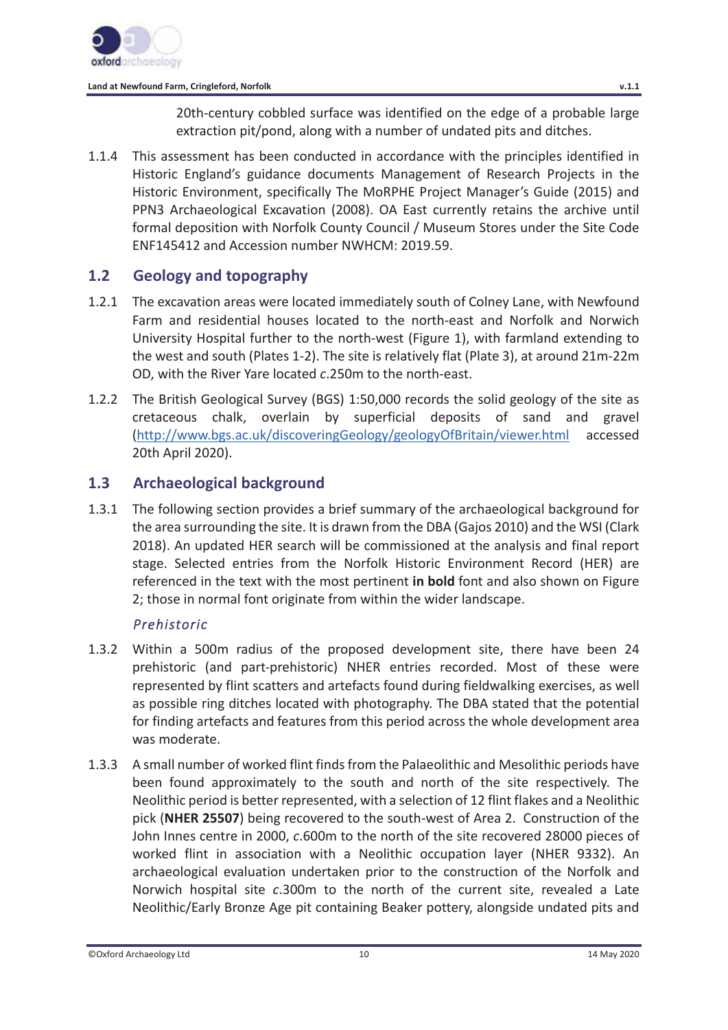20th-century cobbled surface was identified on the edge of a probable large extraction pit/pond, along with a number of undated pits and ditches.

1.1.4 This assessment has been conducted in accordance with the principles identified in Historic England's guidance documents Management of Research Projects in the Historic Environment, specifically The MoRPHE Project Manager's Guide (2015) and PPN3 Archaeological Excavation (2008). OA East currently retains the archive until formal deposition with Norfolk County Council / Museum Stores under the Site Code ENF145412 and Accession number NWHCM: 2019.59.

## 1.2 Geology and topography

1.2.1 The excavation areas were located immediately south of Colney Lane, with Newfound Farm and residential houses located to the north-east and Norfolk and Norwich University Hospital further to the north-west (Figure 1), with farmland extending to the west and south (Plates 1-2). The site is relatively flat (Plate 3), at around 21m-22m OD, with the River Yare located *c*.250m to the north-east.

1.2.2 The British Geological Survey (BGS) 1:50,000 records the solid geology of the site as cretaceous chalk, overlain by superficial deposits of sand and gravel (http://www.bgs.ac.uk/discoveringGeology/geologyOfBritain/viewer.html accessed 20th April 2020).

## 1.3 Archaeological background

1.3.1 The following section provides a brief summary of the archaeological background for the area surrounding the site. It is drawn from the DBA (Gajos 2010) and the WSI (Clark 2018). An updated HER search will be commissioned at the analysis and final report stage. Selected entries from the Norfolk Historic Environment Record (HER) are referenced in the text with the most pertinent **in bold** font and also shown on Figure 2; those in normal font originate from within the wider landscape.

### *Prehistoric*

1.3.2 Within a 500m radius of the proposed development site, there have been 24 prehistoric (and part-prehistoric) NHER entries recorded. Most of these were represented by flint scatters and artefacts found during fieldwalking exercises, as well as possible ring ditches located with photography. The DBA stated that the potential for finding artefacts and features from this period across the whole development area was moderate.

1.3.3 A small number of worked flint finds from the Palaeolithic and Mesolithic periods have been found approximately to the south and north of the site respectively. The Neolithic period is better represented, with a selection of 12 flint flakes and a Neolithic pick (**NHER 25507**) being recovered to the south-west of Area 2. Construction of the John Innes centre in 2000, *c*.600m to the north of the site recovered 28000 pieces of worked flint in association with a Neolithic occupation layer (NHER 9332). An archaeological evaluation undertaken prior to the construction of the Norfolk and Norwich hospital site *c*.300m to the north of the current site, revealed a Late Neolithic/Early Bronze Age pit containing Beaker pottery, alongside undated pits and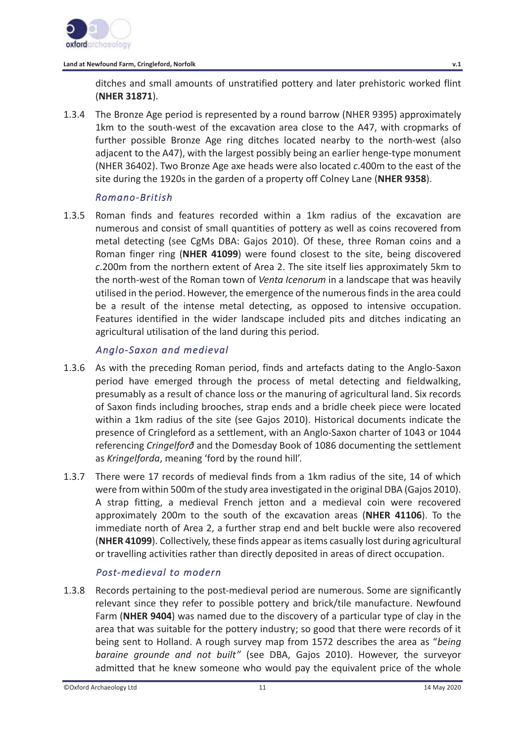ditches and small amounts of unstratified pottery and later prehistoric worked flint (**NHER 31871**).

1.3.4 The Bronze Age period is represented by a round barrow (NHER 9395) approximately 1km to the south-west of the excavation area close to the A47, with cropmarks of further possible Bronze Age ring ditches located nearby to the north-west (also adjacent to the A47), with the largest possibly being an earlier henge-type monument (NHER 36402). Two Bronze Age axe heads were also located *c*.400m to the east of the site during the 1920s in the garden of a property off Colney Lane (**NHER 9358**).

### *Romano-British*

1.3.5 Roman finds and features recorded within a 1km radius of the excavation are numerous and consist of small quantities of pottery as well as coins recovered from metal detecting (see CgMs DBA: Gajos 2010). Of these, three Roman coins and a Roman finger ring (**NHER 41099**) were found closest to the site, being discovered *c*.200m from the northern extent of Area 2. The site itself lies approximately 5km to the north-west of the Roman town of *Venta Icenorum* in a landscape that was heavily utilised in the period. However, the emergence of the numerous finds in the area could be a result of the intense metal detecting, as opposed to intensive occupation. Features identified in the wider landscape included pits and ditches indicating an agricultural utilisation of the land during this period.

### *Anglo-Saxon and medieval*

1.3.6 As with the preceding Roman period, finds and artefacts dating to the Anglo-Saxon period have emerged through the process of metal detecting and fieldwalking, presumably as a result of chance loss or the manuring of agricultural land. Six records of Saxon finds including brooches, strap ends and a bridle cheek piece were located within a 1km radius of the site (see Gajos 2010). Historical documents indicate the presence of Cringleford as a settlement, with an Anglo-Saxon charter of 1043 or 1044 referencing *Cringelforð* and the Domesday Book of 1086 documenting the settlement as *Kringelforda*, meaning 'ford by the round hill'.

1.3.7 There were 17 records of medieval finds from a 1km radius of the site, 14 of which were from within 500m of the study area investigated in the original DBA (Gajos 2010). A strap fitting, a medieval French jetton and a medieval coin were recovered approximately 200m to the south of the excavation areas (**NHER 41106**). To the immediate north of Area 2, a further strap end and belt buckle were also recovered (**NHER 41099**). Collectively, these finds appear as items casually lost during agricultural or travelling activities rather than directly deposited in areas of direct occupation.

### *Post-medieval to modern*

1.3.8 Records pertaining to the post-medieval period are numerous. Some are significantly relevant since they refer to possible pottery and brick/tile manufacture. Newfound Farm (**NHER 9404**) was named due to the discovery of a particular type of clay in the area that was suitable for the pottery industry; so good that there were records of it being sent to Holland. A rough survey map from 1572 describes the area as "*being baraine grounde and not built"* (see DBA, Gajos 2010). However, the surveyor admitted that he knew someone who would pay the equivalent price of the whole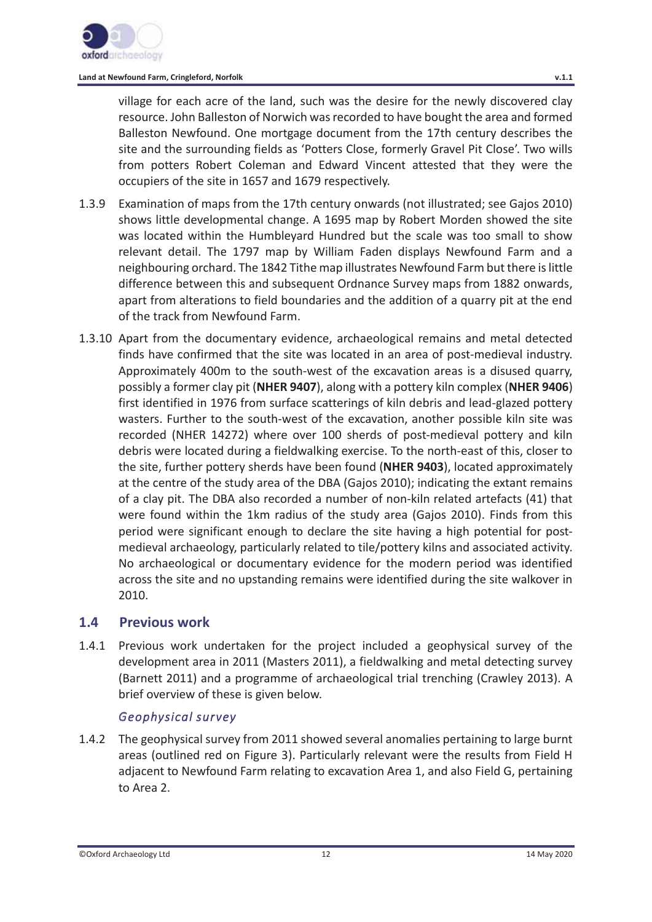village for each acre of the land, such was the desire for the newly discovered clay resource. John Balleston of Norwich was recorded to have bought the area and formed Balleston Newfound. One mortgage document from the 17th century describes the site and the surrounding fields as 'Potters Close, formerly Gravel Pit Close'. Two wills from potters Robert Coleman and Edward Vincent attested that they were the occupiers of the site in 1657 and 1679 respectively.

1.3.9 Examination of maps from the 17th century onwards (not illustrated; see Gajos 2010) shows little developmental change. A 1695 map by Robert Morden showed the site was located within the Humbleyard Hundred but the scale was too small to show relevant detail. The 1797 map by William Faden displays Newfound Farm and a neighbouring orchard. The 1842 Tithe map illustrates Newfound Farm but there is little difference between this and subsequent Ordnance Survey maps from 1882 onwards, apart from alterations to field boundaries and the addition of a quarry pit at the end of the track from Newfound Farm.

1.3.10 Apart from the documentary evidence, archaeological remains and metal detected finds have confirmed that the site was located in an area of post-medieval industry. Approximately 400m to the south-west of the excavation areas is a disused quarry, possibly a former clay pit (**NHER 9407**), along with a pottery kiln complex (**NHER 9406**) first identified in 1976 from surface scatterings of kiln debris and lead-glazed pottery wasters. Further to the south-west of the excavation, another possible kiln site was recorded (NHER 14272) where over 100 sherds of post-medieval pottery and kiln debris were located during a fieldwalking exercise. To the north-east of this, closer to the site, further pottery sherds have been found (**NHER 9403**), located approximately at the centre of the study area of the DBA (Gajos 2010); indicating the extant remains of a clay pit. The DBA also recorded a number of non-kiln related artefacts (41) that were found within the 1km radius of the study area (Gajos 2010). Finds from this period were significant enough to declare the site having a high potential for post-medieval archaeology, particularly related to tile/pottery kilns and associated activity. No archaeological or documentary evidence for the modern period was identified across the site and no upstanding remains were identified during the site walkover in 2010.

## 1.4 Previous work

1.4.1 Previous work undertaken for the project included a geophysical survey of the development area in 2011 (Masters 2011), a fieldwalking and metal detecting survey (Barnett 2011) and a programme of archaeological trial trenching (Crawley 2013). A brief overview of these is given below.

### *Geophysical survey*

1.4.2 The geophysical survey from 2011 showed several anomalies pertaining to large burnt areas (outlined red on Figure 3). Particularly relevant were the results from Field H adjacent to Newfound Farm relating to excavation Area 1, and also Field G, pertaining to Area 2.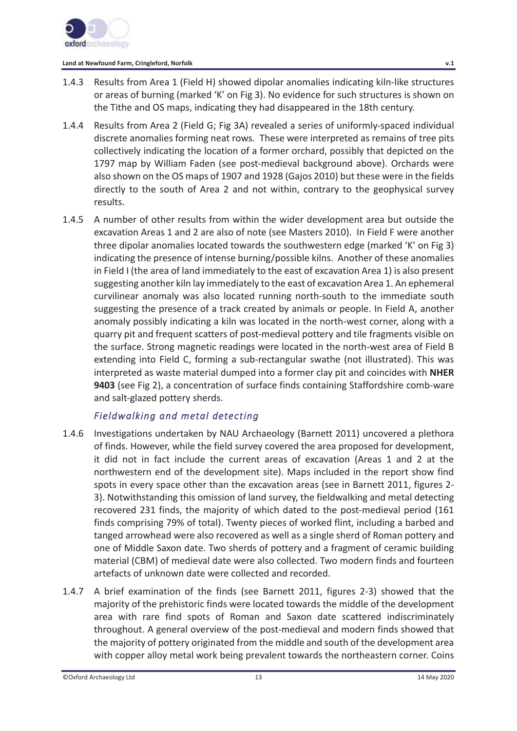1.4.3 Results from Area 1 (Field H) showed dipolar anomalies indicating kiln-like structures or areas of burning (marked 'K' on Fig 3). No evidence for such structures is shown on the Tithe and OS maps, indicating they had disappeared in the 18th century.

1.4.4 Results from Area 2 (Field G; Fig 3A) revealed a series of uniformly-spaced individual discrete anomalies forming neat rows. These were interpreted as remains of tree pits collectively indicating the location of a former orchard, possibly that depicted on the 1797 map by William Faden (see post-medieval background above). Orchards were also shown on the OS maps of 1907 and 1928 (Gajos 2010) but these were in the fields directly to the south of Area 2 and not within, contrary to the geophysical survey results.

1.4.5 A number of other results from within the wider development area but outside the excavation Areas 1 and 2 are also of note (see Masters 2010). In Field F were another three dipolar anomalies located towards the southwestern edge (marked 'K' on Fig 3) indicating the presence of intense burning/possible kilns. Another of these anomalies in Field I (the area of land immediately to the east of excavation Area 1) is also present suggesting another kiln lay immediately to the east of excavation Area 1. An ephemeral curvilinear anomaly was also located running north-south to the immediate south suggesting the presence of a track created by animals or people. In Field A, another anomaly possibly indicating a kiln was located in the north-west corner, along with a quarry pit and frequent scatters of post-medieval pottery and tile fragments visible on the surface. Strong magnetic readings were located in the north-west area of Field B extending into Field C, forming a sub-rectangular swathe (not illustrated). This was interpreted as waste material dumped into a former clay pit and coincides with **NHER 9403** (see Fig 2), a concentration of surface finds containing Staffordshire comb-ware and salt-glazed pottery sherds.

### *Fieldwalking and metal detecting*

1.4.6 Investigations undertaken by NAU Archaeology (Barnett 2011) uncovered a plethora of finds. However, while the field survey covered the area proposed for development, it did not in fact include the current areas of excavation (Areas 1 and 2 at the northwestern end of the development site). Maps included in the report show find spots in every space other than the excavation areas (see in Barnett 2011, figures 2-3). Notwithstanding this omission of land survey, the fieldwalking and metal detecting recovered 231 finds, the majority of which dated to the post-medieval period (161 finds comprising 79% of total). Twenty pieces of worked flint, including a barbed and tanged arrowhead were also recovered as well as a single sherd of Roman pottery and one of Middle Saxon date. Two sherds of pottery and a fragment of ceramic building material (CBM) of medieval date were also collected. Two modern finds and fourteen artefacts of unknown date were collected and recorded.

1.4.7 A brief examination of the finds (see Barnett 2011, figures 2-3) showed that the majority of the prehistoric finds were located towards the middle of the development area with rare find spots of Roman and Saxon date scattered indiscriminately throughout. A general overview of the post-medieval and modern finds showed that the majority of pottery originated from the middle and south of the development area with copper alloy metal work being prevalent towards the northeastern corner. Coins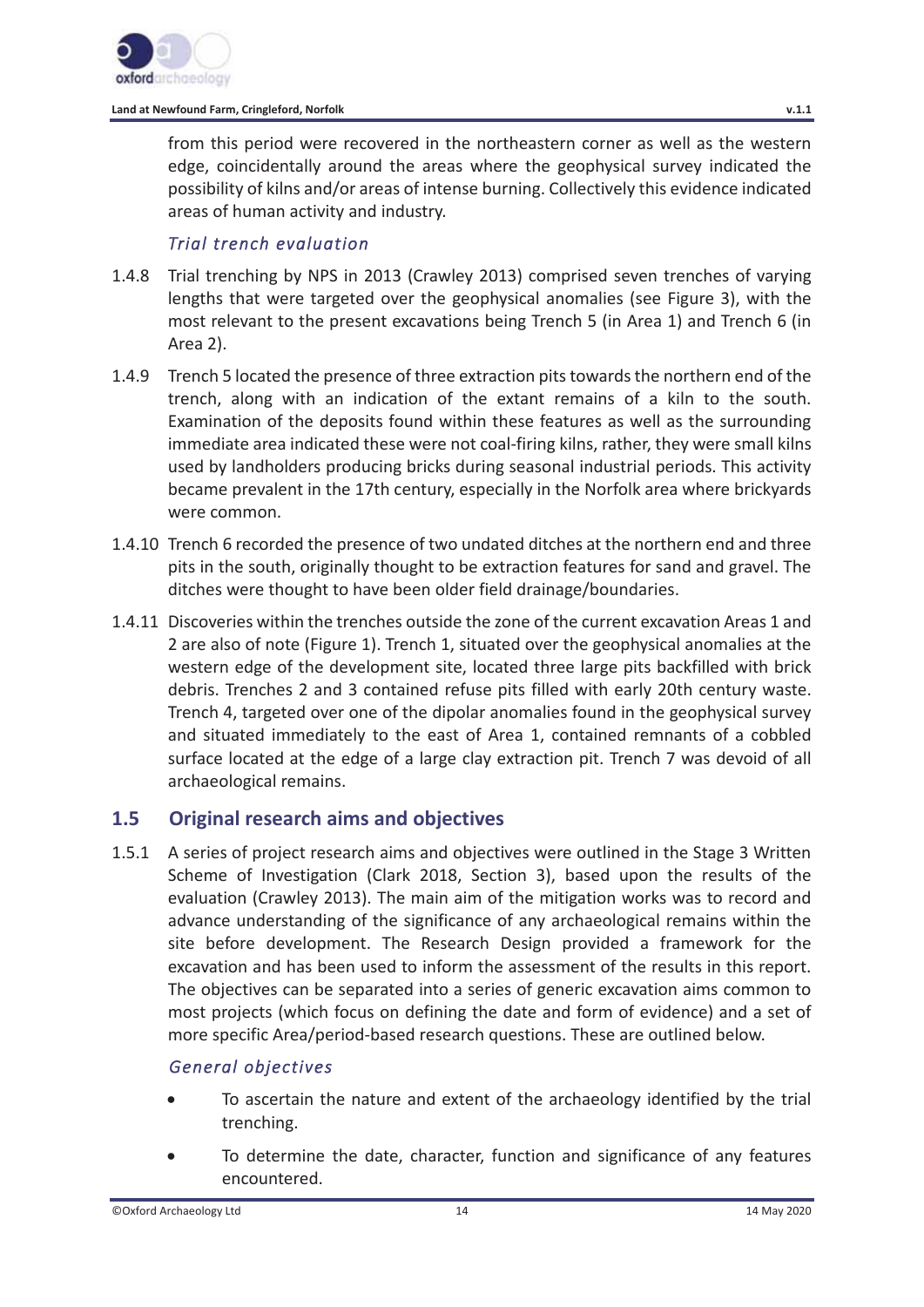from this period were recovered in the northeastern corner as well as the western edge, coincidentally around the areas where the geophysical survey indicated the possibility of kilns and/or areas of intense burning. Collectively this evidence indicated areas of human activity and industry.

*Trial trench evaluation*

1.4.8 Trial trenching by NPS in 2013 (Crawley 2013) comprised seven trenches of varying lengths that were targeted over the geophysical anomalies (see Figure 3), with the most relevant to the present excavations being Trench 5 (in Area 1) and Trench 6 (in Area 2).

1.4.9 Trench 5 located the presence of three extraction pits towards the northern end of the trench, along with an indication of the extant remains of a kiln to the south. Examination of the deposits found within these features as well as the surrounding immediate area indicated these were not coal-firing kilns, rather, they were small kilns used by landholders producing bricks during seasonal industrial periods. This activity became prevalent in the 17th century, especially in the Norfolk area where brickyards were common.

1.4.10 Trench 6 recorded the presence of two undated ditches at the northern end and three pits in the south, originally thought to be extraction features for sand and gravel. The ditches were thought to have been older field drainage/boundaries.

1.4.11 Discoveries within the trenches outside the zone of the current excavation Areas 1 and 2 are also of note (Figure 1). Trench 1, situated over the geophysical anomalies at the western edge of the development site, located three large pits backfilled with brick debris. Trenches 2 and 3 contained refuse pits filled with early 20th century waste. Trench 4, targeted over one of the dipolar anomalies found in the geophysical survey and situated immediately to the east of Area 1, contained remnants of a cobbled surface located at the edge of a large clay extraction pit. Trench 7 was devoid of all archaeological remains.

## 1.5 Original research aims and objectives

1.5.1 A series of project research aims and objectives were outlined in the Stage 3 Written Scheme of Investigation (Clark 2018, Section 3), based upon the results of the evaluation (Crawley 2013). The main aim of the mitigation works was to record and advance understanding of the significance of any archaeological remains within the site before development. The Research Design provided a framework for the excavation and has been used to inform the assessment of the results in this report. The objectives can be separated into a series of generic excavation aims common to most projects (which focus on defining the date and form of evidence) and a set of more specific Area/period-based research questions. These are outlined below.

*General objectives*

- To ascertain the nature and extent of the archaeology identified by the trial trenching.
- To determine the date, character, function and significance of any features encountered.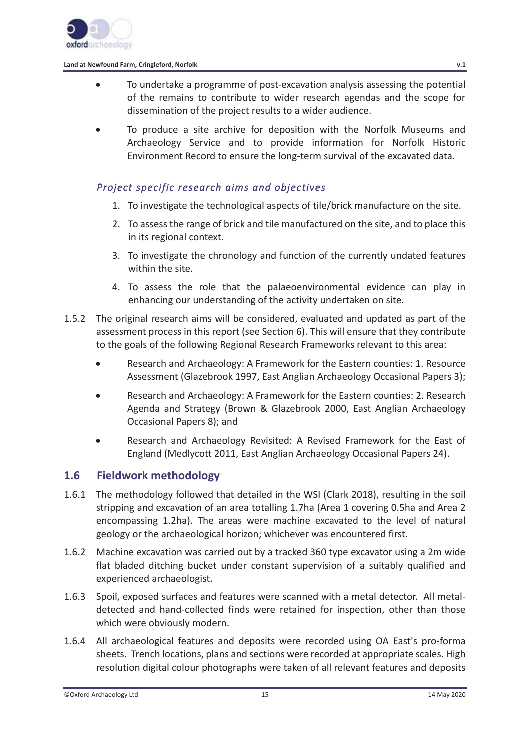- To undertake a programme of post-excavation analysis assessing the potential of the remains to contribute to wider research agendas and the scope for dissemination of the project results to a wider audience.
- To produce a site archive for deposition with the Norfolk Museums and Archaeology Service and to provide information for Norfolk Historic Environment Record to ensure the long-term survival of the excavated data.

### *Project specific research aims and objectives*

1. To investigate the technological aspects of tile/brick manufacture on the site.
2. To assess the range of brick and tile manufactured on the site, and to place this in its regional context.
3. To investigate the chronology and function of the currently undated features within the site.
4. To assess the role that the palaeoenvironmental evidence can play in enhancing our understanding of the activity undertaken on site.

1.5.2 The original research aims will be considered, evaluated and updated as part of the assessment process in this report (see Section 6). This will ensure that they contribute to the goals of the following Regional Research Frameworks relevant to this area:

- Research and Archaeology: A Framework for the Eastern counties: 1. Resource Assessment (Glazebrook 1997, East Anglian Archaeology Occasional Papers 3);
- Research and Archaeology: A Framework for the Eastern counties: 2. Research Agenda and Strategy (Brown & Glazebrook 2000, East Anglian Archaeology Occasional Papers 8); and
- Research and Archaeology Revisited: A Revised Framework for the East of England (Medlycott 2011, East Anglian Archaeology Occasional Papers 24).

## 1.6 Fieldwork methodology

1.6.1 The methodology followed that detailed in the WSI (Clark 2018), resulting in the soil stripping and excavation of an area totalling 1.7ha (Area 1 covering 0.5ha and Area 2 encompassing 1.2ha). The areas were machine excavated to the level of natural geology or the archaeological horizon; whichever was encountered first.

1.6.2 Machine excavation was carried out by a tracked 360 type excavator using a 2m wide flat bladed ditching bucket under constant supervision of a suitably qualified and experienced archaeologist.

1.6.3 Spoil, exposed surfaces and features were scanned with a metal detector. All metal-detected and hand-collected finds were retained for inspection, other than those which were obviously modern.

1.6.4 All archaeological features and deposits were recorded using OA East's pro-forma sheets. Trench locations, plans and sections were recorded at appropriate scales. High resolution digital colour photographs were taken of all relevant features and deposits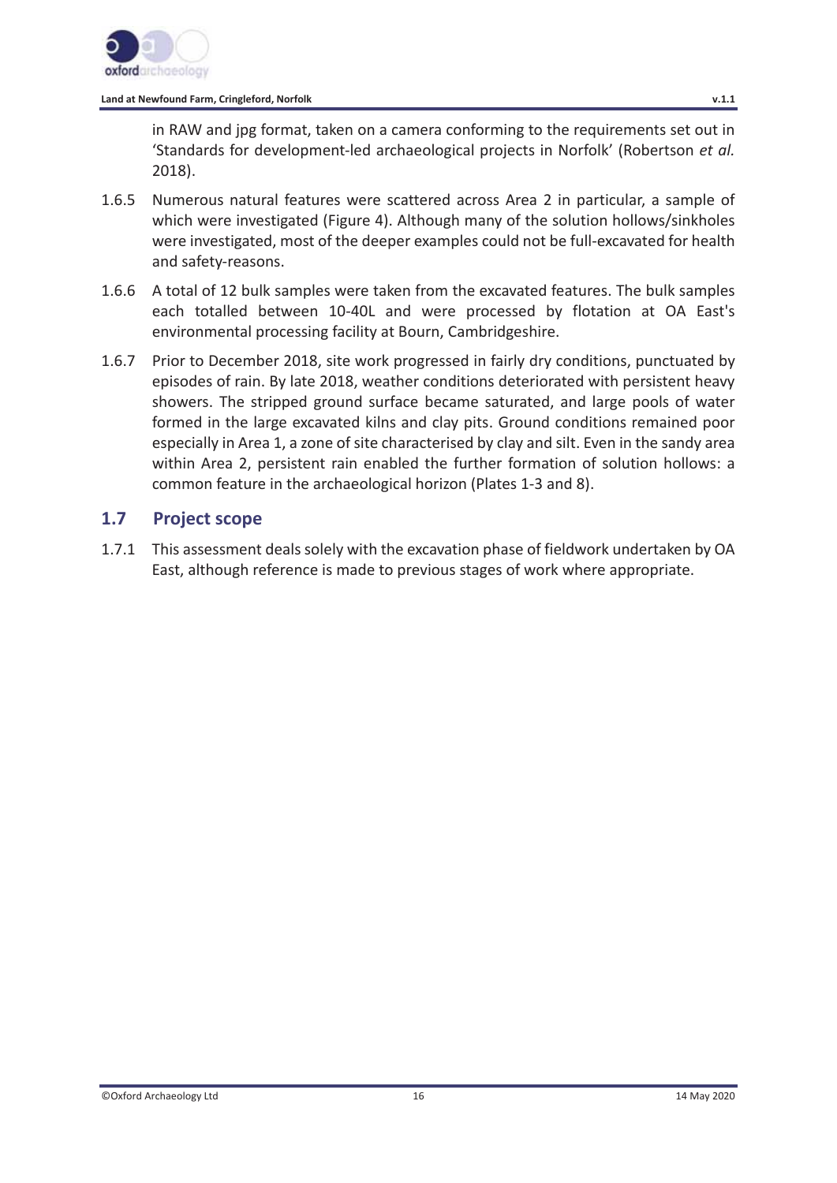in RAW and jpg format, taken on a camera conforming to the requirements set out in 'Standards for development-led archaeological projects in Norfolk' (Robertson *et al.* 2018).

1.6.5 Numerous natural features were scattered across Area 2 in particular, a sample of which were investigated (Figure 4). Although many of the solution hollows/sinkholes were investigated, most of the deeper examples could not be full-excavated for health and safety-reasons.

1.6.6 A total of 12 bulk samples were taken from the excavated features. The bulk samples each totalled between 10-40L and were processed by flotation at OA East's environmental processing facility at Bourn, Cambridgeshire.

1.6.7 Prior to December 2018, site work progressed in fairly dry conditions, punctuated by episodes of rain. By late 2018, weather conditions deteriorated with persistent heavy showers. The stripped ground surface became saturated, and large pools of water formed in the large excavated kilns and clay pits. Ground conditions remained poor especially in Area 1, a zone of site characterised by clay and silt. Even in the sandy area within Area 2, persistent rain enabled the further formation of solution hollows: a common feature in the archaeological horizon (Plates 1-3 and 8).

## 1.7 Project scope

1.7.1 This assessment deals solely with the excavation phase of fieldwork undertaken by OA East, although reference is made to previous stages of work where appropriate.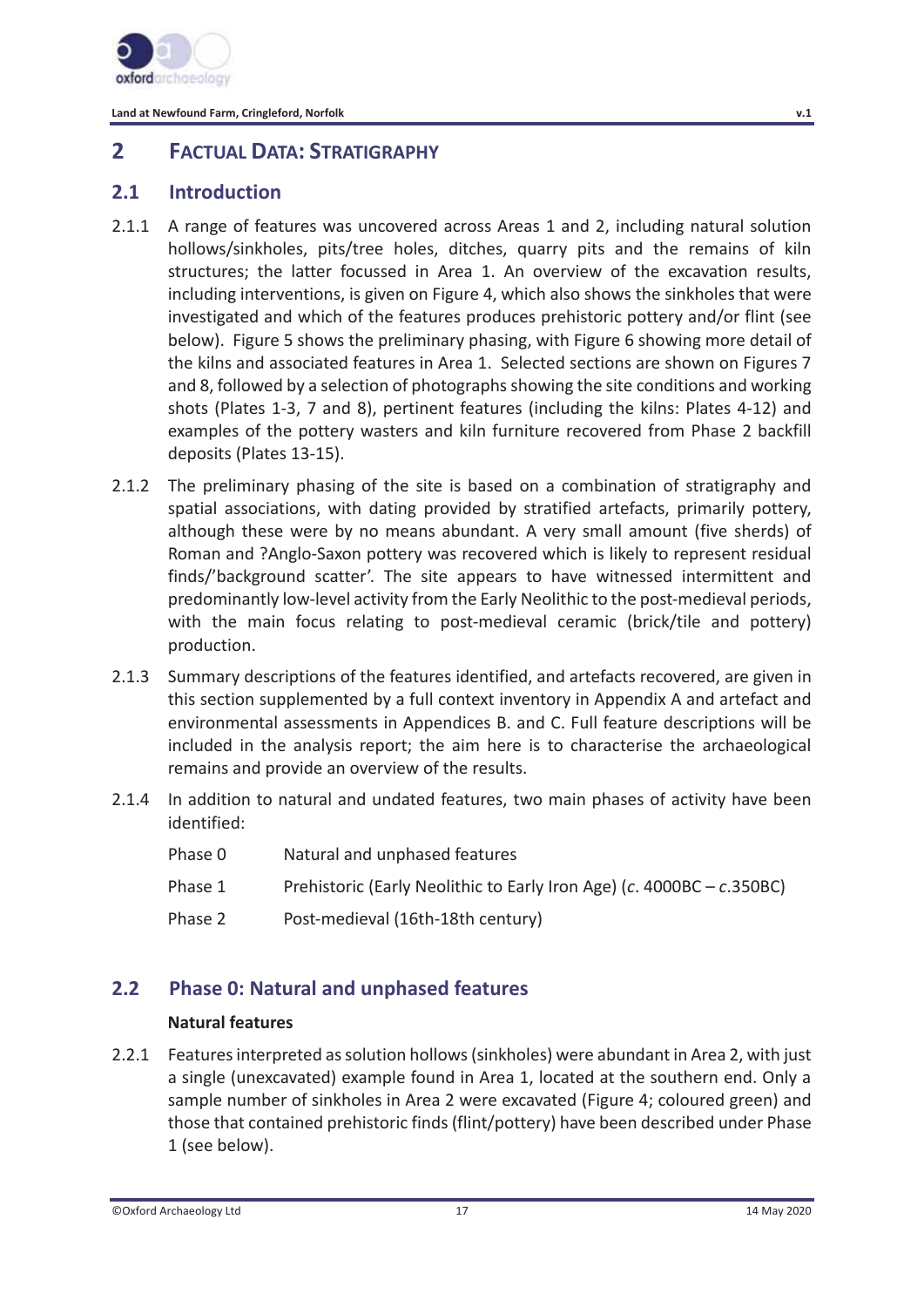## 2 FACTUAL DATA: STRATIGRAPHY

### 2.1 Introduction

2.1.1 A range of features was uncovered across Areas 1 and 2, including natural solution hollows/sinkholes, pits/tree holes, ditches, quarry pits and the remains of kiln structures; the latter focussed in Area 1. An overview of the excavation results, including interventions, is given on Figure 4, which also shows the sinkholes that were investigated and which of the features produces prehistoric pottery and/or flint (see below). Figure 5 shows the preliminary phasing, with Figure 6 showing more detail of the kilns and associated features in Area 1. Selected sections are shown on Figures 7 and 8, followed by a selection of photographs showing the site conditions and working shots (Plates 1-3, 7 and 8), pertinent features (including the kilns: Plates 4-12) and examples of the pottery wasters and kiln furniture recovered from Phase 2 backfill deposits (Plates 13-15).

2.1.2 The preliminary phasing of the site is based on a combination of stratigraphy and spatial associations, with dating provided by stratified artefacts, primarily pottery, although these were by no means abundant. A very small amount (five sherds) of Roman and ?Anglo-Saxon pottery was recovered which is likely to represent residual finds/'background scatter'. The site appears to have witnessed intermittent and predominantly low-level activity from the Early Neolithic to the post-medieval periods, with the main focus relating to post-medieval ceramic (brick/tile and pottery) production.

2.1.3 Summary descriptions of the features identified, and artefacts recovered, are given in this section supplemented by a full context inventory in Appendix A and artefact and environmental assessments in Appendices B. and C. Full feature descriptions will be included in the analysis report; the aim here is to characterise the archaeological remains and provide an overview of the results.

2.1.4 In addition to natural and undated features, two main phases of activity have been identified:

| | |
|---|---|
| Phase 0 | Natural and unphased features |
| Phase 1 | Prehistoric (Early Neolithic to Early Iron Age) (*c*. 4000BC – *c*.350BC) |
| Phase 2 | Post-medieval (16th-18th century) |

### 2.2 Phase 0: Natural and unphased features

**Natural features**

2.2.1 Features interpreted as solution hollows (sinkholes) were abundant in Area 2, with just a single (unexcavated) example found in Area 1, located at the southern end. Only a sample number of sinkholes in Area 2 were excavated (Figure 4; coloured green) and those that contained prehistoric finds (flint/pottery) have been described under Phase 1 (see below).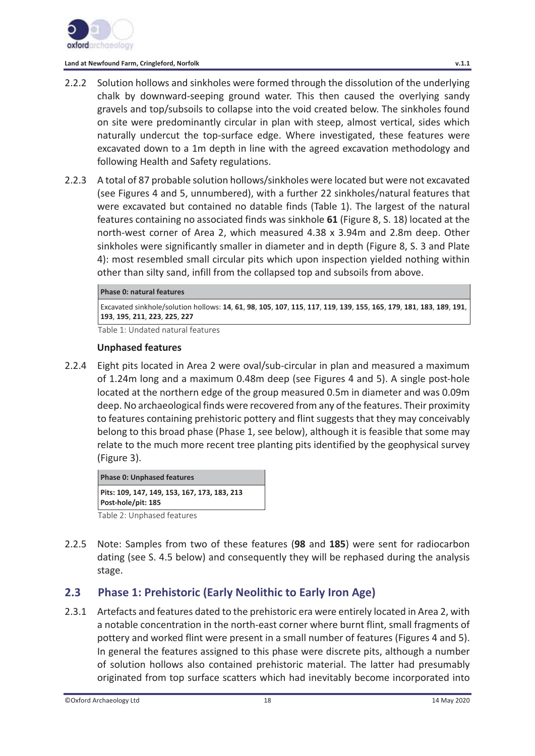2.2.2 Solution hollows and sinkholes were formed through the dissolution of the underlying chalk by downward-seeping ground water. This then caused the overlying sandy gravels and top/subsoils to collapse into the void created below. The sinkholes found on site were predominantly circular in plan with steep, almost vertical, sides which naturally undercut the top-surface edge. Where investigated, these features were excavated down to a 1m depth in line with the agreed excavation methodology and following Health and Safety regulations.

2.2.3 A total of 87 probable solution hollows/sinkholes were located but were not excavated (see Figures 4 and 5, unnumbered), with a further 22 sinkholes/natural features that were excavated but contained no datable finds (Table 1). The largest of the natural features containing no associated finds was sinkhole **61** (Figure 8, S. 18) located at the north-west corner of Area 2, which measured 4.38 x 3.94m and 2.8m deep. Other sinkholes were significantly smaller in diameter and in depth (Figure 8, S. 3 and Plate 4): most resembled small circular pits which upon inspection yielded nothing within other than silty sand, infill from the collapsed top and subsoils from above.

| Phase 0: natural features |
|---|
| Excavated sinkhole/solution hollows: **14**, **61**, **98**, **105**, **107**, **115**, **117**, **119**, **139**, **155**, **165**, **179**, **181**, **183**, **189**, **191**, **193**, **195**, **211**, **223**, **225**, **227** |

Table 1: Undated natural features

### Unphased features

2.2.4 Eight pits located in Area 2 were oval/sub-circular in plan and measured a maximum of 1.24m long and a maximum 0.48m deep (see Figures 4 and 5). A single post-hole located at the northern edge of the group measured 0.5m in diameter and was 0.09m deep. No archaeological finds were recovered from any of the features. Their proximity to features containing prehistoric pottery and flint suggests that they may conceivably belong to this broad phase (Phase 1, see below), although it is feasible that some may relate to the much more recent tree planting pits identified by the geophysical survey (Figure 3).

| Phase 0: Unphased features |
|---|
| **Pits: 109, 147, 149, 153, 167, 173, 183, 213**<br>**Post-hole/pit: 185** |

Table 2: Unphased features

2.2.5 Note: Samples from two of these features (**98** and **185**) were sent for radiocarbon dating (see S. 4.5 below) and consequently they will be rephased during the analysis stage.

## 2.3 Phase 1: Prehistoric (Early Neolithic to Early Iron Age)

2.3.1 Artefacts and features dated to the prehistoric era were entirely located in Area 2, with a notable concentration in the north-east corner where burnt flint, small fragments of pottery and worked flint were present in a small number of features (Figures 4 and 5). In general the features assigned to this phase were discrete pits, although a number of solution hollows also contained prehistoric material. The latter had presumably originated from top surface scatters which had inevitably become incorporated into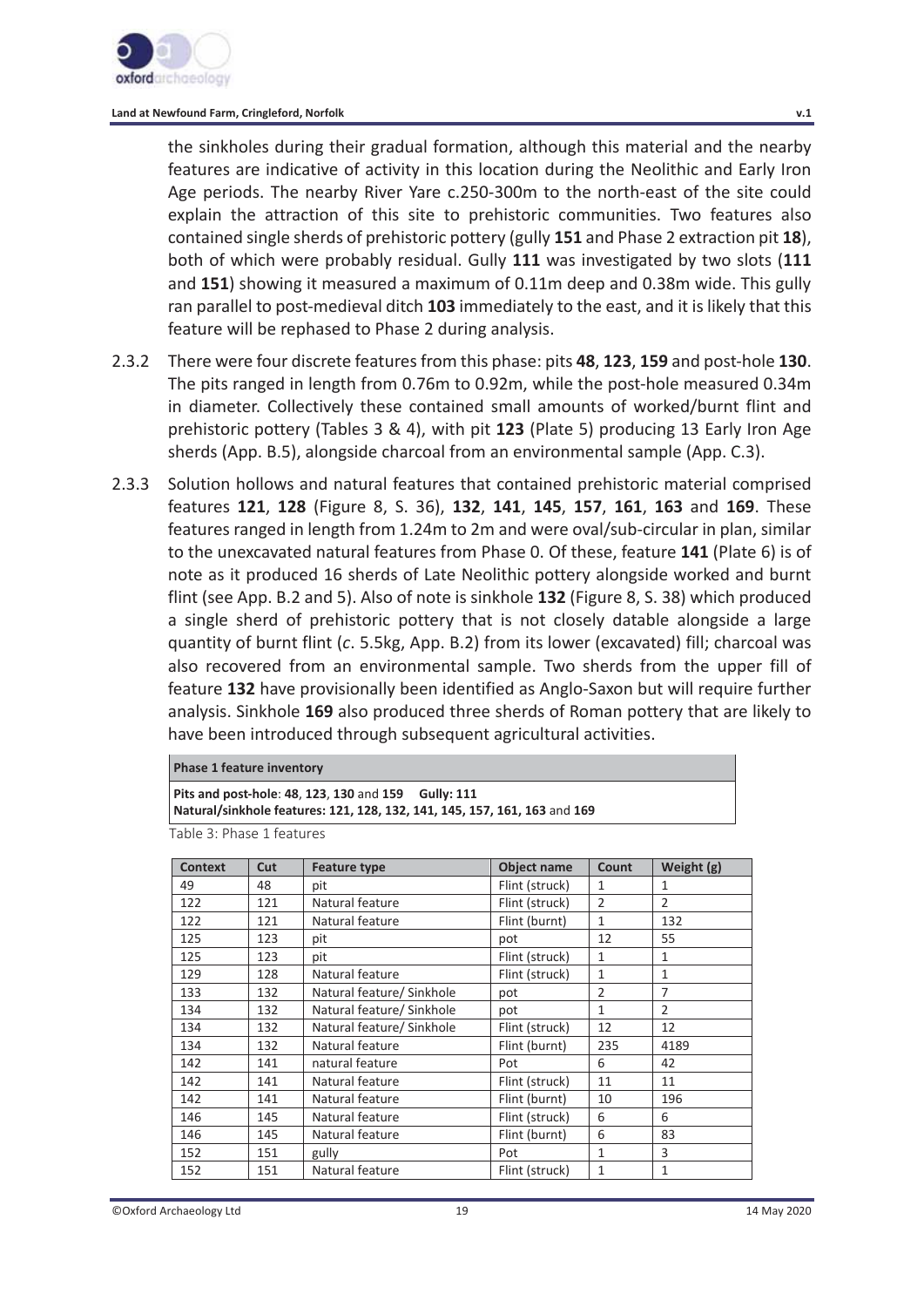the sinkholes during their gradual formation, although this material and the nearby features are indicative of activity in this location during the Neolithic and Early Iron Age periods. The nearby River Yare c.250-300m to the north-east of the site could explain the attraction of this site to prehistoric communities. Two features also contained single sherds of prehistoric pottery (gully **151** and Phase 2 extraction pit **18**), both of which were probably residual. Gully **111** was investigated by two slots (**111** and **151**) showing it measured a maximum of 0.11m deep and 0.38m wide. This gully ran parallel to post-medieval ditch **103** immediately to the east, and it is likely that this feature will be rephased to Phase 2 during analysis.

2.3.2 There were four discrete features from this phase: pits **48**, **123**, **159** and post-hole **130**. The pits ranged in length from 0.76m to 0.92m, while the post-hole measured 0.34m in diameter. Collectively these contained small amounts of worked/burnt flint and prehistoric pottery (Tables 3 & 4), with pit **123** (Plate 5) producing 13 Early Iron Age sherds (App. B.5), alongside charcoal from an environmental sample (App. C.3).

2.3.3 Solution hollows and natural features that contained prehistoric material comprised features **121**, **128** (Figure 8, S. 36), **132**, **141**, **145**, **157**, **161**, **163** and **169**. These features ranged in length from 1.24m to 2m and were oval/sub-circular in plan, similar to the unexcavated natural features from Phase 0. Of these, feature **141** (Plate 6) is of note as it produced 16 sherds of Late Neolithic pottery alongside worked and burnt flint (see App. B.2 and 5). Also of note is sinkhole **132** (Figure 8, S. 38) which produced a single sherd of prehistoric pottery that is not closely datable alongside a large quantity of burnt flint (*c*. 5.5kg, App. B.2) from its lower (excavated) fill; charcoal was also recovered from an environmental sample. Two sherds from the upper fill of feature **132** have provisionally been identified as Anglo-Saxon but will require further analysis. Sinkhole **169** also produced three sherds of Roman pottery that are likely to have been introduced through subsequent agricultural activities.

| **Phase 1 feature inventory** |
|---|
| **Pits and post-hole**: **48**, **123**, **130** and **159** **Gully: 111**<br>**Natural/sinkhole features: 121, 128, 132, 141, 145, 157, 161, 163** and **169** |

Table 3: Phase 1 features

| Context | Cut | Feature type | Object name | Count | Weight (g) |
|---|---|---|---|---|---|
| 49 | 48 | pit | Flint (struck) | 1 | 1 |
| 122 | 121 | Natural feature | Flint (struck) | 2 | 2 |
| 122 | 121 | Natural feature | Flint (burnt) | 1 | 132 |
| 125 | 123 | pit | pot | 12 | 55 |
| 125 | 123 | pit | Flint (struck) | 1 | 1 |
| 129 | 128 | Natural feature | Flint (struck) | 1 | 1 |
| 133 | 132 | Natural feature/ Sinkhole | pot | 2 | 7 |
| 134 | 132 | Natural feature/ Sinkhole | pot | 1 | 2 |
| 134 | 132 | Natural feature/ Sinkhole | Flint (struck) | 12 | 12 |
| 134 | 132 | Natural feature | Flint (burnt) | 235 | 4189 |
| 142 | 141 | natural feature | Pot | 6 | 42 |
| 142 | 141 | Natural feature | Flint (struck) | 11 | 11 |
| 142 | 141 | Natural feature | Flint (burnt) | 10 | 196 |
| 146 | 145 | Natural feature | Flint (struck) | 6 | 6 |
| 146 | 145 | Natural feature | Flint (burnt) | 6 | 83 |
| 152 | 151 | gully | Pot | 1 | 3 |
| 152 | 151 | Natural feature | Flint (struck) | 1 | 1 |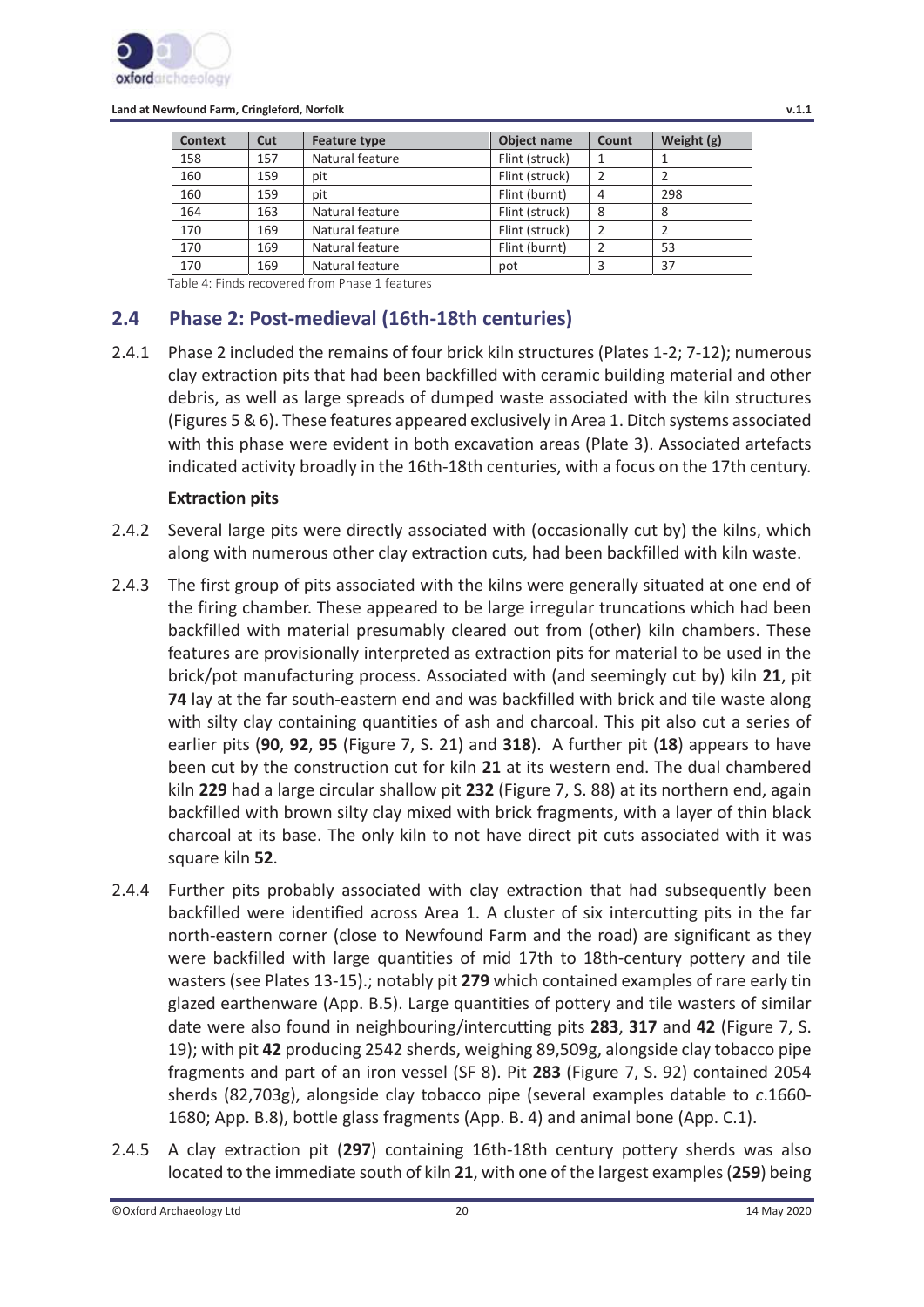| Context | Cut | Feature type | Object name | Count | Weight (g) |
|---|---|---|---|---|---|
| 158 | 157 | Natural feature | Flint (struck) | 1 | 1 |
| 160 | 159 | pit | Flint (struck) | 2 | 2 |
| 160 | 159 | pit | Flint (burnt) | 4 | 298 |
| 164 | 163 | Natural feature | Flint (struck) | 8 | 8 |
| 170 | 169 | Natural feature | Flint (struck) | 2 | 2 |
| 170 | 169 | Natural feature | Flint (burnt) | 2 | 53 |
| 170 | 169 | Natural feature | pot | 3 | 37 |

Table 4: Finds recovered from Phase 1 features

## 2.4 Phase 2: Post-medieval (16th-18th centuries)

2.4.1 Phase 2 included the remains of four brick kiln structures (Plates 1-2; 7-12); numerous clay extraction pits that had been backfilled with ceramic building material and other debris, as well as large spreads of dumped waste associated with the kiln structures (Figures 5 & 6). These features appeared exclusively in Area 1. Ditch systems associated with this phase were evident in both excavation areas (Plate 3). Associated artefacts indicated activity broadly in the 16th-18th centuries, with a focus on the 17th century.

### Extraction pits

2.4.2 Several large pits were directly associated with (occasionally cut by) the kilns, which along with numerous other clay extraction cuts, had been backfilled with kiln waste.

2.4.3 The first group of pits associated with the kilns were generally situated at one end of the firing chamber. These appeared to be large irregular truncations which had been backfilled with material presumably cleared out from (other) kiln chambers. These features are provisionally interpreted as extraction pits for material to be used in the brick/pot manufacturing process. Associated with (and seemingly cut by) kiln **21**, pit **74** lay at the far south-eastern end and was backfilled with brick and tile waste along with silty clay containing quantities of ash and charcoal. This pit also cut a series of earlier pits (**90**, **92**, **95** (Figure 7, S. 21) and **318**). A further pit (**18**) appears to have been cut by the construction cut for kiln **21** at its western end. The dual chambered kiln **229** had a large circular shallow pit **232** (Figure 7, S. 88) at its northern end, again backfilled with brown silty clay mixed with brick fragments, with a layer of thin black charcoal at its base. The only kiln to not have direct pit cuts associated with it was square kiln **52**.

2.4.4 Further pits probably associated with clay extraction that had subsequently been backfilled were identified across Area 1. A cluster of six intercutting pits in the far north-eastern corner (close to Newfound Farm and the road) are significant as they were backfilled with large quantities of mid 17th to 18th-century pottery and tile wasters (see Plates 13-15).; notably pit **279** which contained examples of rare early tin glazed earthenware (App. B.5). Large quantities of pottery and tile wasters of similar date were also found in neighbouring/intercutting pits **283**, **317** and **42** (Figure 7, S. 19); with pit **42** producing 2542 sherds, weighing 89,509g, alongside clay tobacco pipe fragments and part of an iron vessel (SF 8). Pit **283** (Figure 7, S. 92) contained 2054 sherds (82,703g), alongside clay tobacco pipe (several examples datable to *c*.1660-1680; App. B.8), bottle glass fragments (App. B. 4) and animal bone (App. C.1).

2.4.5 A clay extraction pit (**297**) containing 16th-18th century pottery sherds was also located to the immediate south of kiln **21**, with one of the largest examples (**259**) being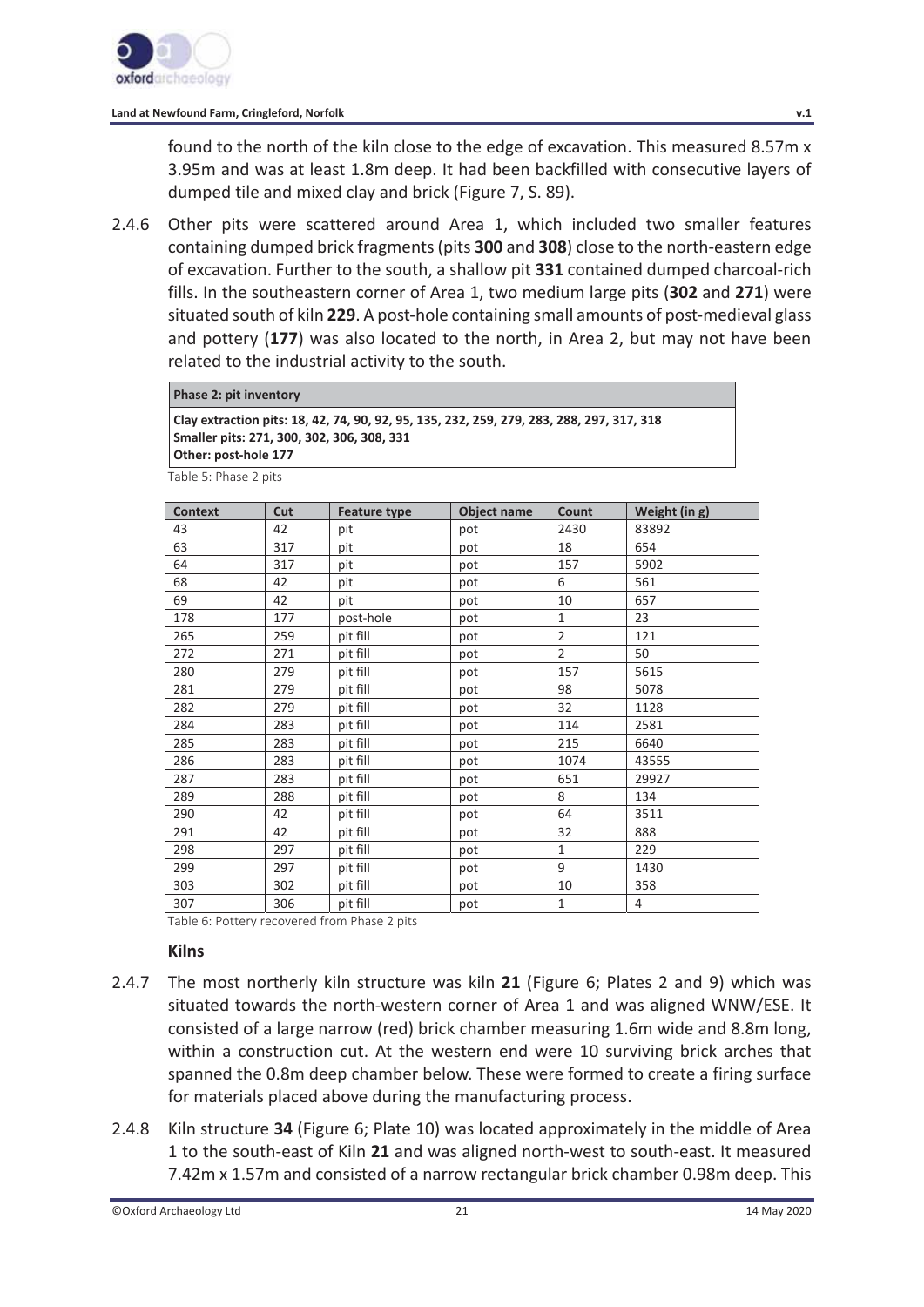found to the north of the kiln close to the edge of excavation. This measured 8.57m x 3.95m and was at least 1.8m deep. It had been backfilled with consecutive layers of dumped tile and mixed clay and brick (Figure 7, S. 89).

2.4.6 Other pits were scattered around Area 1, which included two smaller features containing dumped brick fragments (pits **300** and **308**) close to the north-eastern edge of excavation. Further to the south, a shallow pit **331** contained dumped charcoal-rich fills. In the southeastern corner of Area 1, two medium large pits (**302** and **271**) were situated south of kiln **229**. A post-hole containing small amounts of post-medieval glass and pottery (**177**) was also located to the north, in Area 2, but may not have been related to the industrial activity to the south.

| **Phase 2: pit inventory** |
|---|
| **Clay extraction pits: 18, 42, 74, 90, 92, 95, 135, 232, 259, 279, 283, 288, 297, 317, 318**<br>**Smaller pits: 271, 300, 302, 306, 308, 331**<br>**Other: post-hole 177** |

Table 5: Phase 2 pits

| Context | Cut | Feature type | Object name | Count | Weight (in g) |
|---|---|---|---|---|---|
| 43 | 42 | pit | pot | 2430 | 83892 |
| 63 | 317 | pit | pot | 18 | 654 |
| 64 | 317 | pit | pot | 157 | 5902 |
| 68 | 42 | pit | pot | 6 | 561 |
| 69 | 42 | pit | pot | 10 | 657 |
| 178 | 177 | post-hole | pot | 1 | 23 |
| 265 | 259 | pit fill | pot | 2 | 121 |
| 272 | 271 | pit fill | pot | 2 | 50 |
| 280 | 279 | pit fill | pot | 157 | 5615 |
| 281 | 279 | pit fill | pot | 98 | 5078 |
| 282 | 279 | pit fill | pot | 32 | 1128 |
| 284 | 283 | pit fill | pot | 114 | 2581 |
| 285 | 283 | pit fill | pot | 215 | 6640 |
| 286 | 283 | pit fill | pot | 1074 | 43555 |
| 287 | 283 | pit fill | pot | 651 | 29927 |
| 289 | 288 | pit fill | pot | 8 | 134 |
| 290 | 42 | pit fill | pot | 64 | 3511 |
| 291 | 42 | pit fill | pot | 32 | 888 |
| 298 | 297 | pit fill | pot | 1 | 229 |
| 299 | 297 | pit fill | pot | 9 | 1430 |
| 303 | 302 | pit fill | pot | 10 | 358 |
| 307 | 306 | pit fill | pot | 1 | 4 |

Table 6: Pottery recovered from Phase 2 pits

### Kilns

2.4.7 The most northerly kiln structure was kiln **21** (Figure 6; Plates 2 and 9) which was situated towards the north-western corner of Area 1 and was aligned WNW/ESE. It consisted of a large narrow (red) brick chamber measuring 1.6m wide and 8.8m long, within a construction cut. At the western end were 10 surviving brick arches that spanned the 0.8m deep chamber below. These were formed to create a firing surface for materials placed above during the manufacturing process.

2.4.8 Kiln structure **34** (Figure 6; Plate 10) was located approximately in the middle of Area 1 to the south-east of Kiln **21** and was aligned north-west to south-east. It measured 7.42m x 1.57m and consisted of a narrow rectangular brick chamber 0.98m deep. This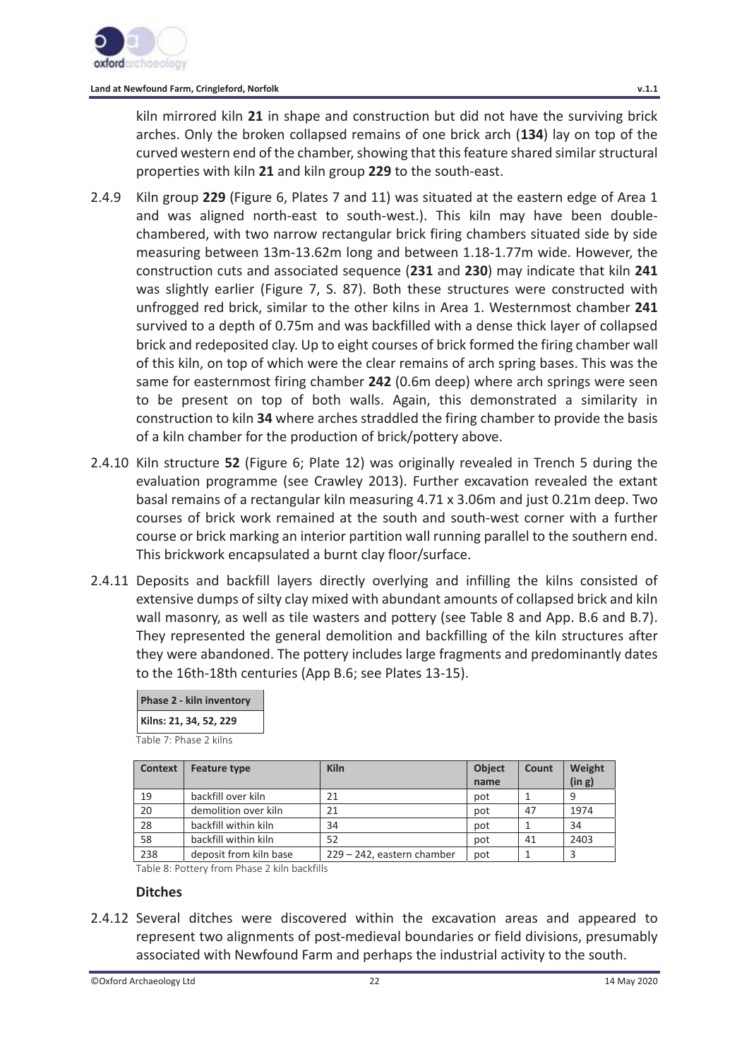kiln mirrored kiln **21** in shape and construction but did not have the surviving brick arches. Only the broken collapsed remains of one brick arch (**134**) lay on top of the curved western end of the chamber, showing that this feature shared similar structural properties with kiln **21** and kiln group **229** to the south-east.

2.4.9 Kiln group **229** (Figure 6, Plates 7 and 11) was situated at the eastern edge of Area 1 and was aligned north-east to south-west.). This kiln may have been double-chambered, with two narrow rectangular brick firing chambers situated side by side measuring between 13m-13.62m long and between 1.18-1.77m wide. However, the construction cuts and associated sequence (**231** and **230**) may indicate that kiln **241** was slightly earlier (Figure 7, S. 87). Both these structures were constructed with unfrogged red brick, similar to the other kilns in Area 1. Westernmost chamber **241** survived to a depth of 0.75m and was backfilled with a dense thick layer of collapsed brick and redeposited clay. Up to eight courses of brick formed the firing chamber wall of this kiln, on top of which were the clear remains of arch spring bases. This was the same for easternmost firing chamber **242** (0.6m deep) where arch springs were seen to be present on top of both walls. Again, this demonstrated a similarity in construction to kiln **34** where arches straddled the firing chamber to provide the basis of a kiln chamber for the production of brick/pottery above.

2.4.10 Kiln structure **52** (Figure 6; Plate 12) was originally revealed in Trench 5 during the evaluation programme (see Crawley 2013). Further excavation revealed the extant basal remains of a rectangular kiln measuring 4.71 x 3.06m and just 0.21m deep. Two courses of brick work remained at the south and south-west corner with a further course or brick marking an interior partition wall running parallel to the southern end. This brickwork encapsulated a burnt clay floor/surface.

2.4.11 Deposits and backfill layers directly overlying and infilling the kilns consisted of extensive dumps of silty clay mixed with abundant amounts of collapsed brick and kiln wall masonry, as well as tile wasters and pottery (see Table 8 and App. B.6 and B.7). They represented the general demolition and backfilling of the kiln structures after they were abandoned. The pottery includes large fragments and predominantly dates to the 16th-18th centuries (App B.6; see Plates 13-15).

| Phase 2 - kiln inventory |
|---|
| Kilns: 21, 34, 52, 229 |

Table 7: Phase 2 kilns

| Context | Feature type | Kiln | Object name | Count | Weight (in g) |
|---|---|---|---|---|---|
| 19 | backfill over kiln | 21 | pot | 1 | 9 |
| 20 | demolition over kiln | 21 | pot | 47 | 1974 |
| 28 | backfill within kiln | 34 | pot | 1 | 34 |
| 58 | backfill within kiln | 52 | pot | 41 | 2403 |
| 238 | deposit from kiln base | 229 – 242, eastern chamber | pot | 1 | 3 |

Table 8: Pottery from Phase 2 kiln backfills

### Ditches

2.4.12 Several ditches were discovered within the excavation areas and appeared to represent two alignments of post-medieval boundaries or field divisions, presumably associated with Newfound Farm and perhaps the industrial activity to the south.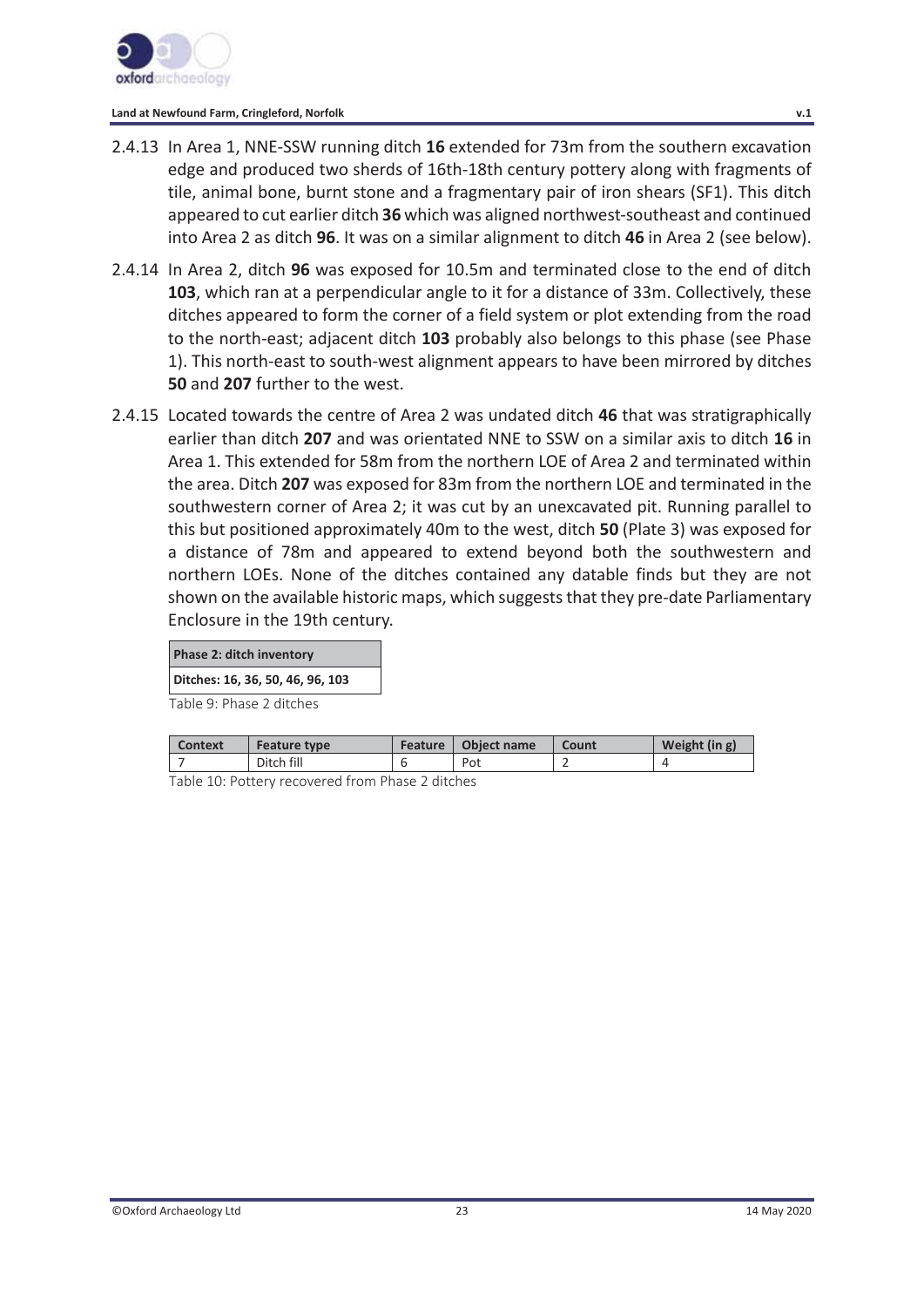2.4.13 In Area 1, NNE-SSW running ditch **16** extended for 73m from the southern excavation edge and produced two sherds of 16th-18th century pottery along with fragments of tile, animal bone, burnt stone and a fragmentary pair of iron shears (SF1). This ditch appeared to cut earlier ditch **36** which was aligned northwest-southeast and continued into Area 2 as ditch **96**. It was on a similar alignment to ditch **46** in Area 2 (see below).

2.4.14 In Area 2, ditch **96** was exposed for 10.5m and terminated close to the end of ditch **103**, which ran at a perpendicular angle to it for a distance of 33m. Collectively, these ditches appeared to form the corner of a field system or plot extending from the road to the north-east; adjacent ditch **103** probably also belongs to this phase (see Phase 1). This north-east to south-west alignment appears to have been mirrored by ditches **50** and **207** further to the west.

2.4.15 Located towards the centre of Area 2 was undated ditch **46** that was stratigraphically earlier than ditch **207** and was orientated NNE to SSW on a similar axis to ditch **16** in Area 1. This extended for 58m from the northern LOE of Area 2 and terminated within the area. Ditch **207** was exposed for 83m from the northern LOE and terminated in the southwestern corner of Area 2; it was cut by an unexcavated pit. Running parallel to this but positioned approximately 40m to the west, ditch **50** (Plate 3) was exposed for a distance of 78m and appeared to extend beyond both the southwestern and northern LOEs. None of the ditches contained any datable finds but they are not shown on the available historic maps, which suggests that they pre-date Parliamentary Enclosure in the 19th century.

| Phase 2: ditch inventory |
|---|
| Ditches: 16, 36, 50, 46, 96, 103 |

Table 9: Phase 2 ditches

| Context | Feature type | Feature | Object name | Count | Weight (in g) |
|---|---|---|---|---|---|
| 7 | Ditch fill | 6 | Pot | 2 | 4 |

Table 10: Pottery recovered from Phase 2 ditches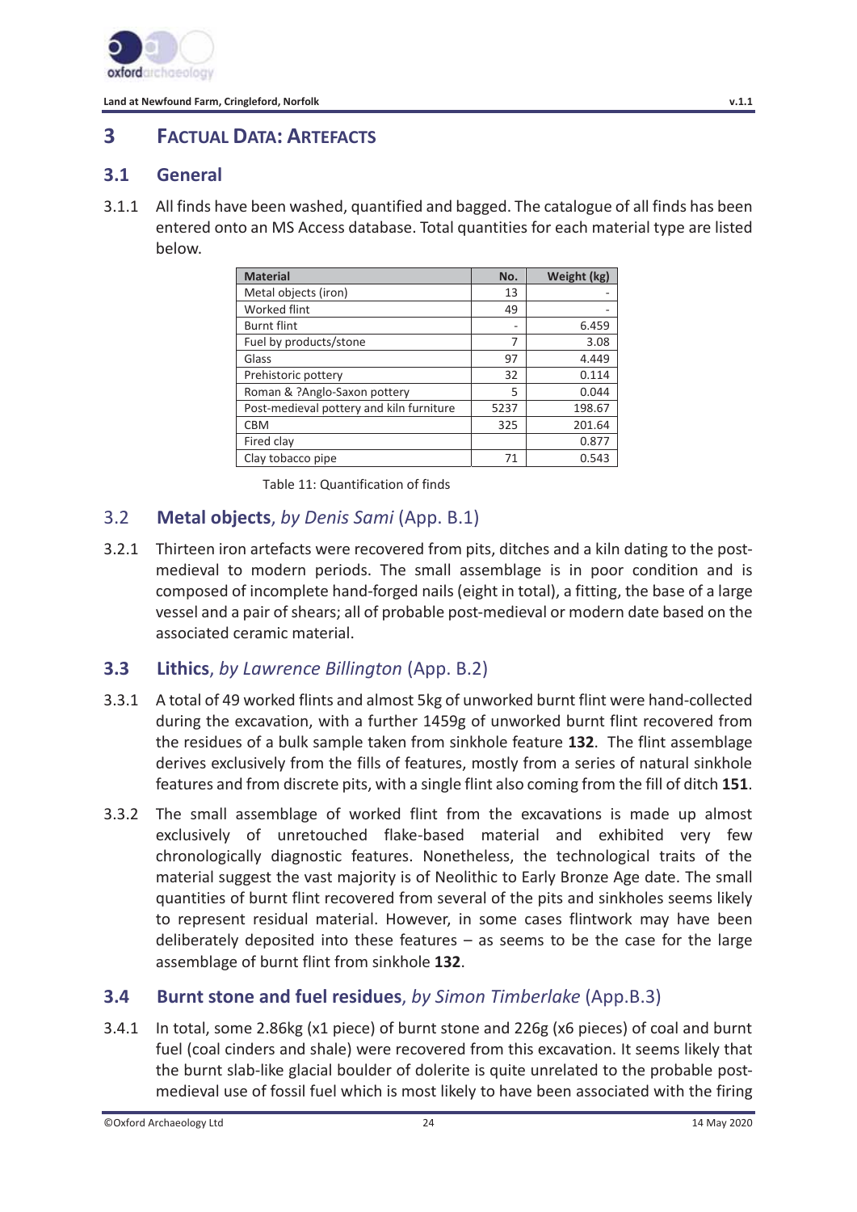# 3 FACTUAL DATA: ARTEFACTS

## 3.1 General

3.1.1 All finds have been washed, quantified and bagged. The catalogue of all finds has been entered onto an MS Access database. Total quantities for each material type are listed below.

| Material | No. | Weight (kg) |
|---|---|---|
| Metal objects (iron) | 13 | - |
| Worked flint | 49 | - |
| Burnt flint | - | 6.459 |
| Fuel by products/stone | 7 | 3.08 |
| Glass | 97 | 4.449 |
| Prehistoric pottery | 32 | 0.114 |
| Roman & ?Anglo-Saxon pottery | 5 | 0.044 |
| Post-medieval pottery and kiln furniture | 5237 | 198.67 |
| CBM | 325 | 201.64 |
| Fired clay | | 0.877 |
| Clay tobacco pipe | 71 | 0.543 |

Table 11: Quantification of finds

## 3.2 Metal objects, *by Denis Sami* (App. B.1)

3.2.1 Thirteen iron artefacts were recovered from pits, ditches and a kiln dating to the post-medieval to modern periods. The small assemblage is in poor condition and is composed of incomplete hand-forged nails (eight in total), a fitting, the base of a large vessel and a pair of shears; all of probable post-medieval or modern date based on the associated ceramic material.

## 3.3 Lithics, *by Lawrence Billington* (App. B.2)

3.3.1 A total of 49 worked flints and almost 5kg of unworked burnt flint were hand-collected during the excavation, with a further 1459g of unworked burnt flint recovered from the residues of a bulk sample taken from sinkhole feature **132**. The flint assemblage derives exclusively from the fills of features, mostly from a series of natural sinkhole features and from discrete pits, with a single flint also coming from the fill of ditch **151**.

3.3.2 The small assemblage of worked flint from the excavations is made up almost exclusively of unretouched flake-based material and exhibited very few chronologically diagnostic features. Nonetheless, the technological traits of the material suggest the vast majority is of Neolithic to Early Bronze Age date. The small quantities of burnt flint recovered from several of the pits and sinkholes seems likely to represent residual material. However, in some cases flintwork may have been deliberately deposited into these features – as seems to be the case for the large assemblage of burnt flint from sinkhole **132**.

## 3.4 Burnt stone and fuel residues, *by Simon Timberlake* (App.B.3)

3.4.1 In total, some 2.86kg (x1 piece) of burnt stone and 226g (x6 pieces) of coal and burnt fuel (coal cinders and shale) were recovered from this excavation. It seems likely that the burnt slab-like glacial boulder of dolerite is quite unrelated to the probable post-medieval use of fossil fuel which is most likely to have been associated with the firing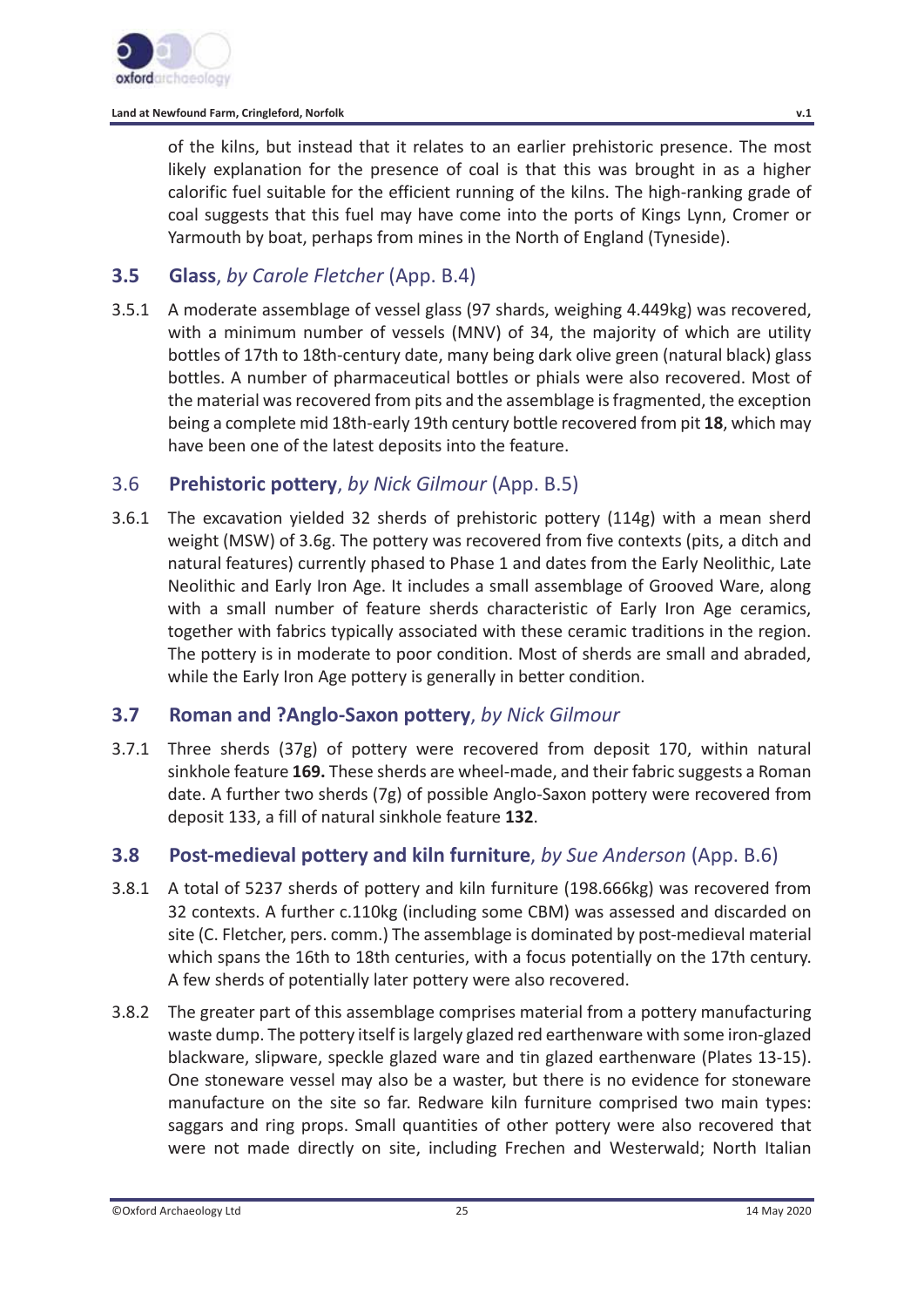of the kilns, but instead that it relates to an earlier prehistoric presence. The most likely explanation for the presence of coal is that this was brought in as a higher calorific fuel suitable for the efficient running of the kilns. The high-ranking grade of coal suggests that this fuel may have come into the ports of Kings Lynn, Cromer or Yarmouth by boat, perhaps from mines in the North of England (Tyneside).

### 3.5 Glass, *by Carole Fletcher* (App. B.4)

3.5.1 A moderate assemblage of vessel glass (97 shards, weighing 4.449kg) was recovered, with a minimum number of vessels (MNV) of 34, the majority of which are utility bottles of 17th to 18th-century date, many being dark olive green (natural black) glass bottles. A number of pharmaceutical bottles or phials were also recovered. Most of the material was recovered from pits and the assemblage is fragmented, the exception being a complete mid 18th-early 19th century bottle recovered from pit **18**, which may have been one of the latest deposits into the feature.

### 3.6 Prehistoric pottery, *by Nick Gilmour* (App. B.5)

3.6.1 The excavation yielded 32 sherds of prehistoric pottery (114g) with a mean sherd weight (MSW) of 3.6g. The pottery was recovered from five contexts (pits, a ditch and natural features) currently phased to Phase 1 and dates from the Early Neolithic, Late Neolithic and Early Iron Age. It includes a small assemblage of Grooved Ware, along with a small number of feature sherds characteristic of Early Iron Age ceramics, together with fabrics typically associated with these ceramic traditions in the region. The pottery is in moderate to poor condition. Most of sherds are small and abraded, while the Early Iron Age pottery is generally in better condition.

### 3.7 Roman and ?Anglo-Saxon pottery, *by Nick Gilmour*

3.7.1 Three sherds (37g) of pottery were recovered from deposit 170, within natural sinkhole feature **169.** These sherds are wheel-made, and their fabric suggests a Roman date. A further two sherds (7g) of possible Anglo-Saxon pottery were recovered from deposit 133, a fill of natural sinkhole feature **132**.

### 3.8 Post-medieval pottery and kiln furniture, *by Sue Anderson* (App. B.6)

3.8.1 A total of 5237 sherds of pottery and kiln furniture (198.666kg) was recovered from 32 contexts. A further c.110kg (including some CBM) was assessed and discarded on site (C. Fletcher, pers. comm.) The assemblage is dominated by post-medieval material which spans the 16th to 18th centuries, with a focus potentially on the 17th century. A few sherds of potentially later pottery were also recovered.

3.8.2 The greater part of this assemblage comprises material from a pottery manufacturing waste dump. The pottery itself is largely glazed red earthenware with some iron-glazed blackware, slipware, speckle glazed ware and tin glazed earthenware (Plates 13-15). One stoneware vessel may also be a waster, but there is no evidence for stoneware manufacture on the site so far. Redware kiln furniture comprised two main types: saggars and ring props. Small quantities of other pottery were also recovered that were not made directly on site, including Frechen and Westerwald; North Italian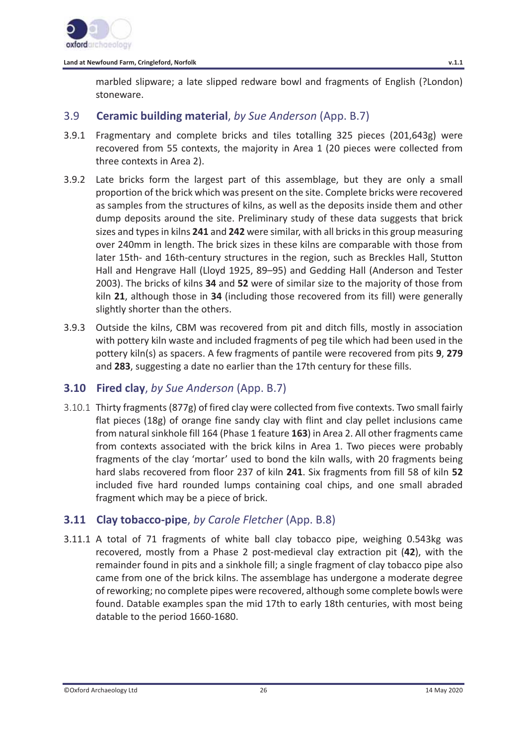marbled slipware; a late slipped redware bowl and fragments of English (?London) stoneware.

## 3.9 Ceramic building material, *by Sue Anderson* (App. B.7)

3.9.1 Fragmentary and complete bricks and tiles totalling 325 pieces (201,643g) were recovered from 55 contexts, the majority in Area 1 (20 pieces were collected from three contexts in Area 2).

3.9.2 Late bricks form the largest part of this assemblage, but they are only a small proportion of the brick which was present on the site. Complete bricks were recovered as samples from the structures of kilns, as well as the deposits inside them and other dump deposits around the site. Preliminary study of these data suggests that brick sizes and types in kilns **241** and **242** were similar, with all bricks in this group measuring over 240mm in length. The brick sizes in these kilns are comparable with those from later 15th- and 16th-century structures in the region, such as Breckles Hall, Stutton Hall and Hengrave Hall (Lloyd 1925, 89–95) and Gedding Hall (Anderson and Tester 2003). The bricks of kilns **34** and **52** were of similar size to the majority of those from kiln **21**, although those in **34** (including those recovered from its fill) were generally slightly shorter than the others.

3.9.3 Outside the kilns, CBM was recovered from pit and ditch fills, mostly in association with pottery kiln waste and included fragments of peg tile which had been used in the pottery kiln(s) as spacers. A few fragments of pantile were recovered from pits **9**, **279** and **283**, suggesting a date no earlier than the 17th century for these fills.

## 3.10 Fired clay, *by Sue Anderson* (App. B.7)

3.10.1 Thirty fragments (877g) of fired clay were collected from five contexts. Two small fairly flat pieces (18g) of orange fine sandy clay with flint and clay pellet inclusions came from natural sinkhole fill 164 (Phase 1 feature **163**) in Area 2. All other fragments came from contexts associated with the brick kilns in Area 1. Two pieces were probably fragments of the clay 'mortar' used to bond the kiln walls, with 20 fragments being hard slabs recovered from floor 237 of kiln **241**. Six fragments from fill 58 of kiln **52** included five hard rounded lumps containing coal chips, and one small abraded fragment which may be a piece of brick.

## 3.11 Clay tobacco-pipe, *by Carole Fletcher* (App. B.8)

3.11.1 A total of 71 fragments of white ball clay tobacco pipe, weighing 0.543kg was recovered, mostly from a Phase 2 post-medieval clay extraction pit (**42**), with the remainder found in pits and a sinkhole fill; a single fragment of clay tobacco pipe also came from one of the brick kilns. The assemblage has undergone a moderate degree of reworking; no complete pipes were recovered, although some complete bowls were found. Datable examples span the mid 17th to early 18th centuries, with most being datable to the period 1660-1680.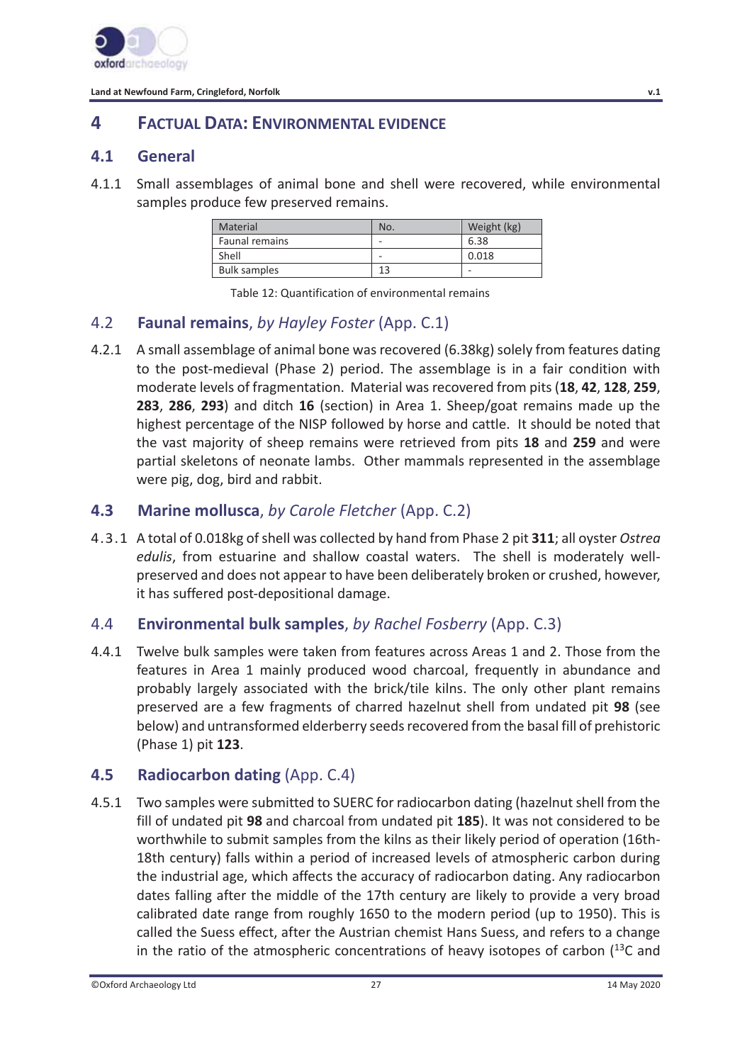# 4 FACTUAL DATA: ENVIRONMENTAL EVIDENCE

## 4.1 General

4.1.1 Small assemblages of animal bone and shell were recovered, while environmental samples produce few preserved remains.

| Material | No. | Weight (kg) |
|---|---|---|
| Faunal remains | - | 6.38 |
| Shell | - | 0.018 |
| Bulk samples | 13 | - |

Table 12: Quantification of environmental remains

## 4.2 Faunal remains, *by Hayley Foster* (App. C.1)

4.2.1 A small assemblage of animal bone was recovered (6.38kg) solely from features dating to the post-medieval (Phase 2) period. The assemblage is in a fair condition with moderate levels of fragmentation. Material was recovered from pits (**18**, **42**, **128**, **259**, **283**, **286**, **293**) and ditch **16** (section) in Area 1. Sheep/goat remains made up the highest percentage of the NISP followed by horse and cattle. It should be noted that the vast majority of sheep remains were retrieved from pits **18** and **259** and were partial skeletons of neonate lambs. Other mammals represented in the assemblage were pig, dog, bird and rabbit.

## 4.3 Marine mollusca, *by Carole Fletcher* (App. C.2)

4.3.1 A total of 0.018kg of shell was collected by hand from Phase 2 pit **311**; all oyster *Ostrea edulis*, from estuarine and shallow coastal waters. The shell is moderately well-preserved and does not appear to have been deliberately broken or crushed, however, it has suffered post-depositional damage.

## 4.4 Environmental bulk samples, *by Rachel Fosberry* (App. C.3)

4.4.1 Twelve bulk samples were taken from features across Areas 1 and 2. Those from the features in Area 1 mainly produced wood charcoal, frequently in abundance and probably largely associated with the brick/tile kilns. The only other plant remains preserved are a few fragments of charred hazelnut shell from undated pit **98** (see below) and untransformed elderberry seeds recovered from the basal fill of prehistoric (Phase 1) pit **123**.

## 4.5 Radiocarbon dating (App. C.4)

4.5.1 Two samples were submitted to SUERC for radiocarbon dating (hazelnut shell from the fill of undated pit **98** and charcoal from undated pit **185**). It was not considered to be worthwhile to submit samples from the kilns as their likely period of operation (16th-18th century) falls within a period of increased levels of atmospheric carbon during the industrial age, which affects the accuracy of radiocarbon dating. Any radiocarbon dates falling after the middle of the 17th century are likely to provide a very broad calibrated date range from roughly 1650 to the modern period (up to 1950). This is called the Suess effect, after the Austrian chemist Hans Suess, and refers to a change in the ratio of the atmospheric concentrations of heavy isotopes of carbon ($^{13}C$ and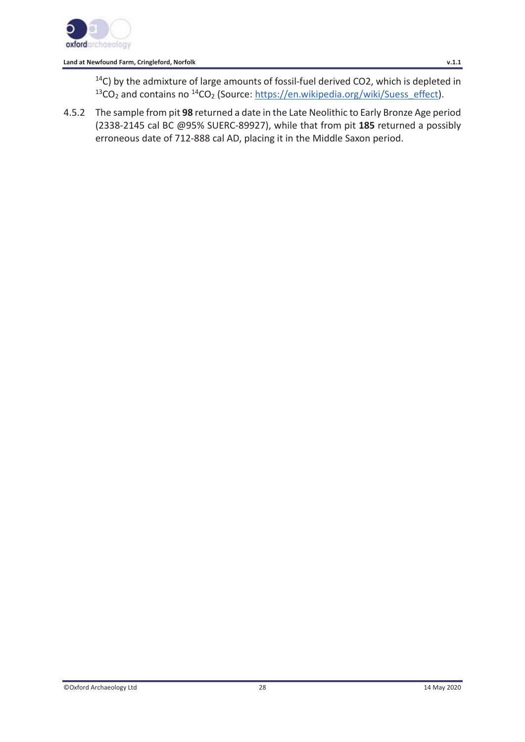$^{14}C$) by the admixture of large amounts of fossil-fuel derived CO2, which is depleted in $^{13}CO_2$ and contains no $^{14}CO_2$ (Source: https://en.wikipedia.org/wiki/Suess_effect).

4.5.2 The sample from pit **98** returned a date in the Late Neolithic to Early Bronze Age period (2338-2145 cal BC @95% SUERC-89927), while that from pit **185** returned a possibly erroneous date of 712-888 cal AD, placing it in the Middle Saxon period.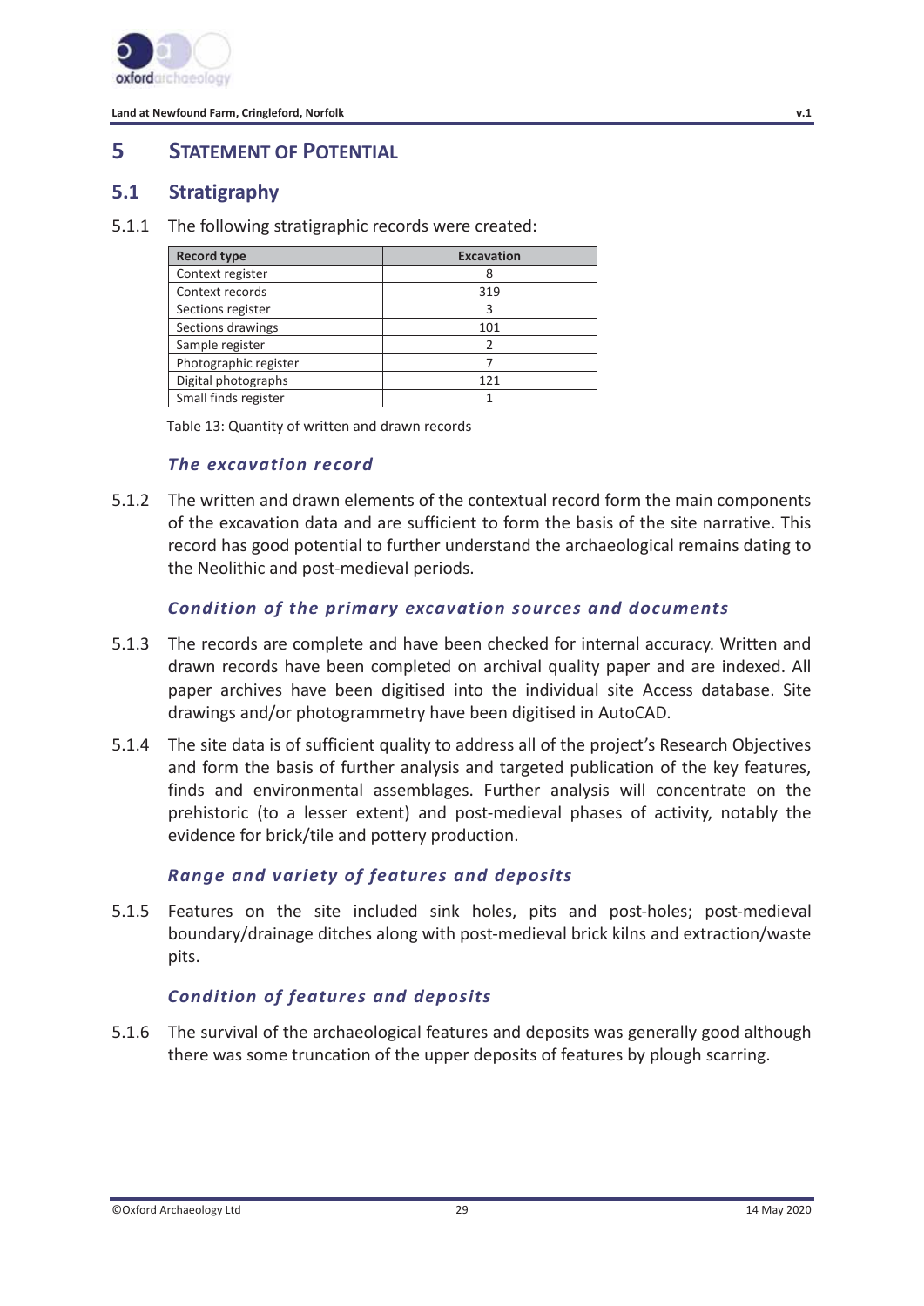# 5 Statement of Potential

## 5.1 Stratigraphy

5.1.1 The following stratigraphic records were created:

| Record type | Excavation |
|---|---|
| Context register | 8 |
| Context records | 319 |
| Sections register | 3 |
| Sections drawings | 101 |
| Sample register | 2 |
| Photographic register | 7 |
| Digital photographs | 121 |
| Small finds register | 1 |

Table 13: Quantity of written and drawn records

### *The excavation record*

5.1.2 The written and drawn elements of the contextual record form the main components of the excavation data and are sufficient to form the basis of the site narrative. This record has good potential to further understand the archaeological remains dating to the Neolithic and post-medieval periods.

### *Condition of the primary excavation sources and documents*

5.1.3 The records are complete and have been checked for internal accuracy. Written and drawn records have been completed on archival quality paper and are indexed. All paper archives have been digitised into the individual site Access database. Site drawings and/or photogrammetry have been digitised in AutoCAD.

5.1.4 The site data is of sufficient quality to address all of the project's Research Objectives and form the basis of further analysis and targeted publication of the key features, finds and environmental assemblages. Further analysis will concentrate on the prehistoric (to a lesser extent) and post-medieval phases of activity, notably the evidence for brick/tile and pottery production.

### *Range and variety of features and deposits*

5.1.5 Features on the site included sink holes, pits and post-holes; post-medieval boundary/drainage ditches along with post-medieval brick kilns and extraction/waste pits.

### *Condition of features and deposits*

5.1.6 The survival of the archaeological features and deposits was generally good although there was some truncation of the upper deposits of features by plough scarring.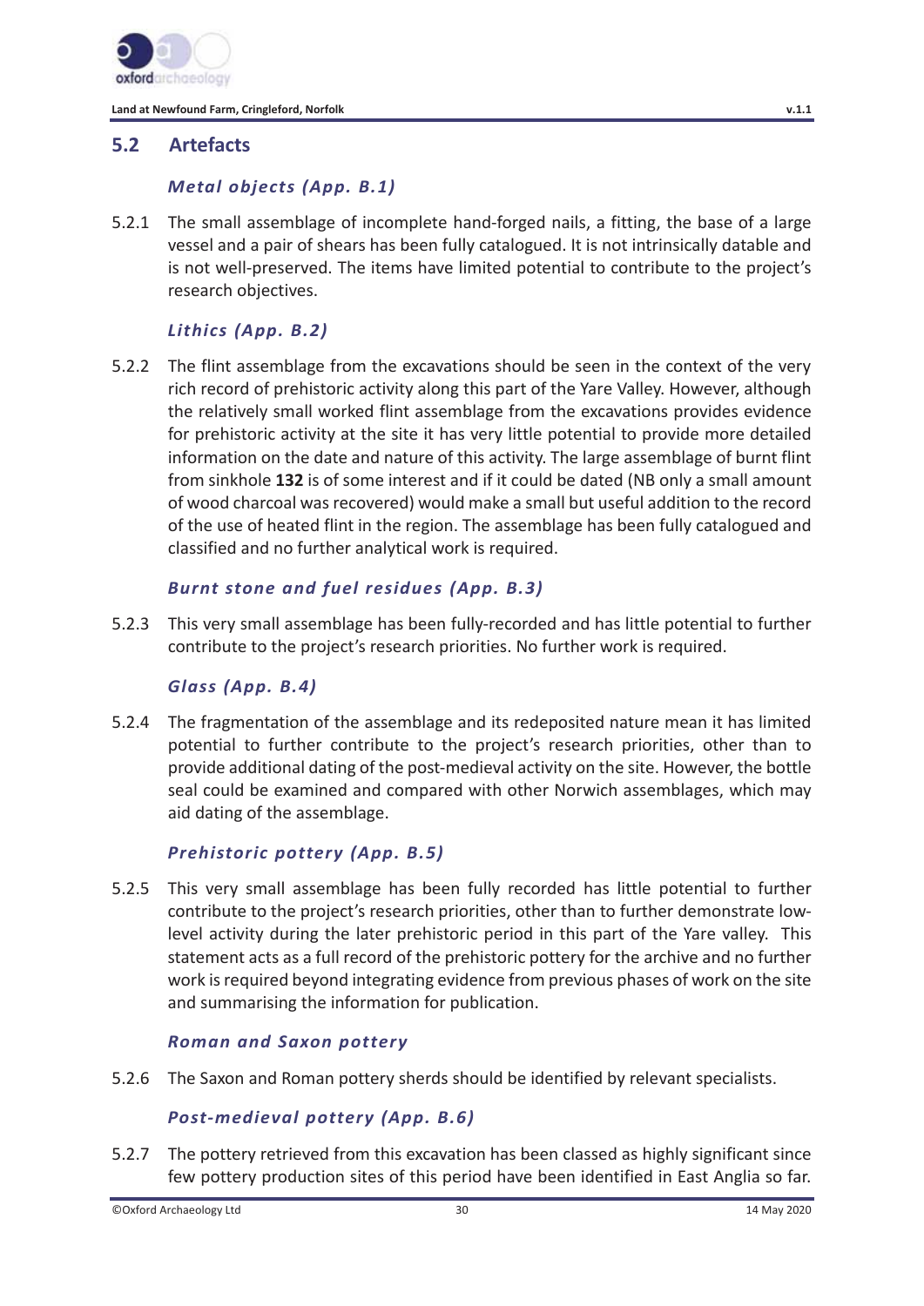## 5.2 Artefacts

### *Metal objects (App. B.1)*

5.2.1 The small assemblage of incomplete hand-forged nails, a fitting, the base of a large vessel and a pair of shears has been fully catalogued. It is not intrinsically datable and is not well-preserved. The items have limited potential to contribute to the project's research objectives.

### *Lithics (App. B.2)*

5.2.2 The flint assemblage from the excavations should be seen in the context of the very rich record of prehistoric activity along this part of the Yare Valley. However, although the relatively small worked flint assemblage from the excavations provides evidence for prehistoric activity at the site it has very little potential to provide more detailed information on the date and nature of this activity. The large assemblage of burnt flint from sinkhole **132** is of some interest and if it could be dated (NB only a small amount of wood charcoal was recovered) would make a small but useful addition to the record of the use of heated flint in the region. The assemblage has been fully catalogued and classified and no further analytical work is required.

### *Burnt stone and fuel residues (App. B.3)*

5.2.3 This very small assemblage has been fully-recorded and has little potential to further contribute to the project's research priorities. No further work is required.

### *Glass (App. B.4)*

5.2.4 The fragmentation of the assemblage and its redeposited nature mean it has limited potential to further contribute to the project's research priorities, other than to provide additional dating of the post-medieval activity on the site. However, the bottle seal could be examined and compared with other Norwich assemblages, which may aid dating of the assemblage.

### *Prehistoric pottery (App. B.5)*

5.2.5 This very small assemblage has been fully recorded has little potential to further contribute to the project's research priorities, other than to further demonstrate low-level activity during the later prehistoric period in this part of the Yare valley. This statement acts as a full record of the prehistoric pottery for the archive and no further work is required beyond integrating evidence from previous phases of work on the site and summarising the information for publication.

### *Roman and Saxon pottery*

5.2.6 The Saxon and Roman pottery sherds should be identified by relevant specialists.

### *Post-medieval pottery (App. B.6)*

5.2.7 The pottery retrieved from this excavation has been classed as highly significant since few pottery production sites of this period have been identified in East Anglia so far.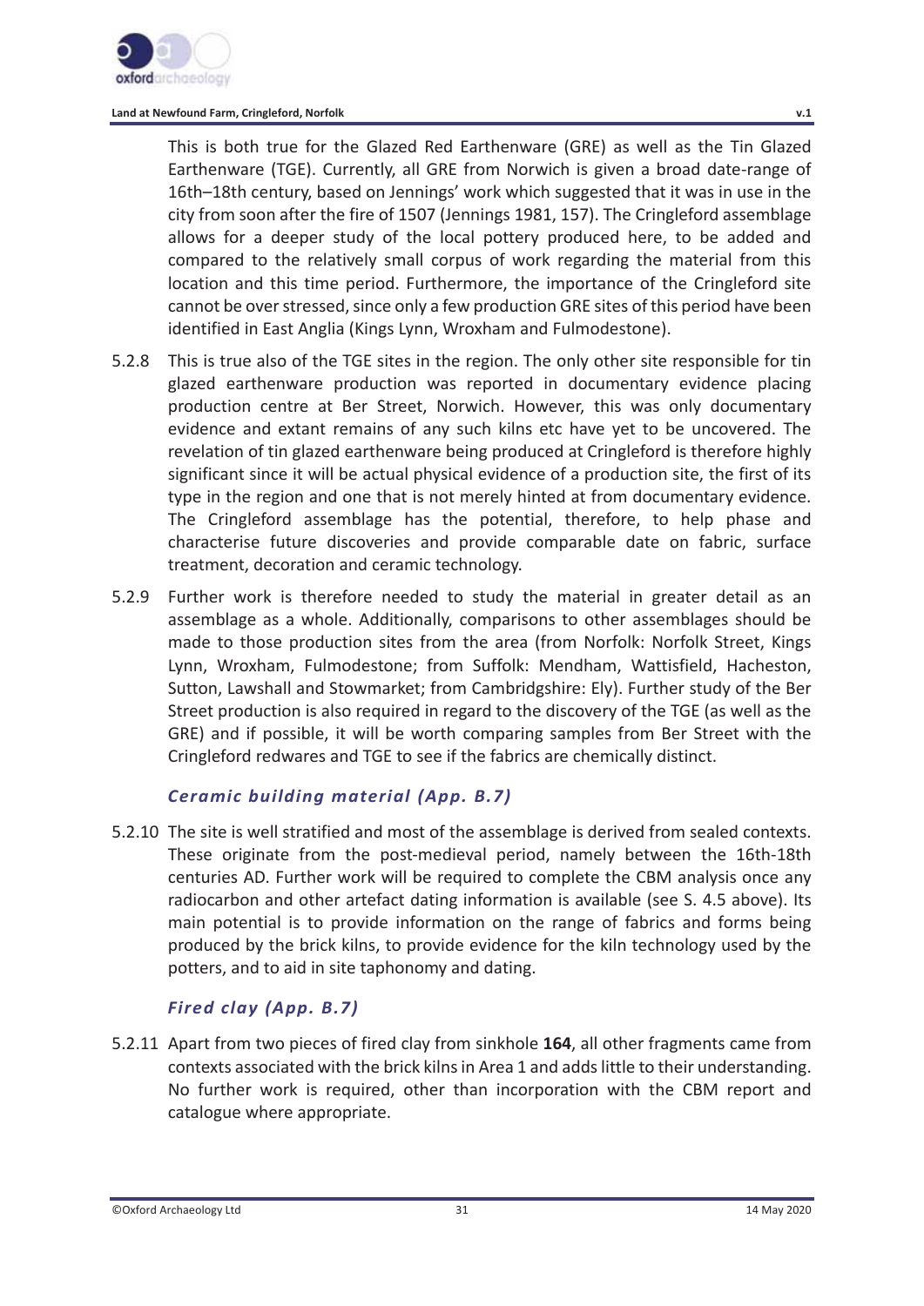This is both true for the Glazed Red Earthenware (GRE) as well as the Tin Glazed Earthenware (TGE). Currently, all GRE from Norwich is given a broad date-range of 16th–18th century, based on Jennings' work which suggested that it was in use in the city from soon after the fire of 1507 (Jennings 1981, 157). The Cringleford assemblage allows for a deeper study of the local pottery produced here, to be added and compared to the relatively small corpus of work regarding the material from this location and this time period. Furthermore, the importance of the Cringleford site cannot be over stressed, since only a few production GRE sites of this period have been identified in East Anglia (Kings Lynn, Wroxham and Fulmodestone).

5.2.8 This is true also of the TGE sites in the region. The only other site responsible for tin glazed earthenware production was reported in documentary evidence placing production centre at Ber Street, Norwich. However, this was only documentary evidence and extant remains of any such kilns etc have yet to be uncovered. The revelation of tin glazed earthenware being produced at Cringleford is therefore highly significant since it will be actual physical evidence of a production site, the first of its type in the region and one that is not merely hinted at from documentary evidence. The Cringleford assemblage has the potential, therefore, to help phase and characterise future discoveries and provide comparable date on fabric, surface treatment, decoration and ceramic technology.

5.2.9 Further work is therefore needed to study the material in greater detail as an assemblage as a whole. Additionally, comparisons to other assemblages should be made to those production sites from the area (from Norfolk: Norfolk Street, Kings Lynn, Wroxham, Fulmodestone; from Suffolk: Mendham, Wattisfield, Hacheston, Sutton, Lawshall and Stowmarket; from Cambridgshire: Ely). Further study of the Ber Street production is also required in regard to the discovery of the TGE (as well as the GRE) and if possible, it will be worth comparing samples from Ber Street with the Cringleford redwares and TGE to see if the fabrics are chemically distinct.

### *Ceramic building material (App. B.7)*

5.2.10 The site is well stratified and most of the assemblage is derived from sealed contexts. These originate from the post-medieval period, namely between the 16th-18th centuries AD. Further work will be required to complete the CBM analysis once any radiocarbon and other artefact dating information is available (see S. 4.5 above). Its main potential is to provide information on the range of fabrics and forms being produced by the brick kilns, to provide evidence for the kiln technology used by the potters, and to aid in site taphonomy and dating.

### *Fired clay (App. B.7)*

5.2.11 Apart from two pieces of fired clay from sinkhole **164**, all other fragments came from contexts associated with the brick kilns in Area 1 and adds little to their understanding. No further work is required, other than incorporation with the CBM report and catalogue where appropriate.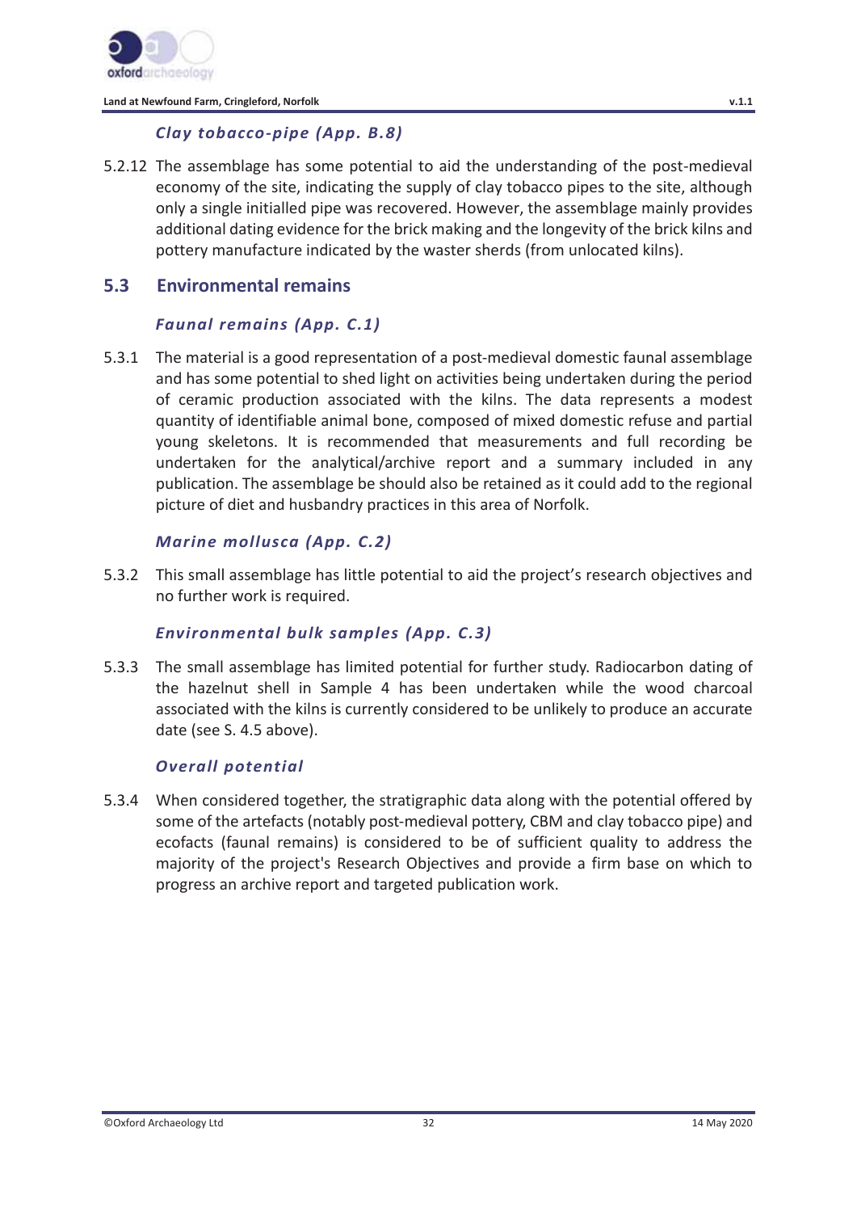#### *Clay tobacco-pipe (App. B.8)*

5.2.12 The assemblage has some potential to aid the understanding of the post-medieval economy of the site, indicating the supply of clay tobacco pipes to the site, although only a single initialled pipe was recovered. However, the assemblage mainly provides additional dating evidence for the brick making and the longevity of the brick kilns and pottery manufacture indicated by the waster sherds (from unlocated kilns).

### 5.3 Environmental remains

#### *Faunal remains (App. C.1)*

5.3.1 The material is a good representation of a post-medieval domestic faunal assemblage and has some potential to shed light on activities being undertaken during the period of ceramic production associated with the kilns. The data represents a modest quantity of identifiable animal bone, composed of mixed domestic refuse and partial young skeletons. It is recommended that measurements and full recording be undertaken for the analytical/archive report and a summary included in any publication. The assemblage be should also be retained as it could add to the regional picture of diet and husbandry practices in this area of Norfolk.

#### *Marine mollusca (App. C.2)*

5.3.2 This small assemblage has little potential to aid the project's research objectives and no further work is required.

#### *Environmental bulk samples (App. C.3)*

5.3.3 The small assemblage has limited potential for further study. Radiocarbon dating of the hazelnut shell in Sample 4 has been undertaken while the wood charcoal associated with the kilns is currently considered to be unlikely to produce an accurate date (see S. 4.5 above).

#### *Overall potential*

5.3.4 When considered together, the stratigraphic data along with the potential offered by some of the artefacts (notably post-medieval pottery, CBM and clay tobacco pipe) and ecofacts (faunal remains) is considered to be of sufficient quality to address the majority of the project's Research Objectives and provide a firm base on which to progress an archive report and targeted publication work.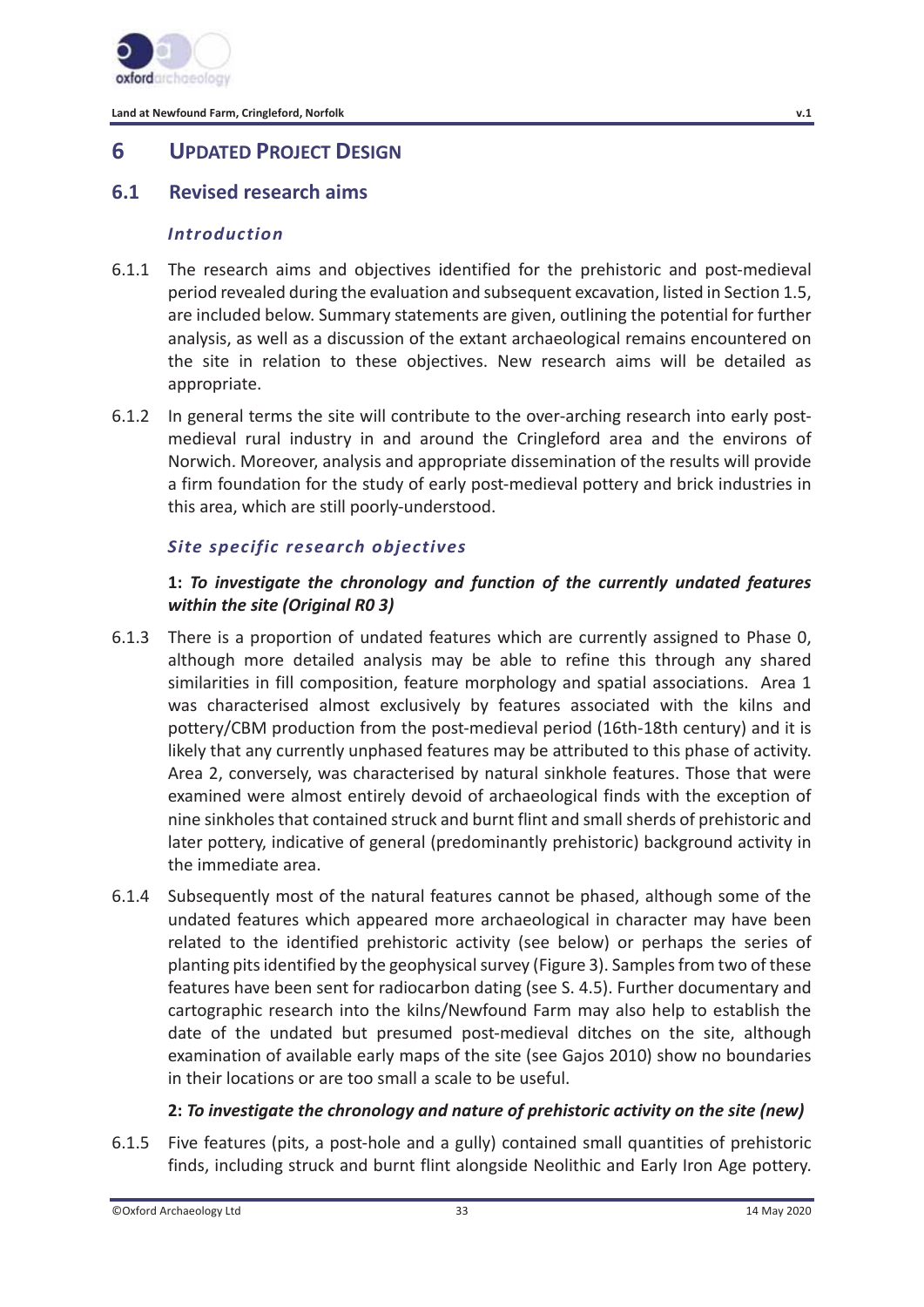# 6 UPDATED PROJECT DESIGN

## 6.1 Revised research aims

### *Introduction*

6.1.1 The research aims and objectives identified for the prehistoric and post-medieval period revealed during the evaluation and subsequent excavation, listed in Section 1.5, are included below. Summary statements are given, outlining the potential for further analysis, as well as a discussion of the extant archaeological remains encountered on the site in relation to these objectives. New research aims will be detailed as appropriate.

6.1.2 In general terms the site will contribute to the over-arching research into early post-medieval rural industry in and around the Cringleford area and the environs of Norwich. Moreover, analysis and appropriate dissemination of the results will provide a firm foundation for the study of early post-medieval pottery and brick industries in this area, which are still poorly-understood.

### *Site specific research objectives*

**1:** ***To investigate the chronology and function of the currently undated features within the site (Original R0 3)***

6.1.3 There is a proportion of undated features which are currently assigned to Phase 0, although more detailed analysis may be able to refine this through any shared similarities in fill composition, feature morphology and spatial associations. Area 1 was characterised almost exclusively by features associated with the kilns and pottery/CBM production from the post-medieval period (16th-18th century) and it is likely that any currently unphased features may be attributed to this phase of activity. Area 2, conversely, was characterised by natural sinkhole features. Those that were examined were almost entirely devoid of archaeological finds with the exception of nine sinkholes that contained struck and burnt flint and small sherds of prehistoric and later pottery, indicative of general (predominantly prehistoric) background activity in the immediate area.

6.1.4 Subsequently most of the natural features cannot be phased, although some of the undated features which appeared more archaeological in character may have been related to the identified prehistoric activity (see below) or perhaps the series of planting pits identified by the geophysical survey (Figure 3). Samples from two of these features have been sent for radiocarbon dating (see S. 4.5). Further documentary and cartographic research into the kilns/Newfound Farm may also help to establish the date of the undated but presumed post-medieval ditches on the site, although examination of available early maps of the site (see Gajos 2010) show no boundaries in their locations or are too small a scale to be useful.

**2:** ***To investigate the chronology and nature of prehistoric activity on the site (new)***

6.1.5 Five features (pits, a post-hole and a gully) contained small quantities of prehistoric finds, including struck and burnt flint alongside Neolithic and Early Iron Age pottery.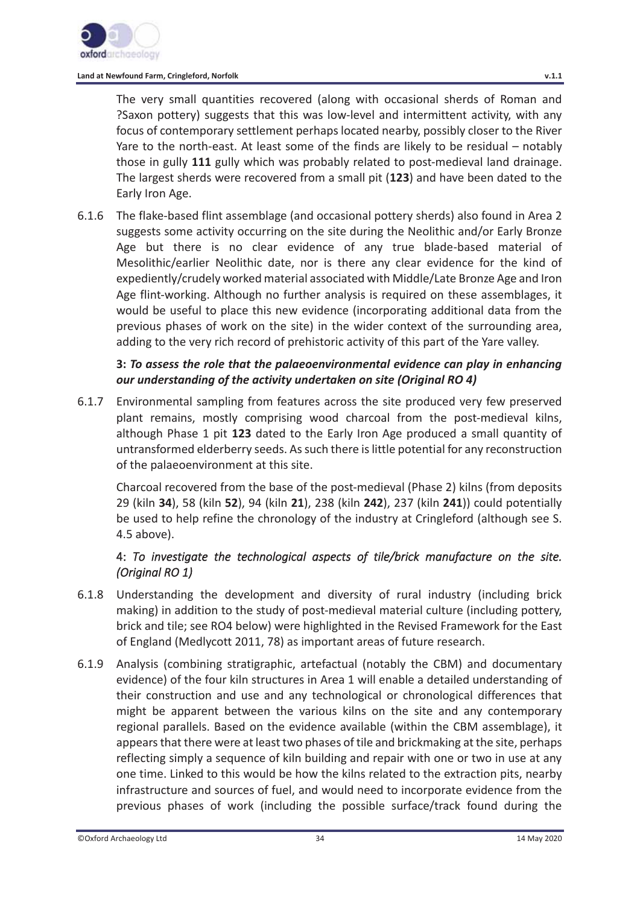The very small quantities recovered (along with occasional sherds of Roman and ?Saxon pottery) suggests that this was low-level and intermittent activity, with any focus of contemporary settlement perhaps located nearby, possibly closer to the River Yare to the north-east. At least some of the finds are likely to be residual – notably those in gully **111** gully which was probably related to post-medieval land drainage. The largest sherds were recovered from a small pit (**123**) and have been dated to the Early Iron Age.

6.1.6 The flake-based flint assemblage (and occasional pottery sherds) also found in Area 2 suggests some activity occurring on the site during the Neolithic and/or Early Bronze Age but there is no clear evidence of any true blade-based material of Mesolithic/earlier Neolithic date, nor is there any clear evidence for the kind of expediently/crudely worked material associated with Middle/Late Bronze Age and Iron Age flint-working. Although no further analysis is required on these assemblages, it would be useful to place this new evidence (incorporating additional data from the previous phases of work on the site) in the wider context of the surrounding area, adding to the very rich record of prehistoric activity of this part of the Yare valley.

**3: *To assess the role that the palaeoenvironmental evidence can play in enhancing our understanding of the activity undertaken on site (Original RO 4)***

6.1.7 Environmental sampling from features across the site produced very few preserved plant remains, mostly comprising wood charcoal from the post-medieval kilns, although Phase 1 pit **123** dated to the Early Iron Age produced a small quantity of untransformed elderberry seeds. As such there is little potential for any reconstruction of the palaeoenvironment at this site.

Charcoal recovered from the base of the post-medieval (Phase 2) kilns (from deposits 29 (kiln **34**), 58 (kiln **52**), 94 (kiln **21**), 238 (kiln **242**), 237 (kiln **241**)) could potentially be used to help refine the chronology of the industry at Cringleford (although see S. 4.5 above).

4: *To investigate the technological aspects of tile/brick manufacture on the site. (Original RO 1)*

6.1.8 Understanding the development and diversity of rural industry (including brick making) in addition to the study of post-medieval material culture (including pottery, brick and tile; see RO4 below) were highlighted in the Revised Framework for the East of England (Medlycott 2011, 78) as important areas of future research.

6.1.9 Analysis (combining stratigraphic, artefactual (notably the CBM) and documentary evidence) of the four kiln structures in Area 1 will enable a detailed understanding of their construction and use and any technological or chronological differences that might be apparent between the various kilns on the site and any contemporary regional parallels. Based on the evidence available (within the CBM assemblage), it appears that there were at least two phases of tile and brickmaking at the site, perhaps reflecting simply a sequence of kiln building and repair with one or two in use at any one time. Linked to this would be how the kilns related to the extraction pits, nearby infrastructure and sources of fuel, and would need to incorporate evidence from the previous phases of work (including the possible surface/track found during the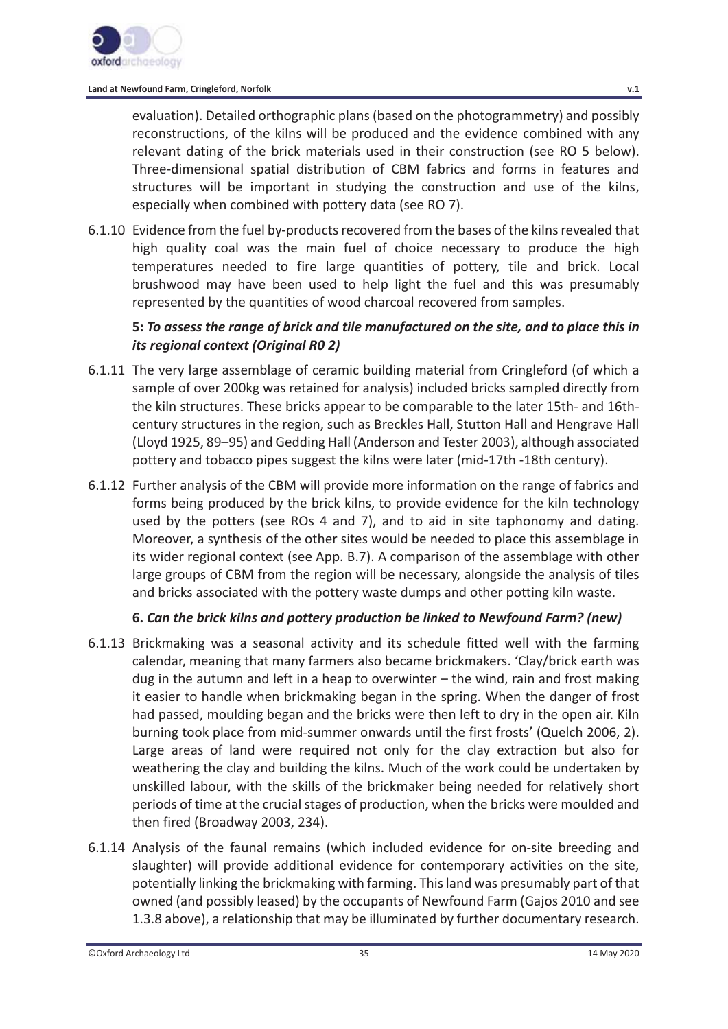evaluation). Detailed orthographic plans (based on the photogrammetry) and possibly reconstructions, of the kilns will be produced and the evidence combined with any relevant dating of the brick materials used in their construction (see RO 5 below). Three-dimensional spatial distribution of CBM fabrics and forms in features and structures will be important in studying the construction and use of the kilns, especially when combined with pottery data (see RO 7).

6.1.10 Evidence from the fuel by-products recovered from the bases of the kilns revealed that high quality coal was the main fuel of choice necessary to produce the high temperatures needed to fire large quantities of pottery, tile and brick. Local brushwood may have been used to help light the fuel and this was presumably represented by the quantities of wood charcoal recovered from samples.

**5:** ***To assess the range of brick and tile manufactured on the site, and to place this in its regional context (Original R0 2)***

6.1.11 The very large assemblage of ceramic building material from Cringleford (of which a sample of over 200kg was retained for analysis) included bricks sampled directly from the kiln structures. These bricks appear to be comparable to the later 15th- and 16th-century structures in the region, such as Breckles Hall, Stutton Hall and Hengrave Hall (Lloyd 1925, 89–95) and Gedding Hall (Anderson and Tester 2003), although associated pottery and tobacco pipes suggest the kilns were later (mid-17th -18th century).

6.1.12 Further analysis of the CBM will provide more information on the range of fabrics and forms being produced by the brick kilns, to provide evidence for the kiln technology used by the potters (see ROs 4 and 7), and to aid in site taphonomy and dating. Moreover, a synthesis of the other sites would be needed to place this assemblage in its wider regional context (see App. B.7). A comparison of the assemblage with other large groups of CBM from the region will be necessary, alongside the analysis of tiles and bricks associated with the pottery waste dumps and other potting kiln waste.

**6.** ***Can the brick kilns and pottery production be linked to Newfound Farm? (new)***

6.1.13 Brickmaking was a seasonal activity and its schedule fitted well with the farming calendar, meaning that many farmers also became brickmakers. 'Clay/brick earth was dug in the autumn and left in a heap to overwinter – the wind, rain and frost making it easier to handle when brickmaking began in the spring. When the danger of frost had passed, moulding began and the bricks were then left to dry in the open air. Kiln burning took place from mid-summer onwards until the first frosts' (Quelch 2006, 2). Large areas of land were required not only for the clay extraction but also for weathering the clay and building the kilns. Much of the work could be undertaken by unskilled labour, with the skills of the brickmaker being needed for relatively short periods of time at the crucial stages of production, when the bricks were moulded and then fired (Broadway 2003, 234).

6.1.14 Analysis of the faunal remains (which included evidence for on-site breeding and slaughter) will provide additional evidence for contemporary activities on the site, potentially linking the brickmaking with farming. This land was presumably part of that owned (and possibly leased) by the occupants of Newfound Farm (Gajos 2010 and see 1.3.8 above), a relationship that may be illuminated by further documentary research.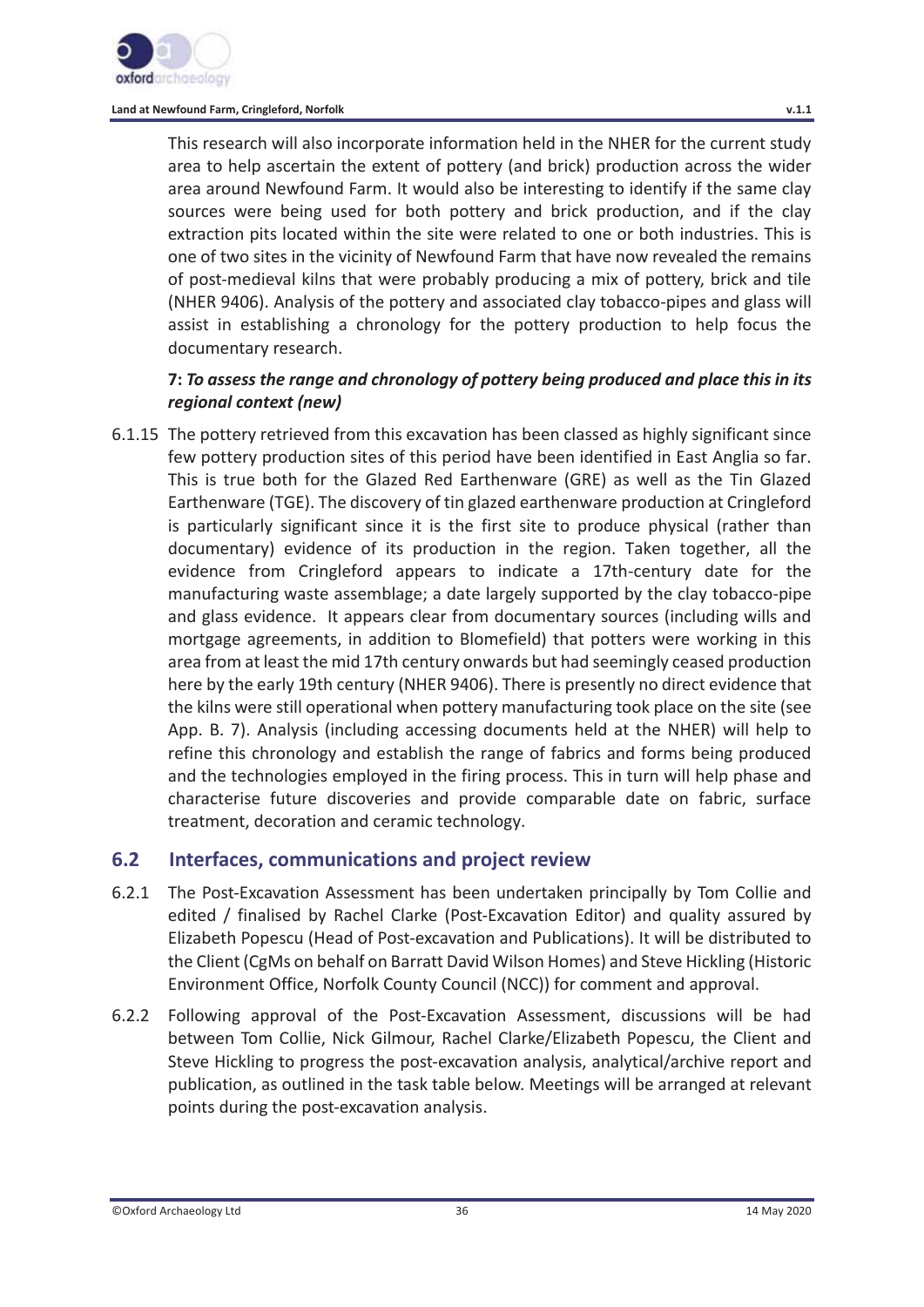This research will also incorporate information held in the NHER for the current study area to help ascertain the extent of pottery (and brick) production across the wider area around Newfound Farm. It would also be interesting to identify if the same clay sources were being used for both pottery and brick production, and if the clay extraction pits located within the site were related to one or both industries. This is one of two sites in the vicinity of Newfound Farm that have now revealed the remains of post-medieval kilns that were probably producing a mix of pottery, brick and tile (NHER 9406). Analysis of the pottery and associated clay tobacco-pipes and glass will assist in establishing a chronology for the pottery production to help focus the documentary research.

**7: *To assess the range and chronology of pottery being produced and place this in its regional context (new)***

6.1.15 The pottery retrieved from this excavation has been classed as highly significant since few pottery production sites of this period have been identified in East Anglia so far. This is true both for the Glazed Red Earthenware (GRE) as well as the Tin Glazed Earthenware (TGE). The discovery of tin glazed earthenware production at Cringleford is particularly significant since it is the first site to produce physical (rather than documentary) evidence of its production in the region. Taken together, all the evidence from Cringleford appears to indicate a 17th-century date for the manufacturing waste assemblage; a date largely supported by the clay tobacco-pipe and glass evidence. It appears clear from documentary sources (including wills and mortgage agreements, in addition to Blomefield) that potters were working in this area from at least the mid 17th century onwards but had seemingly ceased production here by the early 19th century (NHER 9406). There is presently no direct evidence that the kilns were still operational when pottery manufacturing took place on the site (see App. B. 7). Analysis (including accessing documents held at the NHER) will help to refine this chronology and establish the range of fabrics and forms being produced and the technologies employed in the firing process. This in turn will help phase and characterise future discoveries and provide comparable date on fabric, surface treatment, decoration and ceramic technology.

## 6.2 Interfaces, communications and project review

6.2.1 The Post-Excavation Assessment has been undertaken principally by Tom Collie and edited / finalised by Rachel Clarke (Post-Excavation Editor) and quality assured by Elizabeth Popescu (Head of Post-excavation and Publications). It will be distributed to the Client (CgMs on behalf on Barratt David Wilson Homes) and Steve Hickling (Historic Environment Office, Norfolk County Council (NCC)) for comment and approval.

6.2.2 Following approval of the Post-Excavation Assessment, discussions will be had between Tom Collie, Nick Gilmour, Rachel Clarke/Elizabeth Popescu, the Client and Steve Hickling to progress the post-excavation analysis, analytical/archive report and publication, as outlined in the task table below. Meetings will be arranged at relevant points during the post-excavation analysis.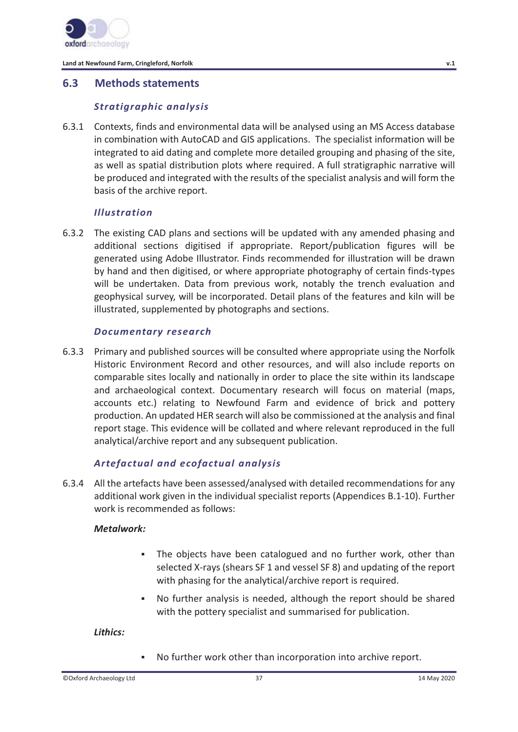## 6.3 Methods statements

### *Stratigraphic analysis*

6.3.1 Contexts, finds and environmental data will be analysed using an MS Access database in combination with AutoCAD and GIS applications. The specialist information will be integrated to aid dating and complete more detailed grouping and phasing of the site, as well as spatial distribution plots where required. A full stratigraphic narrative will be produced and integrated with the results of the specialist analysis and will form the basis of the archive report.

### *Illustration*

6.3.2 The existing CAD plans and sections will be updated with any amended phasing and additional sections digitised if appropriate. Report/publication figures will be generated using Adobe Illustrator. Finds recommended for illustration will be drawn by hand and then digitised, or where appropriate photography of certain finds-types will be undertaken. Data from previous work, notably the trench evaluation and geophysical survey, will be incorporated. Detail plans of the features and kiln will be illustrated, supplemented by photographs and sections.

### *Documentary research*

6.3.3 Primary and published sources will be consulted where appropriate using the Norfolk Historic Environment Record and other resources, and will also include reports on comparable sites locally and nationally in order to place the site within its landscape and archaeological context. Documentary research will focus on material (maps, accounts etc.) relating to Newfound Farm and evidence of brick and pottery production. An updated HER search will also be commissioned at the analysis and final report stage. This evidence will be collated and where relevant reproduced in the full analytical/archive report and any subsequent publication.

### *Artefactual and ecofactual analysis*

6.3.4 All the artefacts have been assessed/analysed with detailed recommendations for any additional work given in the individual specialist reports (Appendices B.1-10). Further work is recommended as follows:

***Metalwork:***

- The objects have been catalogued and no further work, other than selected X-rays (shears SF 1 and vessel SF 8) and updating of the report with phasing for the analytical/archive report is required.
- No further analysis is needed, although the report should be shared with the pottery specialist and summarised for publication.

***Lithics:***

- No further work other than incorporation into archive report.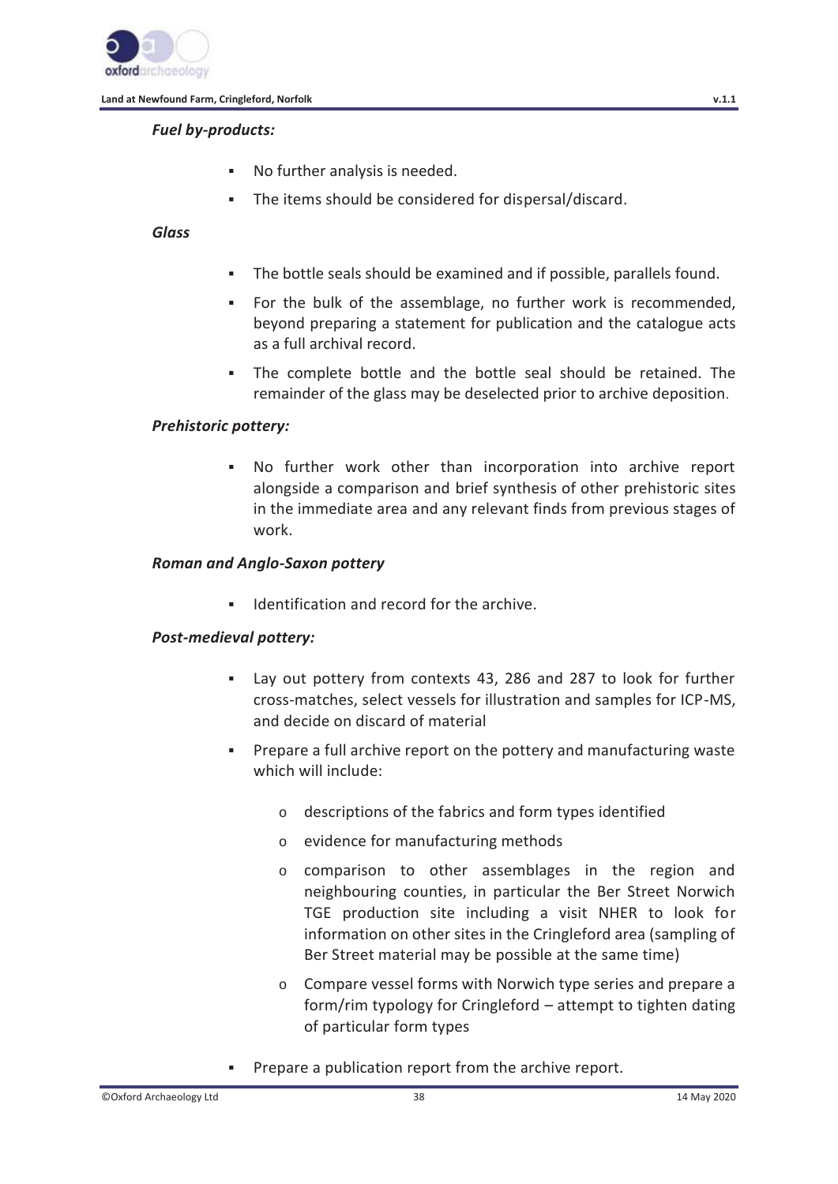*Fuel by-products:*

- No further analysis is needed.
- The items should be considered for dispersal/discard.

*Glass*

- The bottle seals should be examined and if possible, parallels found.
- For the bulk of the assemblage, no further work is recommended, beyond preparing a statement for publication and the catalogue acts as a full archival record.
- The complete bottle and the bottle seal should be retained. The remainder of the glass may be deselected prior to archive deposition.

*Prehistoric pottery:*

- No further work other than incorporation into archive report alongside a comparison and brief synthesis of other prehistoric sites in the immediate area and any relevant finds from previous stages of work.

*Roman and Anglo-Saxon pottery*

- Identification and record for the archive.

*Post-medieval pottery:*

- Lay out pottery from contexts 43, 286 and 287 to look for further cross-matches, select vessels for illustration and samples for ICP-MS, and decide on discard of material
- Prepare a full archive report on the pottery and manufacturing waste which will include:
    - descriptions of the fabrics and form types identified
    - evidence for manufacturing methods
    - comparison to other assemblages in the region and neighbouring counties, in particular the Ber Street Norwich TGE production site including a visit NHER to look for information on other sites in the Cringleford area (sampling of Ber Street material may be possible at the same time)
    - Compare vessel forms with Norwich type series and prepare a form/rim typology for Cringleford – attempt to tighten dating of particular form types
- Prepare a publication report from the archive report.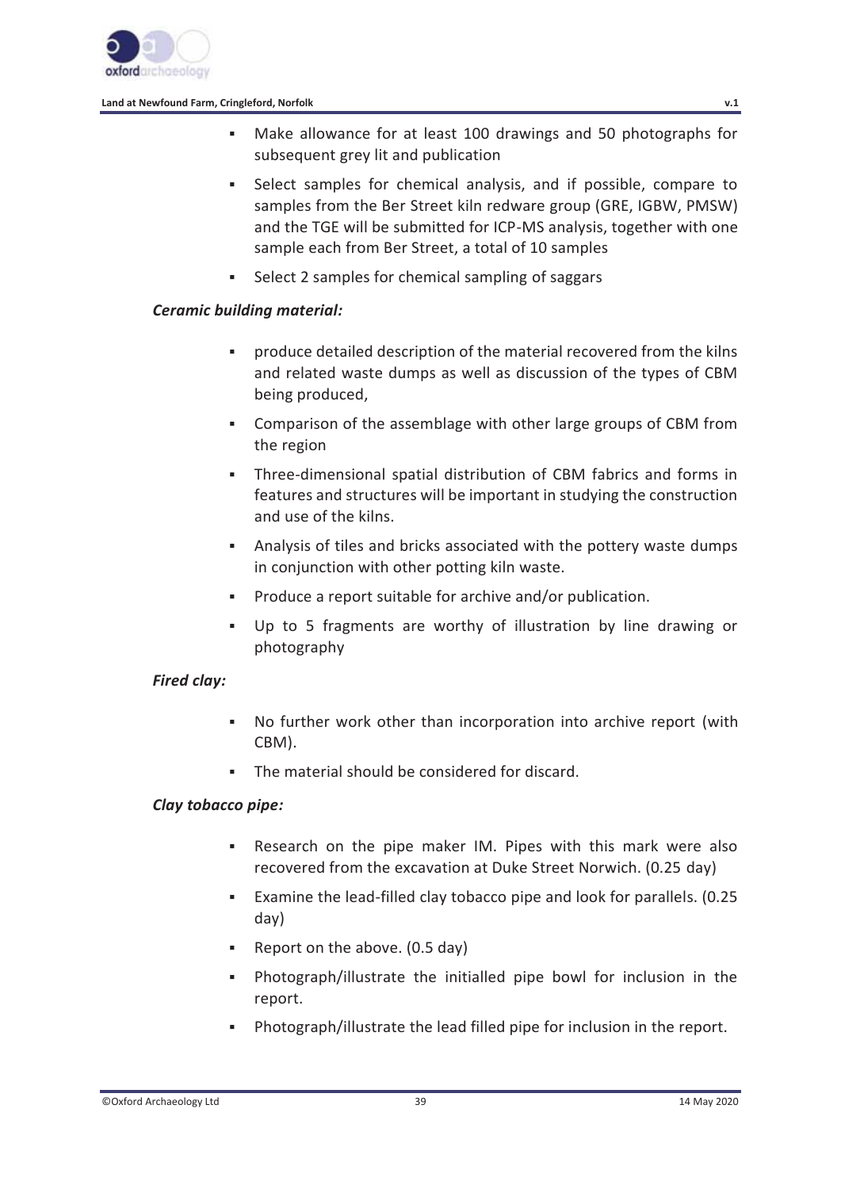- Make allowance for at least 100 drawings and 50 photographs for subsequent grey lit and publication
- Select samples for chemical analysis, and if possible, compare to samples from the Ber Street kiln redware group (GRE, IGBW, PMSW) and the TGE will be submitted for ICP-MS analysis, together with one sample each from Ber Street, a total of 10 samples
- Select 2 samples for chemical sampling of saggars

***Ceramic building material:***

- produce detailed description of the material recovered from the kilns and related waste dumps as well as discussion of the types of CBM being produced,
- Comparison of the assemblage with other large groups of CBM from the region
- Three-dimensional spatial distribution of CBM fabrics and forms in features and structures will be important in studying the construction and use of the kilns.
- Analysis of tiles and bricks associated with the pottery waste dumps in conjunction with other potting kiln waste.
- Produce a report suitable for archive and/or publication.
- Up to 5 fragments are worthy of illustration by line drawing or photography

***Fired clay:***

- No further work other than incorporation into archive report (with CBM).
- The material should be considered for discard.

***Clay tobacco pipe:***

- Research on the pipe maker IM. Pipes with this mark were also recovered from the excavation at Duke Street Norwich. (0.25 day)
- Examine the lead-filled clay tobacco pipe and look for parallels. (0.25 day)
- Report on the above. (0.5 day)
- Photograph/illustrate the initialled pipe bowl for inclusion in the report.
- Photograph/illustrate the lead filled pipe for inclusion in the report.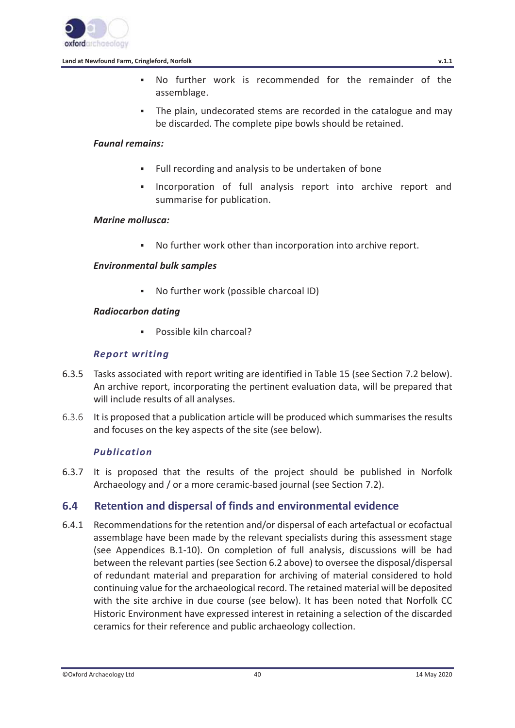- No further work is recommended for the remainder of the assemblage.
- The plain, undecorated stems are recorded in the catalogue and may be discarded. The complete pipe bowls should be retained.

***Faunal remains:***

- Full recording and analysis to be undertaken of bone
- Incorporation of full analysis report into archive report and summarise for publication.

***Marine mollusca:***

- No further work other than incorporation into archive report.

***Environmental bulk samples***

- No further work (possible charcoal ID)

***Radiocarbon dating***

- Possible kiln charcoal?

#### *Report writing*

6.3.5 Tasks associated with report writing are identified in Table 15 (see Section 7.2 below). An archive report, incorporating the pertinent evaluation data, will be prepared that will include results of all analyses.

6.3.6 It is proposed that a publication article will be produced which summarises the results and focuses on the key aspects of the site (see below).

#### *Publication*

6.3.7 It is proposed that the results of the project should be published in Norfolk Archaeology and / or a more ceramic-based journal (see Section 7.2).

## 6.4 Retention and dispersal of finds and environmental evidence

6.4.1 Recommendations for the retention and/or dispersal of each artefactual or ecofactual assemblage have been made by the relevant specialists during this assessment stage (see Appendices B.1-10). On completion of full analysis, discussions will be had between the relevant parties (see Section 6.2 above) to oversee the disposal/dispersal of redundant material and preparation for archiving of material considered to hold continuing value for the archaeological record. The retained material will be deposited with the site archive in due course (see below). It has been noted that Norfolk CC Historic Environment have expressed interest in retaining a selection of the discarded ceramics for their reference and public archaeology collection.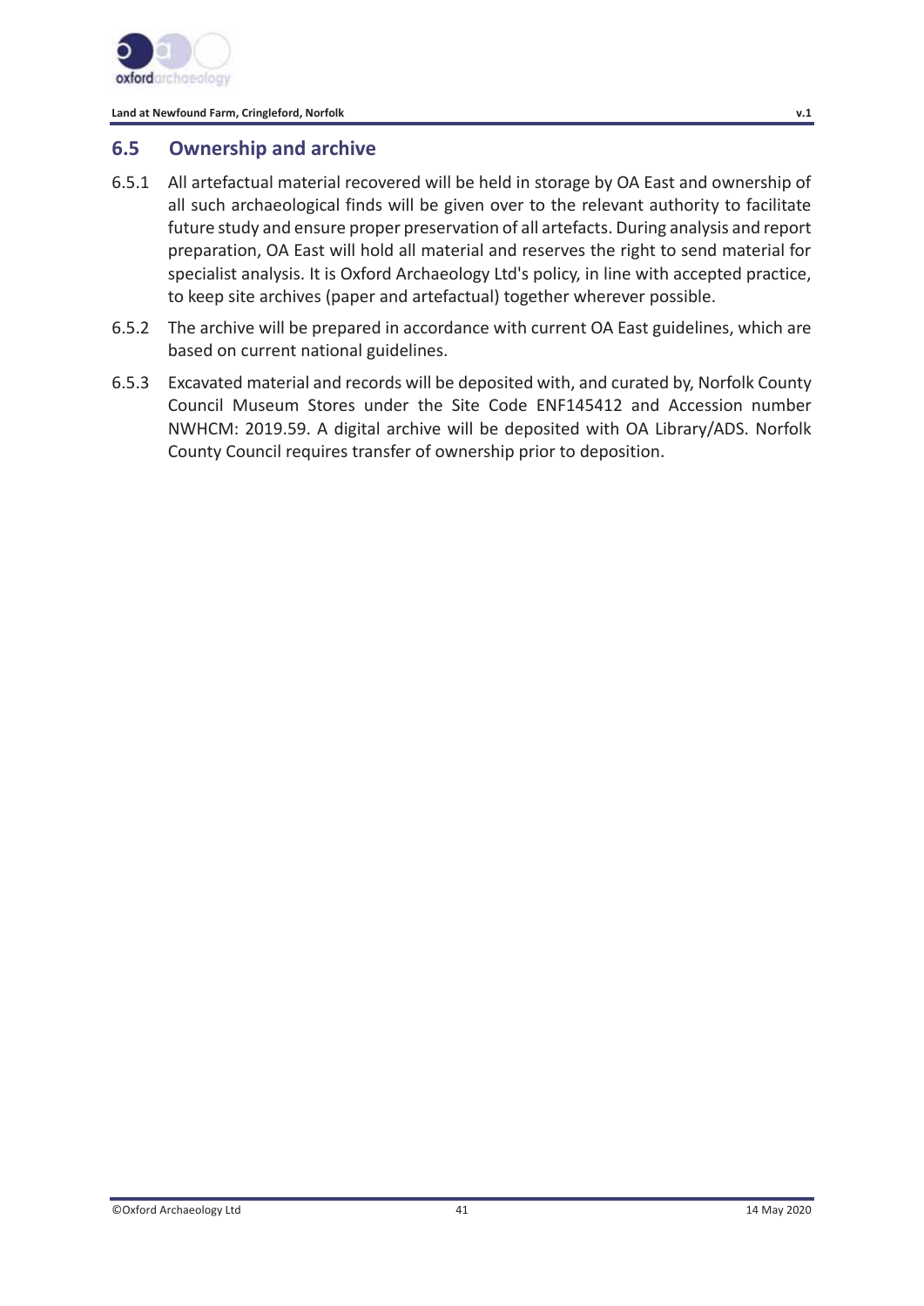## 6.5 Ownership and archive

6.5.1 All artefactual material recovered will be held in storage by OA East and ownership of all such archaeological finds will be given over to the relevant authority to facilitate future study and ensure proper preservation of all artefacts. During analysis and report preparation, OA East will hold all material and reserves the right to send material for specialist analysis. It is Oxford Archaeology Ltd's policy, in line with accepted practice, to keep site archives (paper and artefactual) together wherever possible.

6.5.2 The archive will be prepared in accordance with current OA East guidelines, which are based on current national guidelines.

6.5.3 Excavated material and records will be deposited with, and curated by, Norfolk County Council Museum Stores under the Site Code ENF145412 and Accession number NWHCM: 2019.59. A digital archive will be deposited with OA Library/ADS. Norfolk County Council requires transfer of ownership prior to deposition.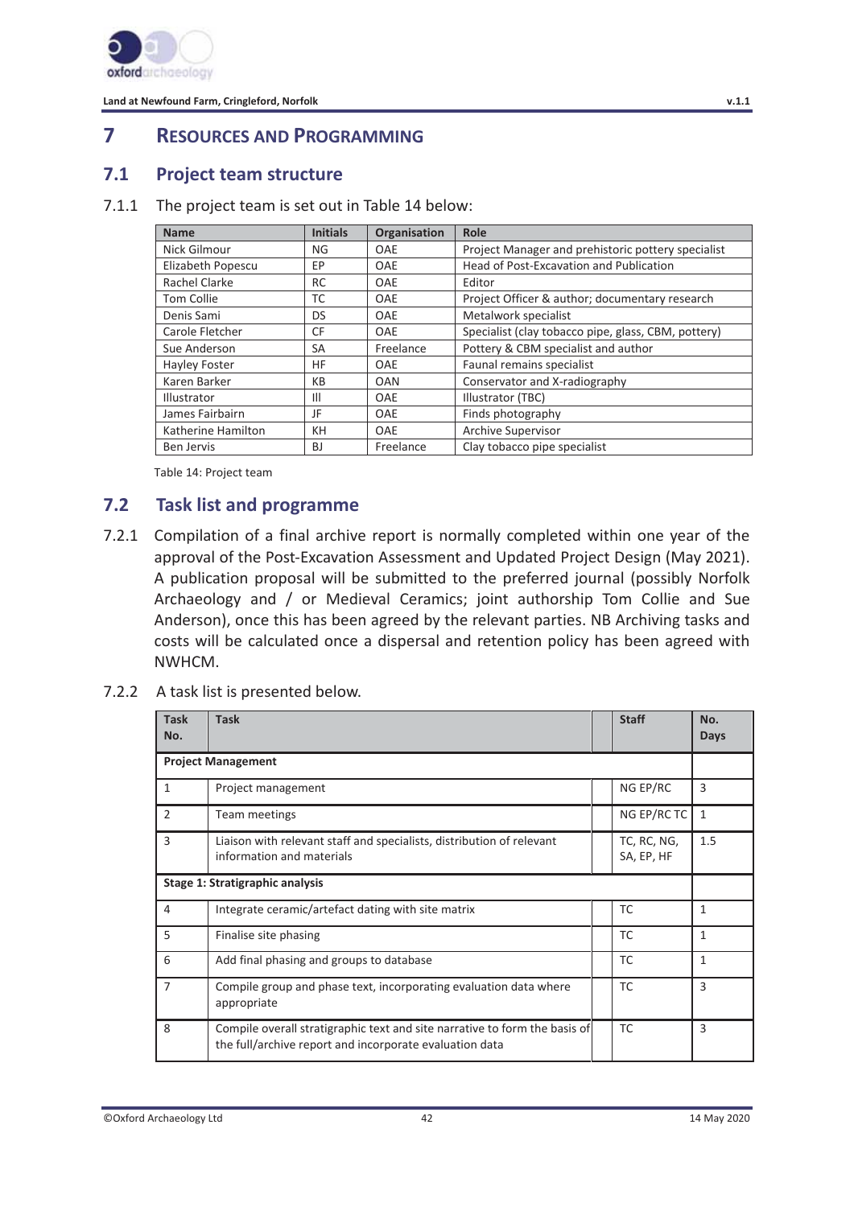# 7 RESOURCES AND PROGRAMMING

## 7.1 Project team structure

7.1.1 The project team is set out in Table 14 below:

| Name | Initials | Organisation | Role |
|---|---|---|---|
| Nick Gilmour | NG | OAE | Project Manager and prehistoric pottery specialist |
| Elizabeth Popescu | EP | OAE | Head of Post-Excavation and Publication |
| Rachel Clarke | RC | OAE | Editor |
| Tom Collie | TC | OAE | Project Officer & author; documentary research |
| Denis Sami | DS | OAE | Metalwork specialist |
| Carole Fletcher | CF | OAE | Specialist (clay tobacco pipe, glass, CBM, pottery) |
| Sue Anderson | SA | Freelance | Pottery & CBM specialist and author |
| Hayley Foster | HF | OAE | Faunal remains specialist |
| Karen Barker | KB | OAN | Conservator and X-radiography |
| Illustrator | Ill | OAE | Illustrator (TBC) |
| James Fairbairn | JF | OAE | Finds photography |
| Katherine Hamilton | KH | OAE | Archive Supervisor |
| Ben Jervis | BJ | Freelance | Clay tobacco pipe specialist |

Table 14: Project team

## 7.2 Task list and programme

7.2.1 Compilation of a final archive report is normally completed within one year of the approval of the Post-Excavation Assessment and Updated Project Design (May 2021). A publication proposal will be submitted to the preferred journal (possibly Norfolk Archaeology and / or Medieval Ceramics; joint authorship Tom Collie and Sue Anderson), once this has been agreed by the relevant parties. NB Archiving tasks and costs will be calculated once a dispersal and retention policy has been agreed with NWHCM.

7.2.2 A task list is presented below.

| Task No. | Task | | Staff | No. Days |
|---|---|---|---|---|
| **Project Management** | | | | |
| 1 | Project management | | NG EP/RC | 3 |
| 2 | Team meetings | | NG EP/RC TC | 1 |
| 3 | Liaison with relevant staff and specialists, distribution of relevant information and materials | | TC, RC, NG, SA, EP, HF | 1.5 |
| **Stage 1: Stratigraphic analysis** | | | | |
| 4 | Integrate ceramic/artefact dating with site matrix | | TC | 1 |
| 5 | Finalise site phasing | | TC | 1 |
| 6 | Add final phasing and groups to database | | TC | 1 |
| 7 | Compile group and phase text, incorporating evaluation data where appropriate | | TC | 3 |
| 8 | Compile overall stratigraphic text and site narrative to form the basis of the full/archive report and incorporate evaluation data | | TC | 3 |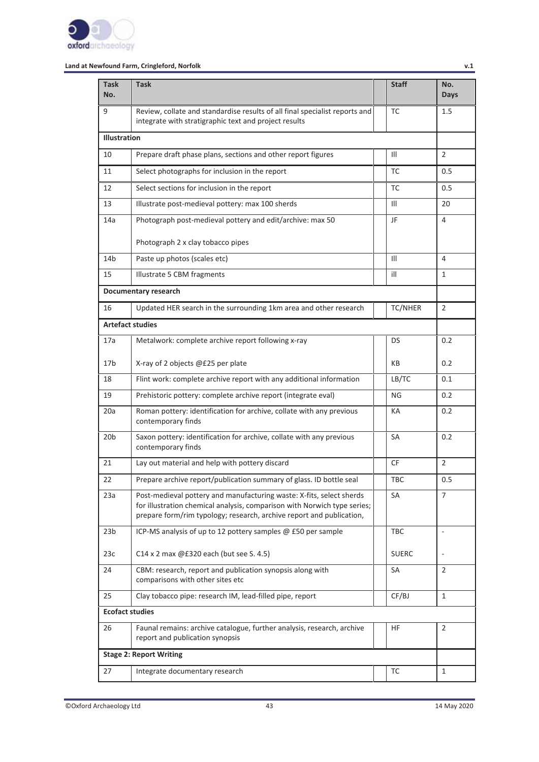| Task No. | Task | Staff | No. Days |
|---|---|---|---|
| 9 | Review, collate and standardise results of all final specialist reports and integrate with stratigraphic text and project results | TC | 1.5 |
| **Illustration** | | | |
| 10 | Prepare draft phase plans, sections and other report figures | Ill | 2 |
| 11 | Select photographs for inclusion in the report | TC | 0.5 |
| 12 | Select sections for inclusion in the report | TC | 0.5 |
| 13 | Illustrate post-medieval pottery: max 100 sherds | Ill | 20 |
| 14a | Photograph post-medieval pottery and edit/archive: max 50<br><br>Photograph 2 x clay tobacco pipes | JF | 4 |
| 14b | Paste up photos (scales etc) | Ill | 4 |
| 15 | Illustrate 5 CBM fragments | ill | 1 |
| **Documentary research** | | | |
| 16 | Updated HER search in the surrounding 1km area and other research | TC/NHER | 2 |
| **Artefact studies** | | | |
| 17a | Metalwork: complete archive report following x-ray | DS | 0.2 |
| 17b | X-ray of 2 objects @£25 per plate | KB | 0.2 |
| 18 | Flint work: complete archive report with any additional information | LB/TC | 0.1 |
| 19 | Prehistoric pottery: complete archive report (integrate eval) | NG | 0.2 |
| 20a | Roman pottery: identification for archive, collate with any previous contemporary finds | KA | 0.2 |
| 20b | Saxon pottery: identification for archive, collate with any previous contemporary finds | SA | 0.2 |
| 21 | Lay out material and help with pottery discard | CF | 2 |
| 22 | Prepare archive report/publication summary of glass. ID bottle seal | TBC | 0.5 |
| 23a | Post-medieval pottery and manufacturing waste: X-fits, select sherds for illustration chemical analysis, comparison with Norwich type series; prepare form/rim typology; research, archive report and publication, | SA | 7 |
| 23b | ICP-MS analysis of up to 12 pottery samples @ £50 per sample | TBC | - |
| 23c | C14 x 2 max @£320 each (but see S. 4.5) | SUERC | - |
| 24 | CBM: research, report and publication synopsis along with comparisons with other sites etc | SA | 2 |
| 25 | Clay tobacco pipe: research IM, lead-filled pipe, report | CF/BJ | 1 |
| **Ecofact studies** | | | |
| 26 | Faunal remains: archive catalogue, further analysis, research, archive report and publication synopsis | HF | 2 |
| **Stage 2: Report Writing** | | | |
| 27 | Integrate documentary research | TC | 1 |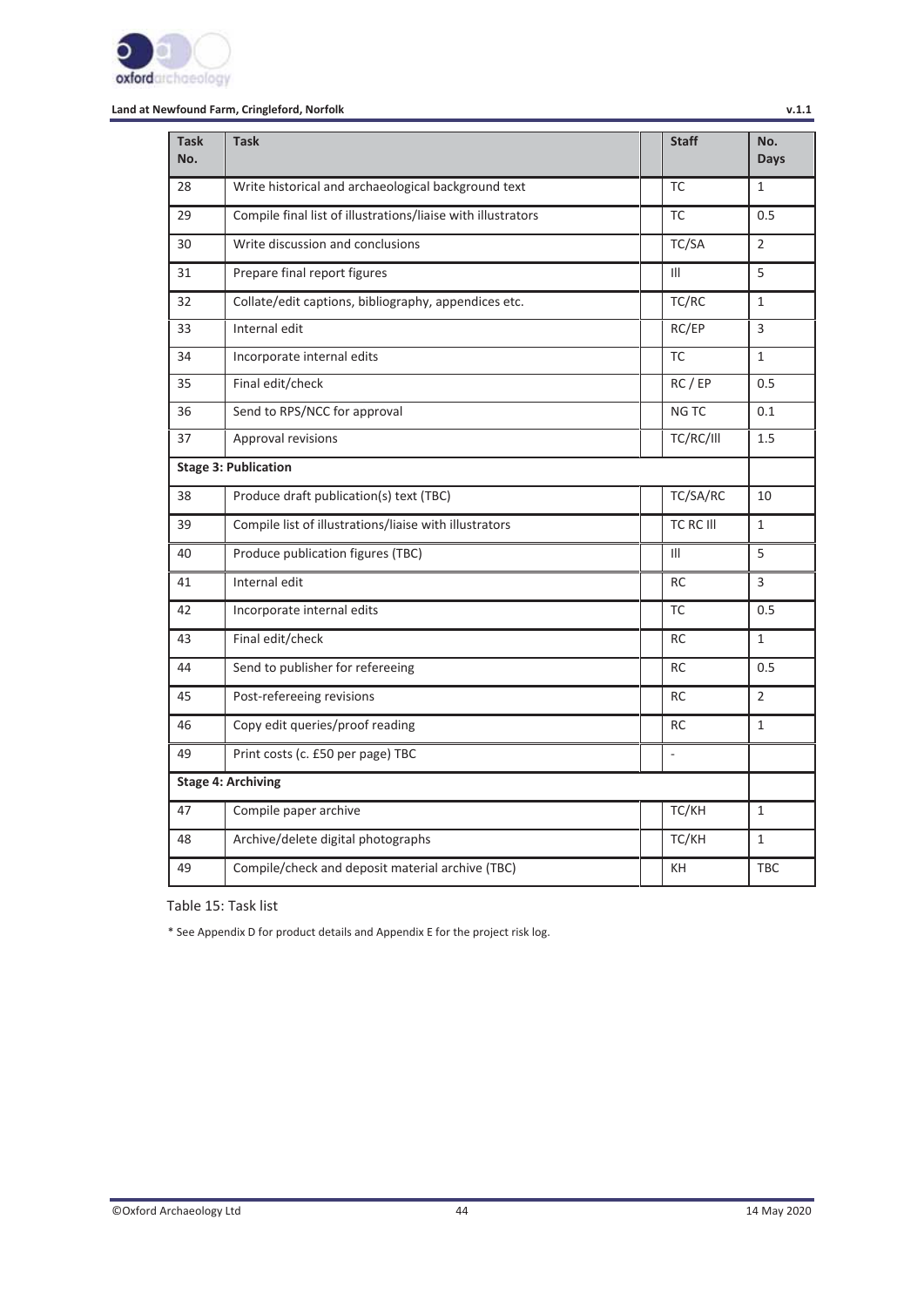| Task No. | Task | | Staff | No. Days |
|---|---|---|---|---|
| 28 | Write historical and archaeological background text | | TC | 1 |
| 29 | Compile final list of illustrations/liaise with illustrators | | TC | 0.5 |
| 30 | Write discussion and conclusions | | TC/SA | 2 |
| 31 | Prepare final report figures | | Ill | 5 |
| 32 | Collate/edit captions, bibliography, appendices etc. | | TC/RC | 1 |
| 33 | Internal edit | | RC/EP | 3 |
| 34 | Incorporate internal edits | | TC | 1 |
| 35 | Final edit/check | | RC / EP | 0.5 |
| 36 | Send to RPS/NCC for approval | | NG TC | 0.1 |
| 37 | Approval revisions | | TC/RC/Ill | 1.5 |
| **Stage 3: Publication** | | | | |
| 38 | Produce draft publication(s) text (TBC) | | TC/SA/RC | 10 |
| 39 | Compile list of illustrations/liaise with illustrators | | TC RC Ill | 1 |
| 40 | Produce publication figures (TBC) | | Ill | 5 |
| 41 | Internal edit | | RC | 3 |
| 42 | Incorporate internal edits | | TC | 0.5 |
| 43 | Final edit/check | | RC | 1 |
| 44 | Send to publisher for refereeing | | RC | 0.5 |
| 45 | Post-refereeing revisions | | RC | 2 |
| 46 | Copy edit queries/proof reading | | RC | 1 |
| 49 | Print costs (c. £50 per page) TBC | | - | |
| **Stage 4: Archiving** | | | | |
| 47 | Compile paper archive | | TC/KH | 1 |
| 48 | Archive/delete digital photographs | | TC/KH | 1 |
| 49 | Compile/check and deposit material archive (TBC) | | KH | TBC |

Table 15: Task list

* See Appendix D for product details and Appendix E for the project risk log.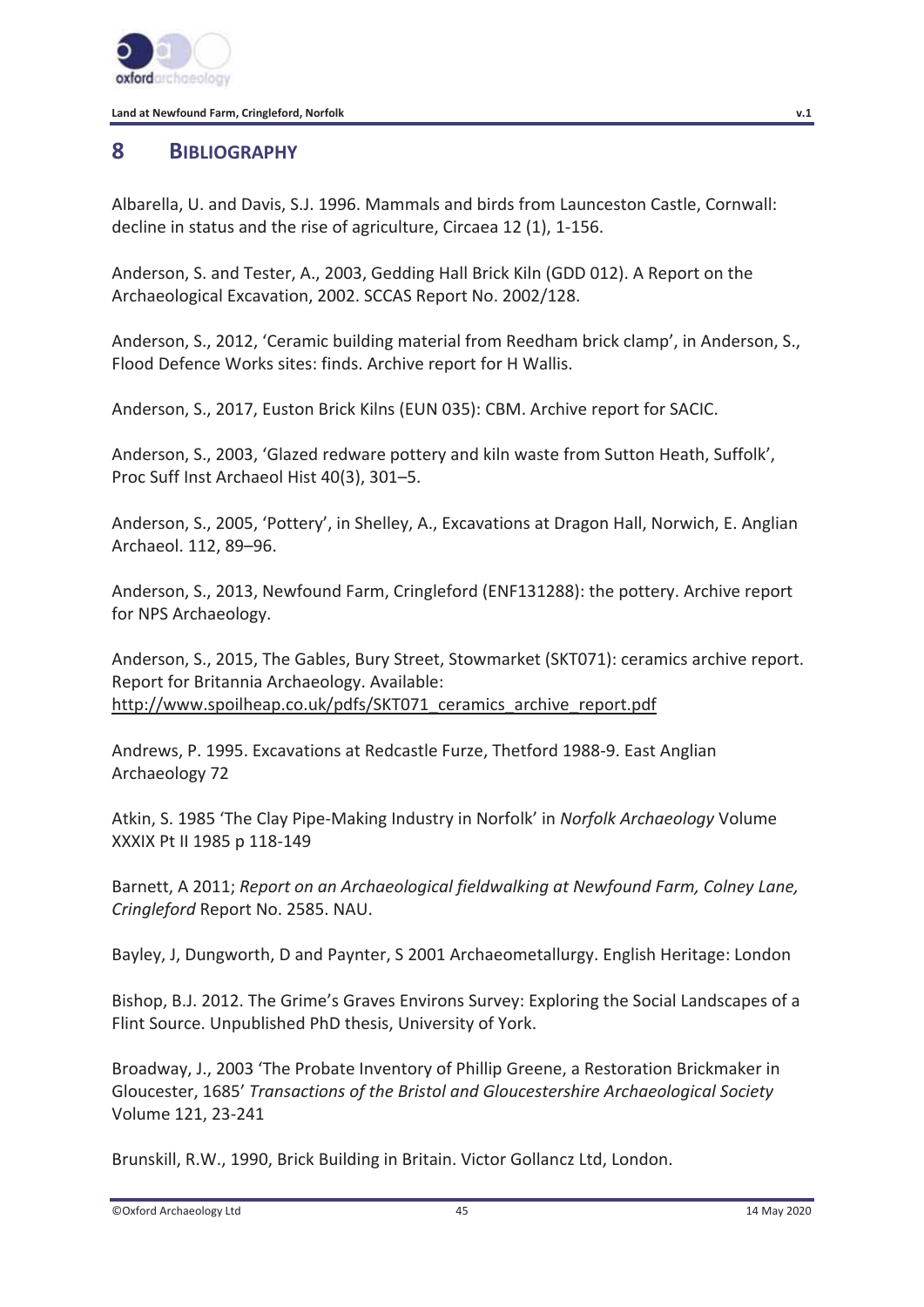## 8 BIBLIOGRAPHY

Albarella, U. and Davis, S.J. 1996. Mammals and birds from Launceston Castle, Cornwall: decline in status and the rise of agriculture, Circaea 12 (1), 1-156.

Anderson, S. and Tester, A., 2003, Gedding Hall Brick Kiln (GDD 012). A Report on the Archaeological Excavation, 2002. SCCAS Report No. 2002/128.

Anderson, S., 2012, 'Ceramic building material from Reedham brick clamp', in Anderson, S., Flood Defence Works sites: finds. Archive report for H Wallis.

Anderson, S., 2017, Euston Brick Kilns (EUN 035): CBM. Archive report for SACIC.

Anderson, S., 2003, 'Glazed redware pottery and kiln waste from Sutton Heath, Suffolk', Proc Suff Inst Archaeol Hist 40(3), 301–5.

Anderson, S., 2005, 'Pottery', in Shelley, A., Excavations at Dragon Hall, Norwich, E. Anglian Archaeol. 112, 89–96.

Anderson, S., 2013, Newfound Farm, Cringleford (ENF131288): the pottery. Archive report for NPS Archaeology.

Anderson, S., 2015, The Gables, Bury Street, Stowmarket (SKT071): ceramics archive report. Report for Britannia Archaeology. Available: http://www.spoilheap.co.uk/pdfs/SKT071_ceramics_archive_report.pdf

Andrews, P. 1995. Excavations at Redcastle Furze, Thetford 1988-9. East Anglian Archaeology 72

Atkin, S. 1985 'The Clay Pipe-Making Industry in Norfolk' in *Norfolk Archaeology* Volume XXXIX Pt II 1985 p 118-149

Barnett, A 2011; *Report on an Archaeological fieldwalking at Newfound Farm, Colney Lane, Cringleford* Report No. 2585. NAU.

Bayley, J, Dungworth, D and Paynter, S 2001 Archaeometallurgy. English Heritage: London

Bishop, B.J. 2012. The Grime's Graves Environs Survey: Exploring the Social Landscapes of a Flint Source. Unpublished PhD thesis, University of York.

Broadway, J., 2003 'The Probate Inventory of Phillip Greene, a Restoration Brickmaker in Gloucester, 1685' *Transactions of the Bristol and Gloucestershire Archaeological Society* Volume 121, 23-241

Brunskill, R.W., 1990, Brick Building in Britain. Victor Gollancz Ltd, London.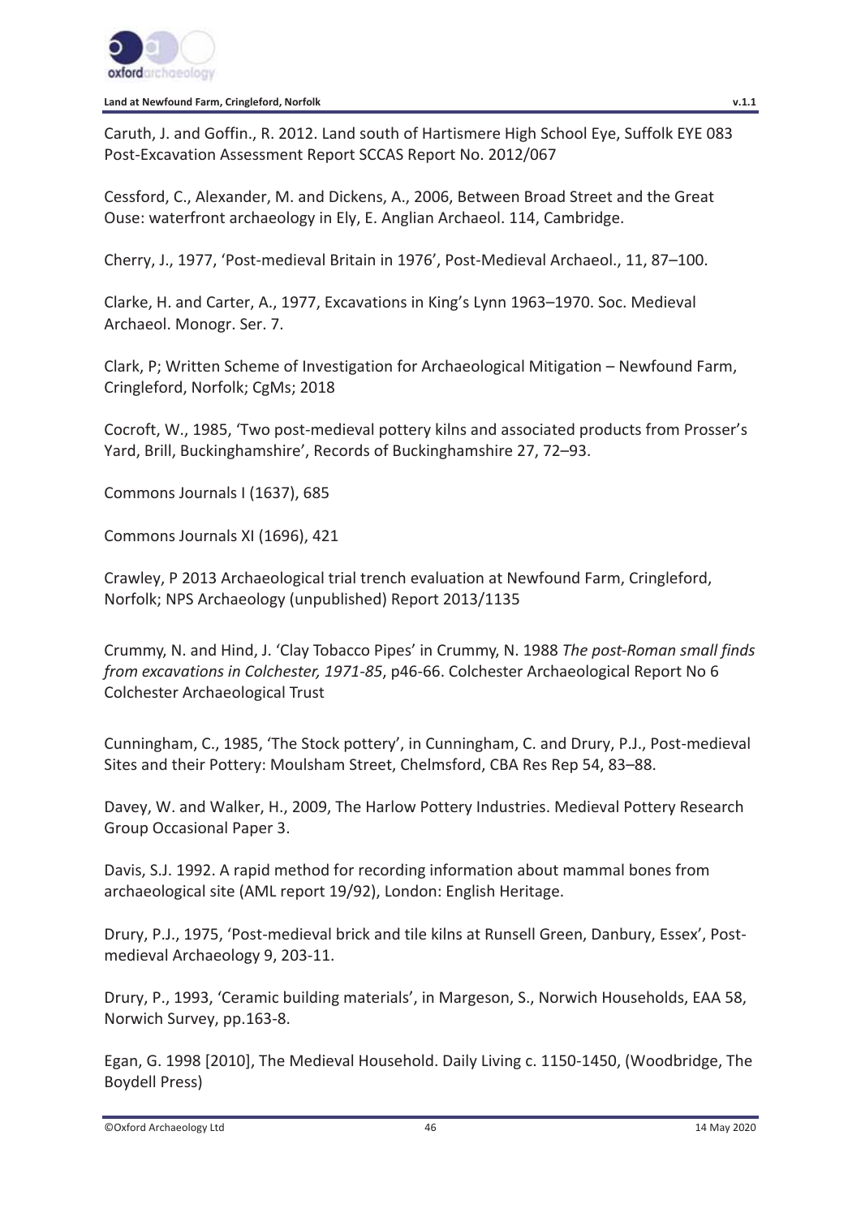Caruth, J. and Goffin., R. 2012. Land south of Hartismere High School Eye, Suffolk EYE 083 Post-Excavation Assessment Report SCCAS Report No. 2012/067

Cessford, C., Alexander, M. and Dickens, A., 2006, Between Broad Street and the Great Ouse: waterfront archaeology in Ely, E. Anglian Archaeol. 114, Cambridge.

Cherry, J., 1977, 'Post-medieval Britain in 1976', Post-Medieval Archaeol., 11, 87–100.

Clarke, H. and Carter, A., 1977, Excavations in King's Lynn 1963–1970. Soc. Medieval Archaeol. Monogr. Ser. 7.

Clark, P; Written Scheme of Investigation for Archaeological Mitigation – Newfound Farm, Cringleford, Norfolk; CgMs; 2018

Cocroft, W., 1985, 'Two post-medieval pottery kilns and associated products from Prosser's Yard, Brill, Buckinghamshire', Records of Buckinghamshire 27, 72–93.

Commons Journals I (1637), 685

Commons Journals XI (1696), 421

Crawley, P 2013 Archaeological trial trench evaluation at Newfound Farm, Cringleford, Norfolk; NPS Archaeology (unpublished) Report 2013/1135

Crummy, N. and Hind, J. 'Clay Tobacco Pipes' in Crummy, N. 1988 *The post-Roman small finds from excavations in Colchester, 1971-85*, p46-66. Colchester Archaeological Report No 6 Colchester Archaeological Trust

Cunningham, C., 1985, 'The Stock pottery', in Cunningham, C. and Drury, P.J., Post-medieval Sites and their Pottery: Moulsham Street, Chelmsford, CBA Res Rep 54, 83–88.

Davey, W. and Walker, H., 2009, The Harlow Pottery Industries. Medieval Pottery Research Group Occasional Paper 3.

Davis, S.J. 1992. A rapid method for recording information about mammal bones from archaeological site (AML report 19/92), London: English Heritage.

Drury, P.J., 1975, 'Post-medieval brick and tile kilns at Runsell Green, Danbury, Essex', Post-medieval Archaeology 9, 203-11.

Drury, P., 1993, 'Ceramic building materials', in Margeson, S., Norwich Households, EAA 58, Norwich Survey, pp.163-8.

Egan, G. 1998 [2010], The Medieval Household. Daily Living c. 1150-1450, (Woodbridge, The Boydell Press)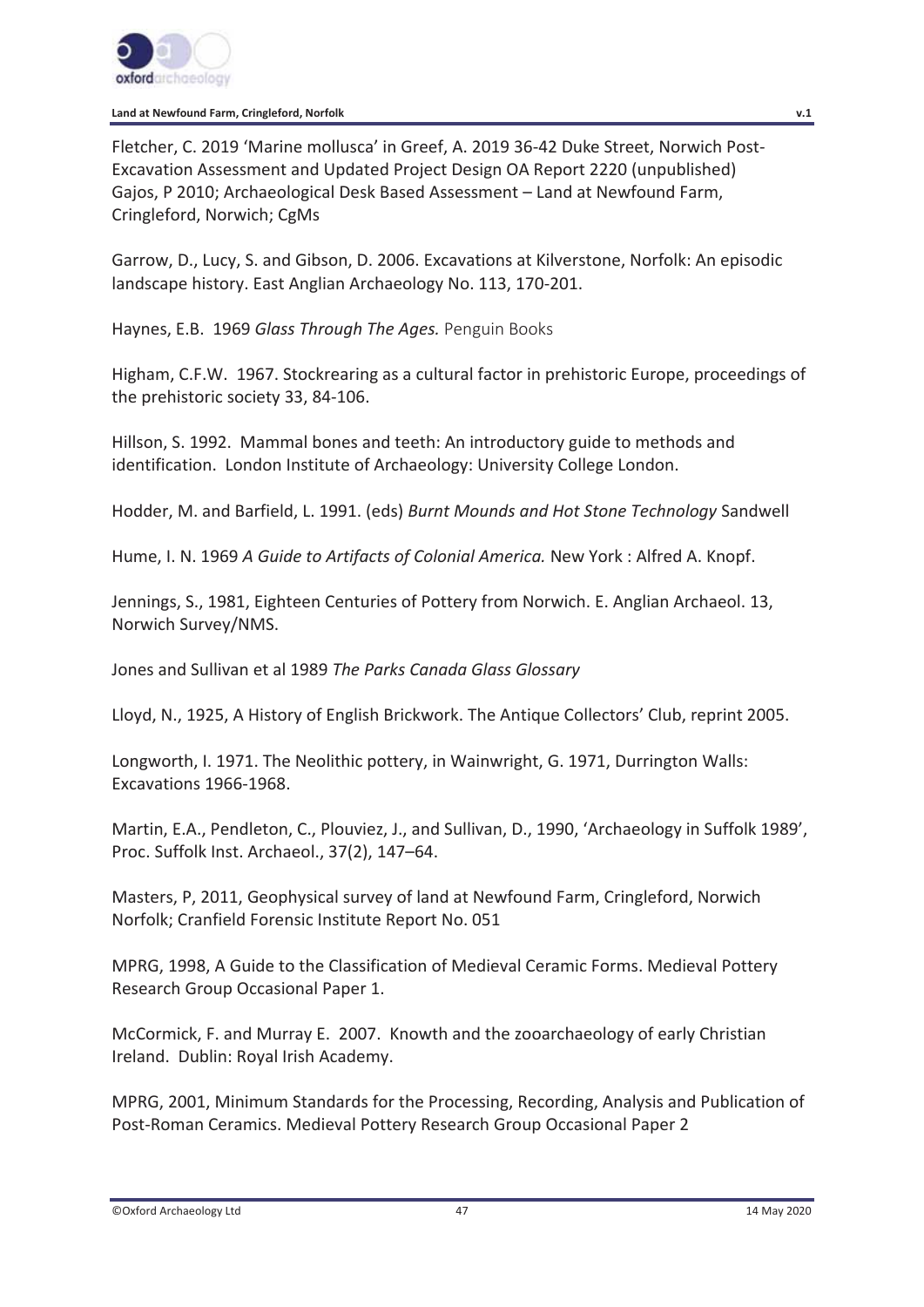Fletcher, C. 2019 'Marine mollusca' in Greef, A. 2019 36-42 Duke Street, Norwich Post-Excavation Assessment and Updated Project Design OA Report 2220 (unpublished)
Gajos, P 2010; Archaeological Desk Based Assessment – Land at Newfound Farm, Cringleford, Norwich; CgMs

Garrow, D., Lucy, S. and Gibson, D. 2006. Excavations at Kilverstone, Norfolk: An episodic landscape history. East Anglian Archaeology No. 113, 170-201.

Haynes, E.B. 1969 *Glass Through The Ages.* Penguin Books

Higham, C.F.W. 1967. Stockrearing as a cultural factor in prehistoric Europe, proceedings of the prehistoric society 33, 84-106.

Hillson, S. 1992. Mammal bones and teeth: An introductory guide to methods and identification. London Institute of Archaeology: University College London.

Hodder, M. and Barfield, L. 1991. (eds) *Burnt Mounds and Hot Stone Technology* Sandwell

Hume, I. N. 1969 *A Guide to Artifacts of Colonial America.* New York : Alfred A. Knopf.

Jennings, S., 1981, Eighteen Centuries of Pottery from Norwich. E. Anglian Archaeol. 13, Norwich Survey/NMS.

Jones and Sullivan et al 1989 *The Parks Canada Glass Glossary*

Lloyd, N., 1925, A History of English Brickwork. The Antique Collectors' Club, reprint 2005.

Longworth, I. 1971. The Neolithic pottery, in Wainwright, G. 1971, Durrington Walls: Excavations 1966-1968.

Martin, E.A., Pendleton, C., Plouviez, J., and Sullivan, D., 1990, 'Archaeology in Suffolk 1989', Proc. Suffolk Inst. Archaeol., 37(2), 147–64.

Masters, P, 2011, Geophysical survey of land at Newfound Farm, Cringleford, Norwich Norfolk; Cranfield Forensic Institute Report No. 051

MPRG, 1998, A Guide to the Classification of Medieval Ceramic Forms. Medieval Pottery Research Group Occasional Paper 1.

McCormick, F. and Murray E. 2007. Knowth and the zooarchaeology of early Christian Ireland. Dublin: Royal Irish Academy.

MPRG, 2001, Minimum Standards for the Processing, Recording, Analysis and Publication of Post-Roman Ceramics. Medieval Pottery Research Group Occasional Paper 2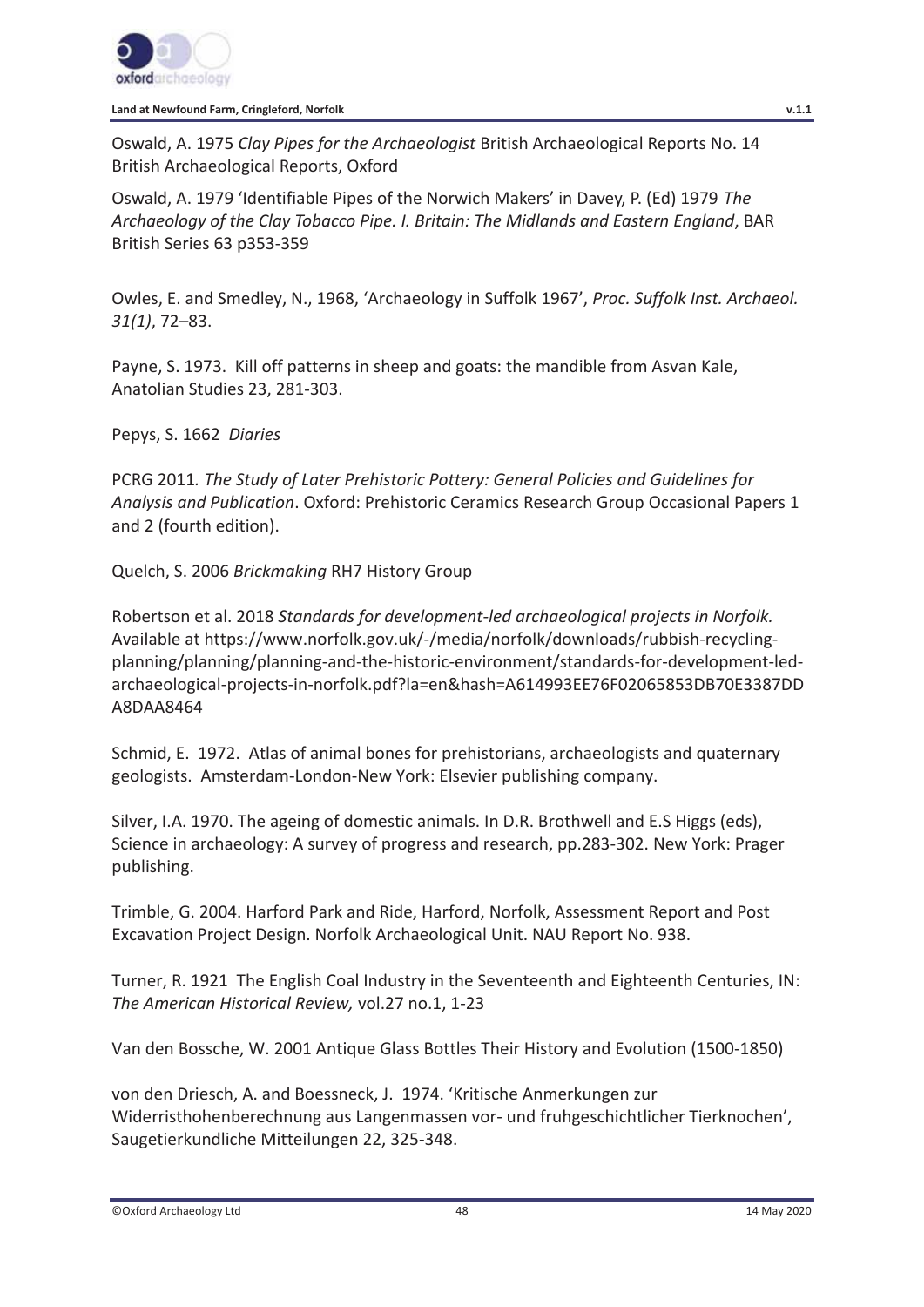Oswald, A. 1975 *Clay Pipes for the Archaeologist* British Archaeological Reports No. 14 British Archaeological Reports, Oxford

Oswald, A. 1979 'Identifiable Pipes of the Norwich Makers' in Davey, P. (Ed) 1979 *The Archaeology of the Clay Tobacco Pipe. I. Britain: The Midlands and Eastern England*, BAR British Series 63 p353-359

Owles, E. and Smedley, N., 1968, 'Archaeology in Suffolk 1967', *Proc. Suffolk Inst. Archaeol. 31(1)*, 72–83.

Payne, S. 1973. Kill off patterns in sheep and goats: the mandible from Asvan Kale, Anatolian Studies 23, 281-303.

Pepys, S. 1662 *Diaries*

PCRG 2011. *The Study of Later Prehistoric Pottery: General Policies and Guidelines for Analysis and Publication*. Oxford: Prehistoric Ceramics Research Group Occasional Papers 1 and 2 (fourth edition).

Quelch, S. 2006 *Brickmaking* RH7 History Group

Robertson et al. 2018 *Standards for development-led archaeological projects in Norfolk.* Available at https://www.norfolk.gov.uk/-/media/norfolk/downloads/rubbish-recycling-planning/planning/planning-and-the-historic-environment/standards-for-development-led-archaeological-projects-in-norfolk.pdf?la=en&hash=A614993EE76F02065853DB70E3387DDA8DAA8464

Schmid, E. 1972. Atlas of animal bones for prehistorians, archaeologists and quaternary geologists. Amsterdam-London-New York: Elsevier publishing company.

Silver, I.A. 1970. The ageing of domestic animals. In D.R. Brothwell and E.S Higgs (eds), Science in archaeology: A survey of progress and research, pp.283-302. New York: Prager publishing.

Trimble, G. 2004. Harford Park and Ride, Harford, Norfolk, Assessment Report and Post Excavation Project Design. Norfolk Archaeological Unit. NAU Report No. 938.

Turner, R. 1921 The English Coal Industry in the Seventeenth and Eighteenth Centuries, IN: *The American Historical Review,* vol.27 no.1, 1-23

Van den Bossche, W. 2001 Antique Glass Bottles Their History and Evolution (1500-1850)

von den Driesch, A. and Boessneck, J. 1974. 'Kritische Anmerkungen zur Widerristhohenberechnung aus Langenmassen vor- und fruhgeschichtlicher Tierknochen', Saugetierkundliche Mitteilungen 22, 325-348.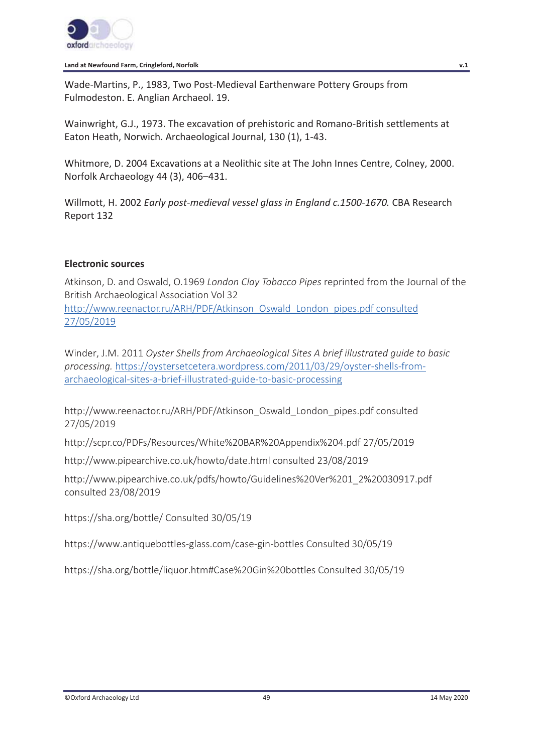Wade-Martins, P., 1983, Two Post-Medieval Earthenware Pottery Groups from Fulmodeston. E. Anglian Archaeol. 19.

Wainwright, G.J., 1973. The excavation of prehistoric and Romano-British settlements at Eaton Heath, Norwich. Archaeological Journal, 130 (1), 1-43.

Whitmore, D. 2004 Excavations at a Neolithic site at The John Innes Centre, Colney, 2000. Norfolk Archaeology 44 (3), 406–431.

Willmott, H. 2002 *Early post-medieval vessel glass in England c.1500-1670.* CBA Research Report 132

**Electronic sources**

Atkinson, D. and Oswald, O.1969 *London Clay Tobacco Pipes* reprinted from the Journal of the British Archaeological Association Vol 32 http://www.reenactor.ru/ARH/PDF/Atkinson_Oswald_London_pipes.pdf consulted 27/05/2019

Winder, J.M. 2011 *Oyster Shells from Archaeological Sites A brief illustrated guide to basic processing.* https://oystersetcetera.wordpress.com/2011/03/29/oyster-shells-from-archaeological-sites-a-brief-illustrated-guide-to-basic-processing

http://www.reenactor.ru/ARH/PDF/Atkinson_Oswald_London_pipes.pdf consulted 27/05/2019

http://scpr.co/PDFs/Resources/White%20BAR%20Appendix%204.pdf 27/05/2019

http://www.pipearchive.co.uk/howto/date.html consulted 23/08/2019

http://www.pipearchive.co.uk/pdfs/howto/Guidelines%20Ver%201_2%20030917.pdf consulted 23/08/2019

https://sha.org/bottle/ Consulted 30/05/19

https://www.antiquebottles-glass.com/case-gin-bottles Consulted 30/05/19

https://sha.org/bottle/liquor.htm#Case%20Gin%20bottles Consulted 30/05/19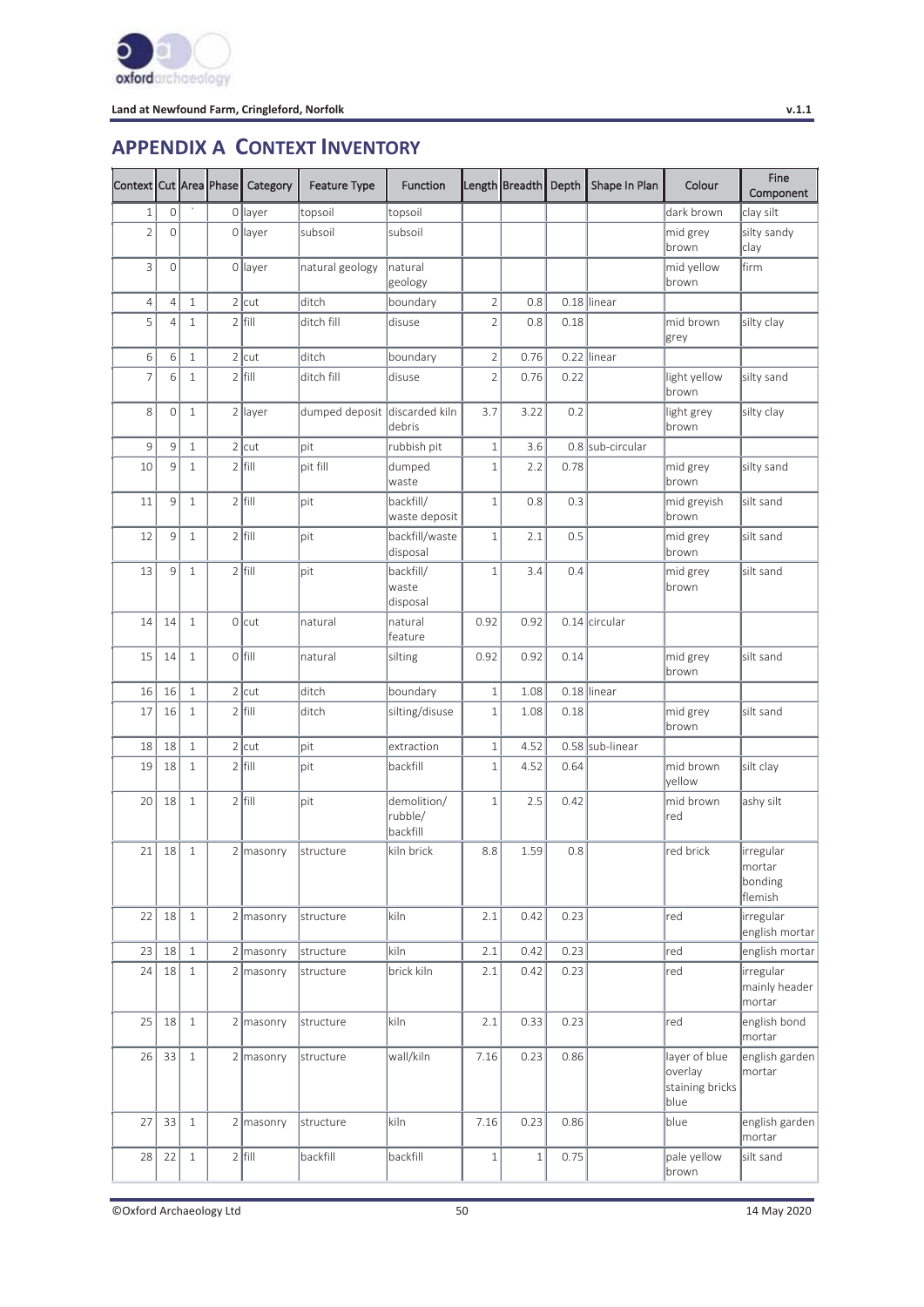# APPENDIX A CONTEXT INVENTORY

| Context | Cut | Area | Phase | Category | Feature Type | Function | Length | Breadth | Depth | Shape In Plan | Colour | Fine Component |
|---|---|---|---|---|---|---|---|---|---|---|---|---|
| 1 | 0 | ` | 0 | layer | topsoil | topsoil | | | | | dark brown | clay silt |
| 2 | 0 | | 0 | layer | subsoil | subsoil | | | | | mid grey brown | silty sandy clay |
| 3 | 0 | | 0 | layer | natural geology | natural geology | | | | | mid yellow brown | firm |
| 4 | 4 | 1 | 2 | cut | ditch | boundary | 2 | 0.8 | 0.18 | linear | | |
| 5 | 4 | 1 | 2 | fill | ditch fill | disuse | 2 | 0.8 | 0.18 | | mid brown grey | silty clay |
| 6 | 6 | 1 | 2 | cut | ditch | boundary | 2 | 0.76 | 0.22 | linear | | |
| 7 | 6 | 1 | 2 | fill | ditch fill | disuse | 2 | 0.76 | 0.22 | | light yellow brown | silty sand |
| 8 | 0 | 1 | 2 | layer | dumped deposit | discarded kiln debris | 3.7 | 3.22 | 0.2 | | light grey brown | silty clay |
| 9 | 9 | 1 | 2 | cut | pit | rubbish pit | 1 | 3.6 | 0.8 | sub-circular | | |
| 10 | 9 | 1 | 2 | fill | pit fill | dumped waste | 1 | 2.2 | 0.78 | | mid grey brown | silty sand |
| 11 | 9 | 1 | 2 | fill | pit | backfill/ waste deposit | 1 | 0.8 | 0.3 | | mid greyish brown | silt sand |
| 12 | 9 | 1 | 2 | fill | pit | backfill/waste disposal | 1 | 2.1 | 0.5 | | mid grey brown | silt sand |
| 13 | 9 | 1 | 2 | fill | pit | backfill/ waste disposal | 1 | 3.4 | 0.4 | | mid grey brown | silt sand |
| 14 | 14 | 1 | 0 | cut | natural | natural feature | 0.92 | 0.92 | 0.14 | circular | | |
| 15 | 14 | 1 | 0 | fill | natural | silting | 0.92 | 0.92 | 0.14 | | mid grey brown | silt sand |
| 16 | 16 | 1 | 2 | cut | ditch | boundary | 1 | 1.08 | 0.18 | linear | | |
| 17 | 16 | 1 | 2 | fill | ditch | silting/disuse | 1 | 1.08 | 0.18 | | mid grey brown | silt sand |
| 18 | 18 | 1 | 2 | cut | pit | extraction | 1 | 4.52 | 0.58 | sub-linear | | |
| 19 | 18 | 1 | 2 | fill | pit | backfill | 1 | 4.52 | 0.64 | | mid brown yellow | silt clay |
| 20 | 18 | 1 | 2 | fill | pit | demolition/ rubble/ backfill | 1 | 2.5 | 0.42 | | mid brown red | ashy silt |
| 21 | 18 | 1 | 2 | masonry | structure | kiln brick | 8.8 | 1.59 | 0.8 | | red brick | irregular mortar bonding flemish |
| 22 | 18 | 1 | 2 | masonry | structure | kiln | 2.1 | 0.42 | 0.23 | | red | irregular english mortar |
| 23 | 18 | 1 | 2 | masonry | structure | kiln | 2.1 | 0.42 | 0.23 | | red | english mortar |
| 24 | 18 | 1 | 2 | masonry | structure | brick kiln | 2.1 | 0.42 | 0.23 | | red | irregular mainly header mortar |
| 25 | 18 | 1 | 2 | masonry | structure | kiln | 2.1 | 0.33 | 0.23 | | red | english bond mortar |
| 26 | 33 | 1 | 2 | masonry | structure | wall/kiln | 7.16 | 0.23 | 0.86 | | layer of blue overlay staining bricks blue | english garden mortar |
| 27 | 33 | 1 | 2 | masonry | structure | kiln | 7.16 | 0.23 | 0.86 | | blue | english garden mortar |
| 28 | 22 | 1 | 2 | fill | backfill | backfill | 1 | 1 | 0.75 | | pale yellow brown | silt sand |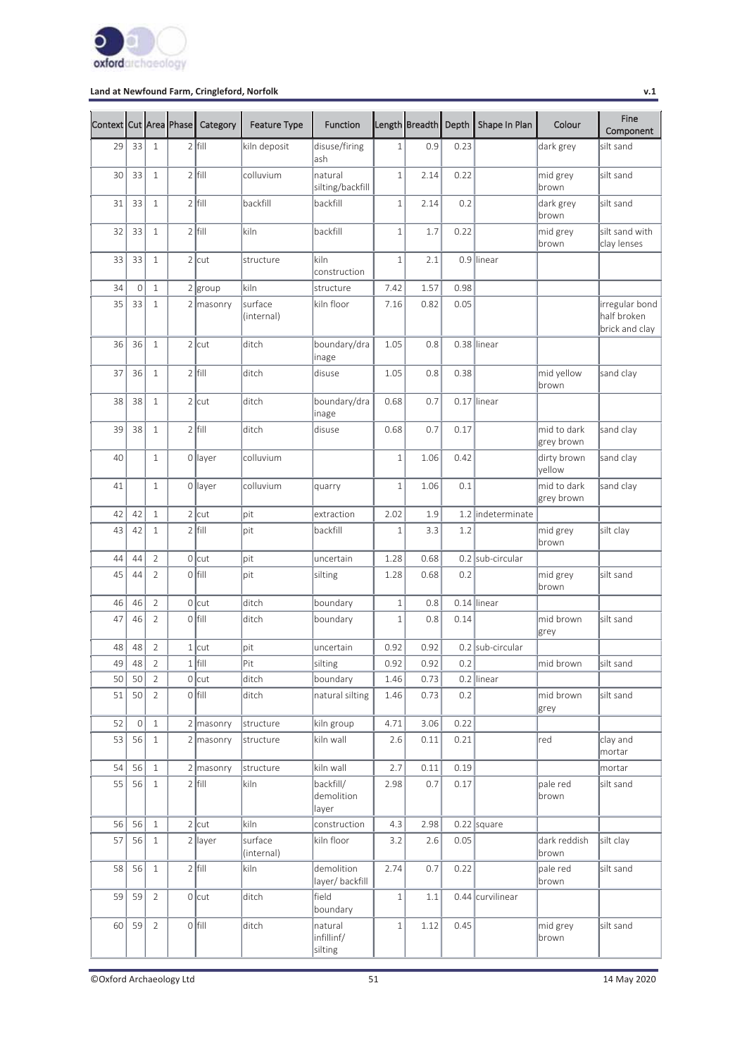| Context | Cut | Area | Phase | Category | Feature Type | Function | Length | Breadth | Depth | Shape In Plan | Colour | Fine Component |
|---|---|---|---|---|---|---|---|---|---|---|---|---|
| 29 | 33 | 1 | 2 | fill | kiln deposit | disuse/firing ash | 1 | 0.9 | 0.23 | | dark grey | silt sand |
| 30 | 33 | 1 | 2 | fill | colluvium | natural silting/backfill | 1 | 2.14 | 0.22 | | mid grey brown | silt sand |
| 31 | 33 | 1 | 2 | fill | backfill | backfill | 1 | 2.14 | 0.2 | | dark grey brown | silt sand |
| 32 | 33 | 1 | 2 | fill | kiln | backfill | 1 | 1.7 | 0.22 | | mid grey brown | silt sand with clay lenses |
| 33 | 33 | 1 | 2 | cut | structure | kiln construction | 1 | 2.1 | 0.9 | linear | | |
| 34 | 0 | 1 | 2 | group | kiln | structure | 7.42 | 1.57 | 0.98 | | | |
| 35 | 33 | 1 | 2 | masonry | surface (internal) | kiln floor | 7.16 | 0.82 | 0.05 | | | irregular bond half broken brick and clay |
| 36 | 36 | 1 | 2 | cut | ditch | boundary/drainage | 1.05 | 0.8 | 0.38 | linear | | |
| 37 | 36 | 1 | 2 | fill | ditch | disuse | 1.05 | 0.8 | 0.38 | | mid yellow brown | sand clay |
| 38 | 38 | 1 | 2 | cut | ditch | boundary/drainage | 0.68 | 0.7 | 0.17 | linear | | |
| 39 | 38 | 1 | 2 | fill | ditch | disuse | 0.68 | 0.7 | 0.17 | | mid to dark grey brown | sand clay |
| 40 | | 1 | 0 | layer | colluvium | | 1 | 1.06 | 0.42 | | dirty brown yellow | sand clay |
| 41 | | 1 | 0 | layer | colluvium | quarry | 1 | 1.06 | 0.1 | | mid to dark grey brown | sand clay |
| 42 | 42 | 1 | 2 | cut | pit | extraction | 2.02 | 1.9 | 1.2 | indeterminate | | |
| 43 | 42 | 1 | 2 | fill | pit | backfill | 1 | 3.3 | 1.2 | | mid grey brown | silt clay |
| 44 | 44 | 2 | 0 | cut | pit | uncertain | 1.28 | 0.68 | 0.2 | sub-circular | | |
| 45 | 44 | 2 | 0 | fill | pit | silting | 1.28 | 0.68 | 0.2 | | mid grey brown | silt sand |
| 46 | 46 | 2 | 0 | cut | ditch | boundary | 1 | 0.8 | 0.14 | linear | | |
| 47 | 46 | 2 | 0 | fill | ditch | boundary | 1 | 0.8 | 0.14 | | mid brown grey | silt sand |
| 48 | 48 | 2 | 1 | cut | pit | uncertain | 0.92 | 0.92 | 0.2 | sub-circular | | |
| 49 | 48 | 2 | 1 | fill | Pit | silting | 0.92 | 0.92 | 0.2 | | mid brown | silt sand |
| 50 | 50 | 2 | 0 | cut | ditch | boundary | 1.46 | 0.73 | 0.2 | linear | | |
| 51 | 50 | 2 | 0 | fill | ditch | natural silting | 1.46 | 0.73 | 0.2 | | mid brown grey | silt sand |
| 52 | 0 | 1 | 2 | masonry | structure | kiln group | 4.71 | 3.06 | 0.22 | | | |
| 53 | 56 | 1 | 2 | masonry | structure | kiln wall | 2.6 | 0.11 | 0.21 | | red | clay and mortar |
| 54 | 56 | 1 | 2 | masonry | structure | kiln wall | 2.7 | 0.11 | 0.19 | | | mortar |
| 55 | 56 | 1 | 2 | fill | kiln | backfill/ demolition layer | 2.98 | 0.7 | 0.17 | | pale red brown | silt sand |
| 56 | 56 | 1 | 2 | cut | kiln | construction | 4.3 | 2.98 | 0.22 | square | | |
| 57 | 56 | 1 | 2 | layer | surface (internal) | kiln floor | 3.2 | 2.6 | 0.05 | | dark reddish brown | silt clay |
| 58 | 56 | 1 | 2 | fill | kiln | demolition layer/ backfill | 2.74 | 0.7 | 0.22 | | pale red brown | silt sand |
| 59 | 59 | 2 | 0 | cut | ditch | field boundary | 1 | 1.1 | 0.44 | curvilinear | | |
| 60 | 59 | 2 | 0 | fill | ditch | natural infillinf/ silting | 1 | 1.12 | 0.45 | | mid grey brown | silt sand |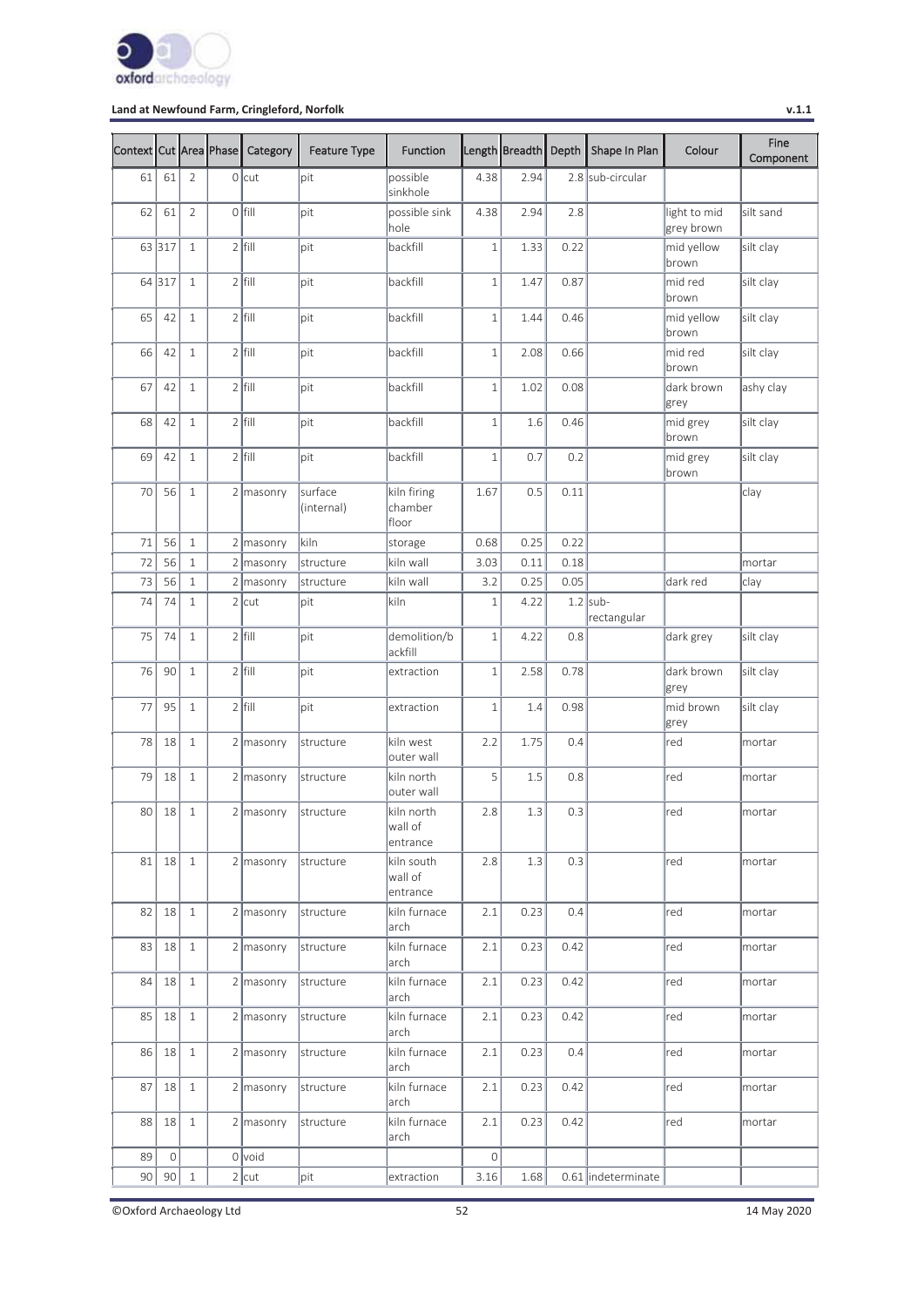| Context | Cut | Area | Phase | Category | Feature Type | Function | Length | Breadth | Depth | Shape In Plan | Colour | Fine Component |
|---|---|---|---|---|---|---|---|---|---|---|---|---|
| 61 | 61 | 2 | 0 | cut | pit | possible sinkhole | 4.38 | 2.94 | 2.8 | sub-circular | | |
| 62 | 61 | 2 | 0 | fill | pit | possible sink hole | 4.38 | 2.94 | 2.8 | | light to mid grey brown | silt sand |
| 63 | 317 | 1 | 2 | fill | pit | backfill | 1 | 1.33 | 0.22 | | mid yellow brown | silt clay |
| 64 | 317 | 1 | 2 | fill | pit | backfill | 1 | 1.47 | 0.87 | | mid red brown | silt clay |
| 65 | 42 | 1 | 2 | fill | pit | backfill | 1 | 1.44 | 0.46 | | mid yellow brown | silt clay |
| 66 | 42 | 1 | 2 | fill | pit | backfill | 1 | 2.08 | 0.66 | | mid red brown | silt clay |
| 67 | 42 | 1 | 2 | fill | pit | backfill | 1 | 1.02 | 0.08 | | dark brown grey | ashy clay |
| 68 | 42 | 1 | 2 | fill | pit | backfill | 1 | 1.6 | 0.46 | | mid grey brown | silt clay |
| 69 | 42 | 1 | 2 | fill | pit | backfill | 1 | 0.7 | 0.2 | | mid grey brown | silt clay |
| 70 | 56 | 1 | 2 | masonry | surface (internal) | kiln firing chamber floor | 1.67 | 0.5 | 0.11 | | | clay |
| 71 | 56 | 1 | 2 | masonry | kiln | storage | 0.68 | 0.25 | 0.22 | | | |
| 72 | 56 | 1 | 2 | masonry | structure | kiln wall | 3.03 | 0.11 | 0.18 | | | mortar |
| 73 | 56 | 1 | 2 | masonry | structure | kiln wall | 3.2 | 0.25 | 0.05 | | dark red | clay |
| 74 | 74 | 1 | 2 | cut | pit | kiln | 1 | 4.22 | 1.2 | sub-rectangular | | |
| 75 | 74 | 1 | 2 | fill | pit | demolition/backfill | 1 | 4.22 | 0.8 | | dark grey | silt clay |
| 76 | 90 | 1 | 2 | fill | pit | extraction | 1 | 2.58 | 0.78 | | dark brown grey | silt clay |
| 77 | 95 | 1 | 2 | fill | pit | extraction | 1 | 1.4 | 0.98 | | mid brown grey | silt clay |
| 78 | 18 | 1 | 2 | masonry | structure | kiln west outer wall | 2.2 | 1.75 | 0.4 | | red | mortar |
| 79 | 18 | 1 | 2 | masonry | structure | kiln north outer wall | 5 | 1.5 | 0.8 | | red | mortar |
| 80 | 18 | 1 | 2 | masonry | structure | kiln north wall of entrance | 2.8 | 1.3 | 0.3 | | red | mortar |
| 81 | 18 | 1 | 2 | masonry | structure | kiln south wall of entrance | 2.8 | 1.3 | 0.3 | | red | mortar |
| 82 | 18 | 1 | 2 | masonry | structure | kiln furnace arch | 2.1 | 0.23 | 0.4 | | red | mortar |
| 83 | 18 | 1 | 2 | masonry | structure | kiln furnace arch | 2.1 | 0.23 | 0.42 | | red | mortar |
| 84 | 18 | 1 | 2 | masonry | structure | kiln furnace arch | 2.1 | 0.23 | 0.42 | | red | mortar |
| 85 | 18 | 1 | 2 | masonry | structure | kiln furnace arch | 2.1 | 0.23 | 0.42 | | red | mortar |
| 86 | 18 | 1 | 2 | masonry | structure | kiln furnace arch | 2.1 | 0.23 | 0.4 | | red | mortar |
| 87 | 18 | 1 | 2 | masonry | structure | kiln furnace arch | 2.1 | 0.23 | 0.42 | | red | mortar |
| 88 | 18 | 1 | 2 | masonry | structure | kiln furnace arch | 2.1 | 0.23 | 0.42 | | red | mortar |
| 89 | 0 | | 0 | void | | | 0 | | | | | |
| 90 | 90 | 1 | 2 | cut | pit | extraction | 3.16 | 1.68 | 0.61 | indeterminate | | |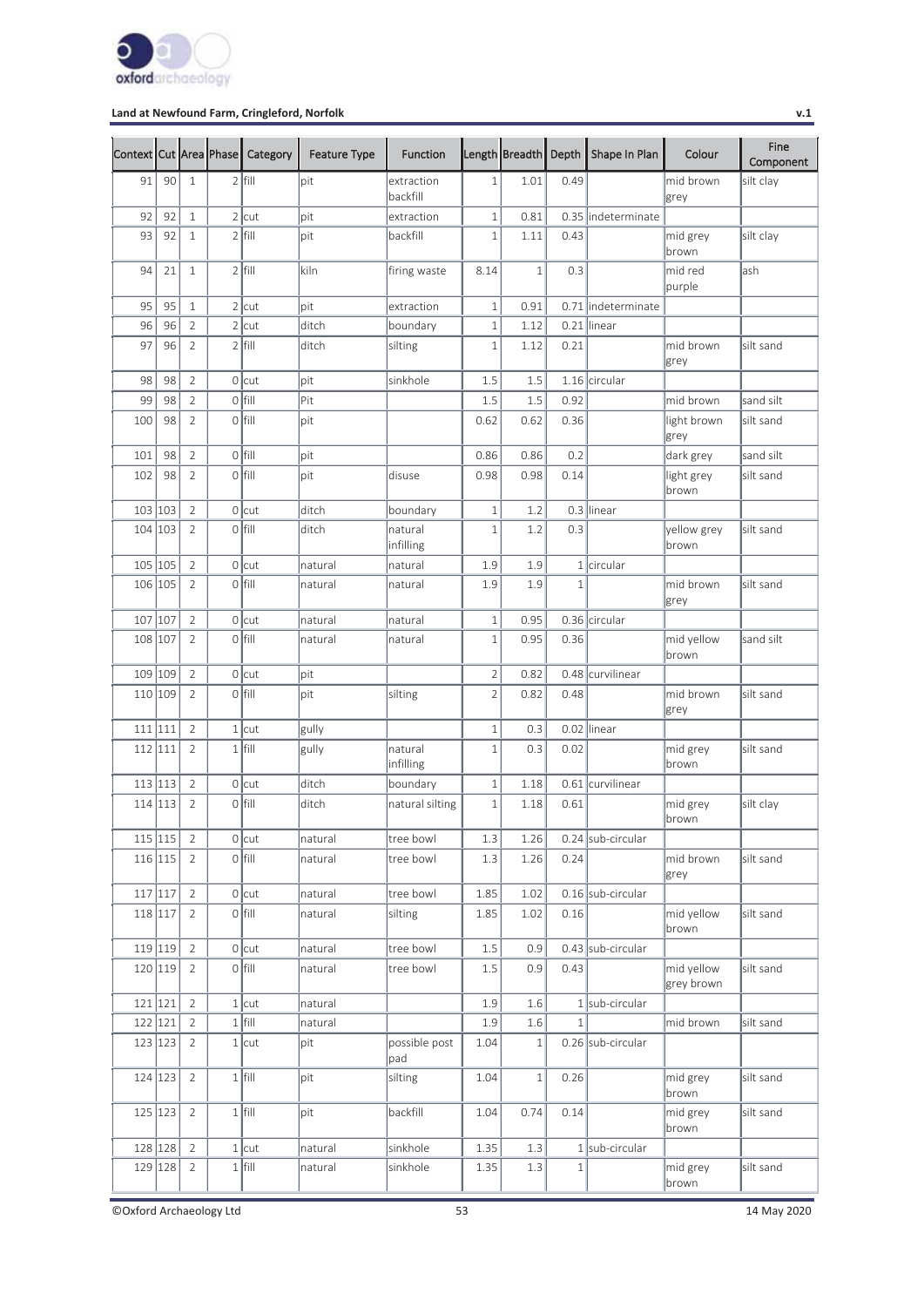| Context | Cut | Area | Phase | Category | Feature Type | Function | Length | Breadth | Depth | Shape In Plan | Colour | Fine Component |
|---|---|---|---|---|---|---|---|---|---|---|---|---|
| 91 | 90 | 1 | 2 | fill | pit | extraction backfill | 1 | 1.01 | 0.49 | | mid brown grey | silt clay |
| 92 | 92 | 1 | 2 | cut | pit | extraction | 1 | 0.81 | 0.35 | indeterminate | | |
| 93 | 92 | 1 | 2 | fill | pit | backfill | 1 | 1.11 | 0.43 | | mid grey brown | silt clay |
| 94 | 21 | 1 | 2 | fill | kiln | firing waste | 8.14 | 1 | 0.3 | | mid red purple | ash |
| 95 | 95 | 1 | 2 | cut | pit | extraction | 1 | 0.91 | 0.71 | indeterminate | | |
| 96 | 96 | 2 | 2 | cut | ditch | boundary | 1 | 1.12 | 0.21 | linear | | |
| 97 | 96 | 2 | 2 | fill | ditch | silting | 1 | 1.12 | 0.21 | | mid brown grey | silt sand |
| 98 | 98 | 2 | 0 | cut | pit | sinkhole | 1.5 | 1.5 | 1.16 | circular | | |
| 99 | 98 | 2 | 0 | fill | Pit | | 1.5 | 1.5 | 0.92 | | mid brown | sand silt |
| 100 | 98 | 2 | 0 | fill | pit | | 0.62 | 0.62 | 0.36 | | light brown grey | silt sand |
| 101 | 98 | 2 | 0 | fill | pit | | 0.86 | 0.86 | 0.2 | | dark grey | sand silt |
| 102 | 98 | 2 | 0 | fill | pit | disuse | 0.98 | 0.98 | 0.14 | | light grey brown | silt sand |
| 103 | 103 | 2 | 0 | cut | ditch | boundary | 1 | 1.2 | 0.3 | linear | | |
| 104 | 103 | 2 | 0 | fill | ditch | natural infilling | 1 | 1.2 | 0.3 | | yellow grey brown | silt sand |
| 105 | 105 | 2 | 0 | cut | natural | natural | 1.9 | 1.9 | 1 | circular | | |
| 106 | 105 | 2 | 0 | fill | natural | natural | 1.9 | 1.9 | 1 | | mid brown grey | silt sand |
| 107 | 107 | 2 | 0 | cut | natural | natural | 1 | 0.95 | 0.36 | circular | | |
| 108 | 107 | 2 | 0 | fill | natural | natural | 1 | 0.95 | 0.36 | | mid yellow brown | sand silt |
| 109 | 109 | 2 | 0 | cut | pit | | 2 | 0.82 | 0.48 | curvilinear | | |
| 110 | 109 | 2 | 0 | fill | pit | silting | 2 | 0.82 | 0.48 | | mid brown grey | silt sand |
| 111 | 111 | 2 | 1 | cut | gully | | 1 | 0.3 | 0.02 | linear | | |
| 112 | 111 | 2 | 1 | fill | gully | natural infilling | 1 | 0.3 | 0.02 | | mid grey brown | silt sand |
| 113 | 113 | 2 | 0 | cut | ditch | boundary | 1 | 1.18 | 0.61 | curvilinear | | |
| 114 | 113 | 2 | 0 | fill | ditch | natural silting | 1 | 1.18 | 0.61 | | mid grey brown | silt clay |
| 115 | 115 | 2 | 0 | cut | natural | tree bowl | 1.3 | 1.26 | 0.24 | sub-circular | | |
| 116 | 115 | 2 | 0 | fill | natural | tree bowl | 1.3 | 1.26 | 0.24 | | mid brown grey | silt sand |
| 117 | 117 | 2 | 0 | cut | natural | tree bowl | 1.85 | 1.02 | 0.16 | sub-circular | | |
| 118 | 117 | 2 | 0 | fill | natural | silting | 1.85 | 1.02 | 0.16 | | mid yellow brown | silt sand |
| 119 | 119 | 2 | 0 | cut | natural | tree bowl | 1.5 | 0.9 | 0.43 | sub-circular | | |
| 120 | 119 | 2 | 0 | fill | natural | tree bowl | 1.5 | 0.9 | 0.43 | | mid yellow grey brown | silt sand |
| 121 | 121 | 2 | 1 | cut | natural | | 1.9 | 1.6 | 1 | sub-circular | | |
| 122 | 121 | 2 | 1 | fill | natural | | 1.9 | 1.6 | 1 | | mid brown | silt sand |
| 123 | 123 | 2 | 1 | cut | pit | possible post pad | 1.04 | 1 | 0.26 | sub-circular | | |
| 124 | 123 | 2 | 1 | fill | pit | silting | 1.04 | 1 | 0.26 | | mid grey brown | silt sand |
| 125 | 123 | 2 | 1 | fill | pit | backfill | 1.04 | 0.74 | 0.14 | | mid grey brown | silt sand |
| 128 | 128 | 2 | 1 | cut | natural | sinkhole | 1.35 | 1.3 | 1 | sub-circular | | |
| 129 | 128 | 2 | 1 | fill | natural | sinkhole | 1.35 | 1.3 | 1 | | mid grey brown | silt sand |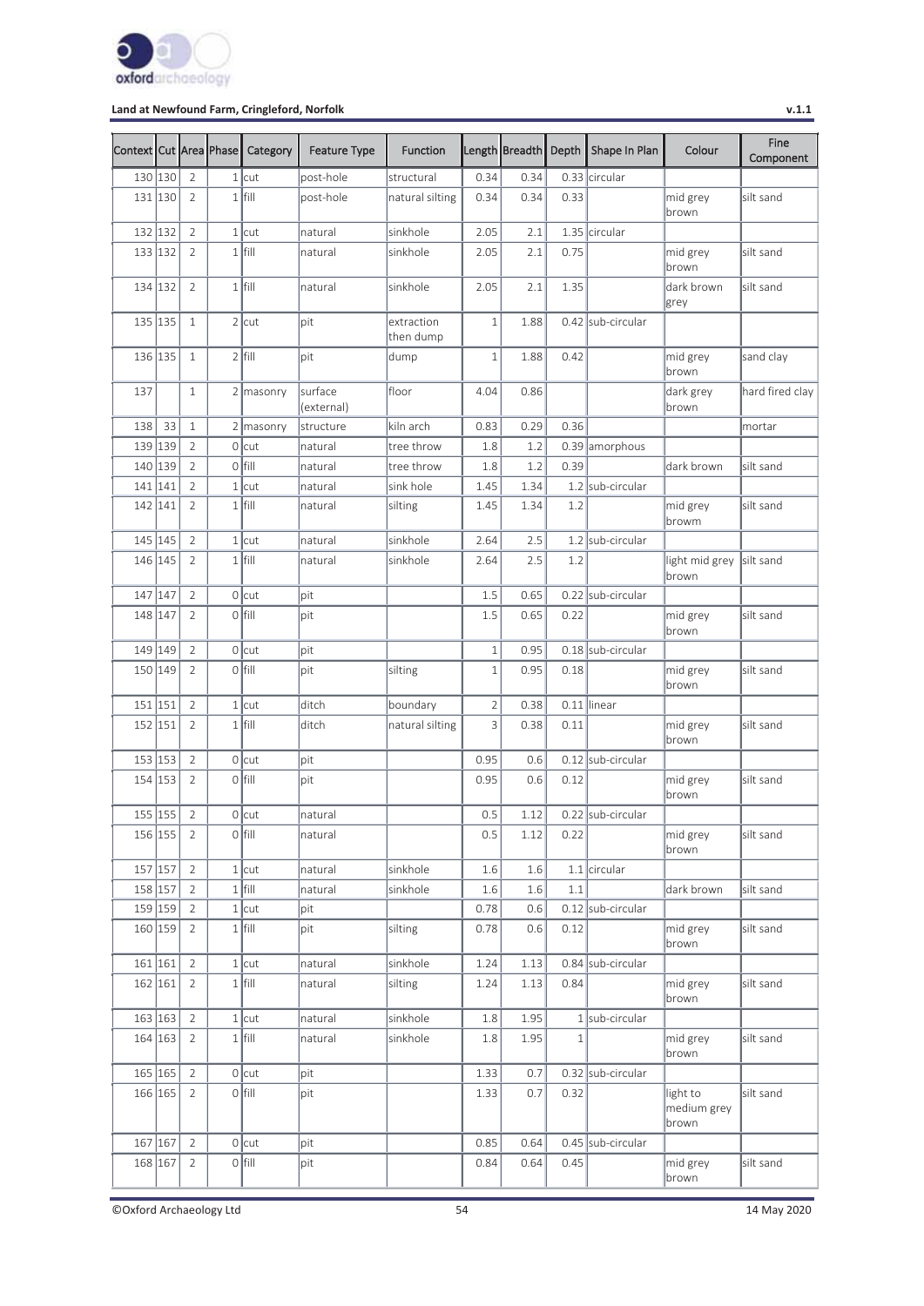| Context | Cut | Area | Phase | Category | Feature Type | Function | Length | Breadth | Depth | Shape In Plan | Colour | Fine Component |
|---|---|---|---|---|---|---|---|---|---|---|---|---|
| 130 | 130 | 2 | 1 | cut | post-hole | structural | 0.34 | 0.34 | 0.33 | circular | | |
| 131 | 130 | 2 | 1 | fill | post-hole | natural silting | 0.34 | 0.34 | 0.33 | | mid grey brown | silt sand |
| 132 | 132 | 2 | 1 | cut | natural | sinkhole | 2.05 | 2.1 | 1.35 | circular | | |
| 133 | 132 | 2 | 1 | fill | natural | sinkhole | 2.05 | 2.1 | 0.75 | | mid grey brown | silt sand |
| 134 | 132 | 2 | 1 | fill | natural | sinkhole | 2.05 | 2.1 | 1.35 | | dark brown grey | silt sand |
| 135 | 135 | 1 | 2 | cut | pit | extraction then dump | 1 | 1.88 | 0.42 | sub-circular | | |
| 136 | 135 | 1 | 2 | fill | pit | dump | 1 | 1.88 | 0.42 | | mid grey brown | sand clay |
| 137 | | 1 | 2 | masonry | surface (external) | floor | 4.04 | 0.86 | | | dark grey brown | hard fired clay |
| 138 | 33 | 1 | 2 | masonry | structure | kiln arch | 0.83 | 0.29 | 0.36 | | | mortar |
| 139 | 139 | 2 | 0 | cut | natural | tree throw | 1.8 | 1.2 | 0.39 | amorphous | | |
| 140 | 139 | 2 | 0 | fill | natural | tree throw | 1.8 | 1.2 | 0.39 | | dark brown | silt sand |
| 141 | 141 | 2 | 1 | cut | natural | sink hole | 1.45 | 1.34 | 1.2 | sub-circular | | |
| 142 | 141 | 2 | 1 | fill | natural | silting | 1.45 | 1.34 | 1.2 | | mid grey browm | silt sand |
| 145 | 145 | 2 | 1 | cut | natural | sinkhole | 2.64 | 2.5 | 1.2 | sub-circular | | |
| 146 | 145 | 2 | 1 | fill | natural | sinkhole | 2.64 | 2.5 | 1.2 | | light mid grey brown | silt sand |
| 147 | 147 | 2 | 0 | cut | pit | | 1.5 | 0.65 | 0.22 | sub-circular | | |
| 148 | 147 | 2 | 0 | fill | pit | | 1.5 | 0.65 | 0.22 | | mid grey brown | silt sand |
| 149 | 149 | 2 | 0 | cut | pit | | 1 | 0.95 | 0.18 | sub-circular | | |
| 150 | 149 | 2 | 0 | fill | pit | silting | 1 | 0.95 | 0.18 | | mid grey brown | silt sand |
| 151 | 151 | 2 | 1 | cut | ditch | boundary | 2 | 0.38 | 0.11 | linear | | |
| 152 | 151 | 2 | 1 | fill | ditch | natural silting | 3 | 0.38 | 0.11 | | mid grey brown | silt sand |
| 153 | 153 | 2 | 0 | cut | pit | | 0.95 | 0.6 | 0.12 | sub-circular | | |
| 154 | 153 | 2 | 0 | fill | pit | | 0.95 | 0.6 | 0.12 | | mid grey brown | silt sand |
| 155 | 155 | 2 | 0 | cut | natural | | 0.5 | 1.12 | 0.22 | sub-circular | | |
| 156 | 155 | 2 | 0 | fill | natural | | 0.5 | 1.12 | 0.22 | | mid grey brown | silt sand |
| 157 | 157 | 2 | 1 | cut | natural | sinkhole | 1.6 | 1.6 | 1.1 | circular | | |
| 158 | 157 | 2 | 1 | fill | natural | sinkhole | 1.6 | 1.6 | 1.1 | | dark brown | silt sand |
| 159 | 159 | 2 | 1 | cut | pit | | 0.78 | 0.6 | 0.12 | sub-circular | | |
| 160 | 159 | 2 | 1 | fill | pit | silting | 0.78 | 0.6 | 0.12 | | mid grey brown | silt sand |
| 161 | 161 | 2 | 1 | cut | natural | sinkhole | 1.24 | 1.13 | 0.84 | sub-circular | | |
| 162 | 161 | 2 | 1 | fill | natural | silting | 1.24 | 1.13 | 0.84 | | mid grey brown | silt sand |
| 163 | 163 | 2 | 1 | cut | natural | sinkhole | 1.8 | 1.95 | 1 | sub-circular | | |
| 164 | 163 | 2 | 1 | fill | natural | sinkhole | 1.8 | 1.95 | 1 | | mid grey brown | silt sand |
| 165 | 165 | 2 | 0 | cut | pit | | 1.33 | 0.7 | 0.32 | sub-circular | | |
| 166 | 165 | 2 | 0 | fill | pit | | 1.33 | 0.7 | 0.32 | | light to medium grey brown | silt sand |
| 167 | 167 | 2 | 0 | cut | pit | | 0.85 | 0.64 | 0.45 | sub-circular | | |
| 168 | 167 | 2 | 0 | fill | pit | | 0.84 | 0.64 | 0.45 | | mid grey brown | silt sand |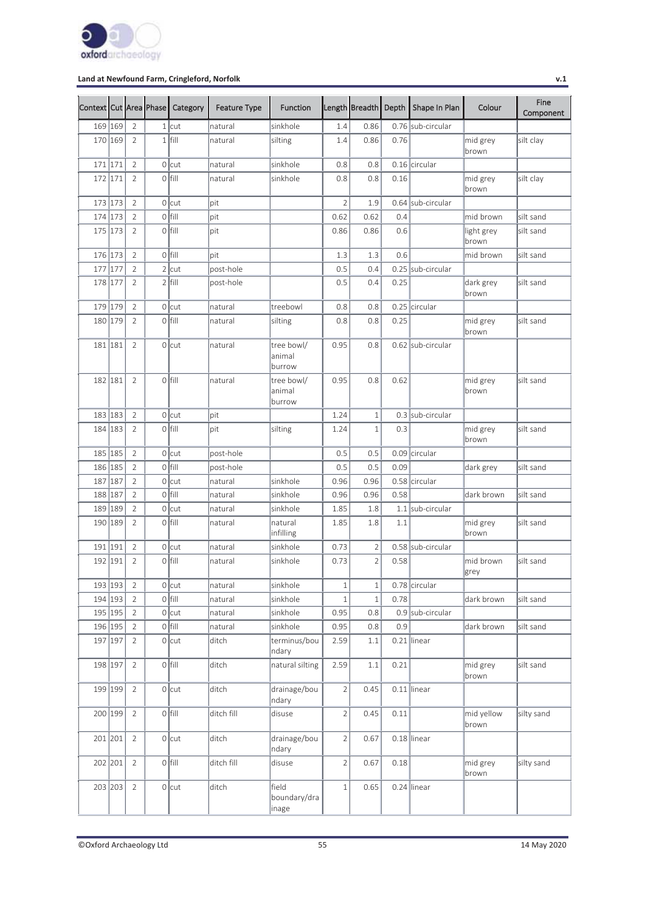| Context | Cut | Area | Phase | Category | Feature Type | Function | Length | Breadth | Depth | Shape In Plan | Colour | Fine Component |
|---|---|---|---|---|---|---|---|---|---|---|---|---|
| 169 | 169 | 2 | 1 | cut | natural | sinkhole | 1.4 | 0.86 | 0.76 | sub-circular | | |
| 170 | 169 | 2 | 1 | fill | natural | silting | 1.4 | 0.86 | 0.76 | | mid grey brown | silt clay |
| 171 | 171 | 2 | 0 | cut | natural | sinkhole | 0.8 | 0.8 | 0.16 | circular | | |
| 172 | 171 | 2 | 0 | fill | natural | sinkhole | 0.8 | 0.8 | 0.16 | | mid grey brown | silt clay |
| 173 | 173 | 2 | 0 | cut | pit | | 2 | 1.9 | 0.64 | sub-circular | | |
| 174 | 173 | 2 | 0 | fill | pit | | 0.62 | 0.62 | 0.4 | | mid brown | silt sand |
| 175 | 173 | 2 | 0 | fill | pit | | 0.86 | 0.86 | 0.6 | | light grey brown | silt sand |
| 176 | 173 | 2 | 0 | fill | pit | | 1.3 | 1.3 | 0.6 | | mid brown | silt sand |
| 177 | 177 | 2 | 2 | cut | post-hole | | 0.5 | 0.4 | 0.25 | sub-circular | | |
| 178 | 177 | 2 | 2 | fill | post-hole | | 0.5 | 0.4 | 0.25 | | dark grey brown | silt sand |
| 179 | 179 | 2 | 0 | cut | natural | treebowl | 0.8 | 0.8 | 0.25 | circular | | |
| 180 | 179 | 2 | 0 | fill | natural | silting | 0.8 | 0.8 | 0.25 | | mid grey brown | silt sand |
| 181 | 181 | 2 | 0 | cut | natural | tree bowl/ animal burrow | 0.95 | 0.8 | 0.62 | sub-circular | | |
| 182 | 181 | 2 | 0 | fill | natural | tree bowl/ animal burrow | 0.95 | 0.8 | 0.62 | | mid grey brown | silt sand |
| 183 | 183 | 2 | 0 | cut | pit | | 1.24 | 1 | 0.3 | sub-circular | | |
| 184 | 183 | 2 | 0 | fill | pit | silting | 1.24 | 1 | 0.3 | | mid grey brown | silt sand |
| 185 | 185 | 2 | 0 | cut | post-hole | | 0.5 | 0.5 | 0.09 | circular | | |
| 186 | 185 | 2 | 0 | fill | post-hole | | 0.5 | 0.5 | 0.09 | | dark grey | silt sand |
| 187 | 187 | 2 | 0 | cut | natural | sinkhole | 0.96 | 0.96 | 0.58 | circular | | |
| 188 | 187 | 2 | 0 | fill | natural | sinkhole | 0.96 | 0.96 | 0.58 | | dark brown | silt sand |
| 189 | 189 | 2 | 0 | cut | natural | sinkhole | 1.85 | 1.8 | 1.1 | sub-circular | | |
| 190 | 189 | 2 | 0 | fill | natural | natural infilling | 1.85 | 1.8 | 1.1 | | mid grey brown | silt sand |
| 191 | 191 | 2 | 0 | cut | natural | sinkhole | 0.73 | 2 | 0.58 | sub-circular | | |
| 192 | 191 | 2 | 0 | fill | natural | sinkhole | 0.73 | 2 | 0.58 | | mid brown grey | silt sand |
| 193 | 193 | 2 | 0 | cut | natural | sinkhole | 1 | 1 | 0.78 | circular | | |
| 194 | 193 | 2 | 0 | fill | natural | sinkhole | 1 | 1 | 0.78 | | dark brown | silt sand |
| 195 | 195 | 2 | 0 | cut | natural | sinkhole | 0.95 | 0.8 | 0.9 | sub-circular | | |
| 196 | 195 | 2 | 0 | fill | natural | sinkhole | 0.95 | 0.8 | 0.9 | | dark brown | silt sand |
| 197 | 197 | 2 | 0 | cut | ditch | terminus/boundary | 2.59 | 1.1 | 0.21 | linear | | |
| 198 | 197 | 2 | 0 | fill | ditch | natural silting | 2.59 | 1.1 | 0.21 | | mid grey brown | silt sand |
| 199 | 199 | 2 | 0 | cut | ditch | drainage/boundary | 2 | 0.45 | 0.11 | linear | | |
| 200 | 199 | 2 | 0 | fill | ditch fill | disuse | 2 | 0.45 | 0.11 | | mid yellow brown | silty sand |
| 201 | 201 | 2 | 0 | cut | ditch | drainage/boundary | 2 | 0.67 | 0.18 | linear | | |
| 202 | 201 | 2 | 0 | fill | ditch fill | disuse | 2 | 0.67 | 0.18 | | mid grey brown | silty sand |
| 203 | 203 | 2 | 0 | cut | ditch | field boundary/drainage | 1 | 0.65 | 0.24 | linear | | |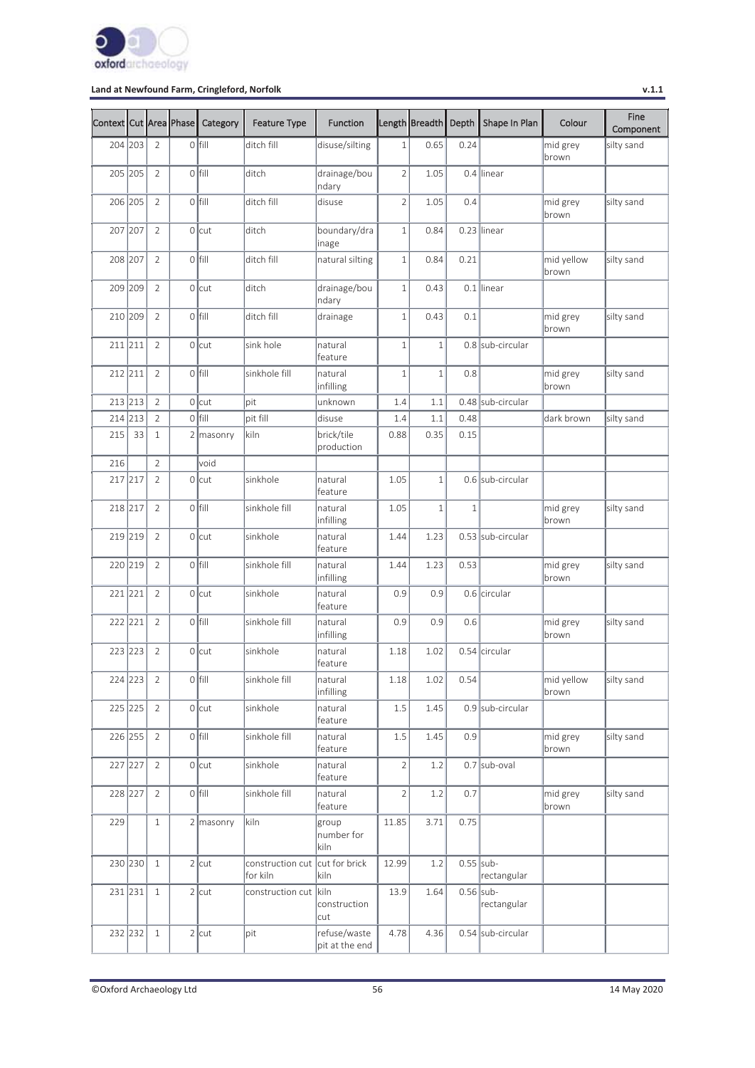| Context | Cut | Area | Phase | Category | Feature Type | Function | Length | Breadth | Depth | Shape In Plan | Colour | Fine Component |
|---|---|---|---|---|---|---|---|---|---|---|---|---|
| 204 | 203 | 2 | 0 | fill | ditch fill | disuse/silting | 1 | 0.65 | 0.24 | | mid grey brown | silty sand |
| 205 | 205 | 2 | 0 | fill | ditch | drainage/boundary | 2 | 1.05 | 0.4 | linear | | |
| 206 | 205 | 2 | 0 | fill | ditch fill | disuse | 2 | 1.05 | 0.4 | | mid grey brown | silty sand |
| 207 | 207 | 2 | 0 | cut | ditch | boundary/drainage | 1 | 0.84 | 0.23 | linear | | |
| 208 | 207 | 2 | 0 | fill | ditch fill | natural silting | 1 | 0.84 | 0.21 | | mid yellow brown | silty sand |
| 209 | 209 | 2 | 0 | cut | ditch | drainage/boundary | 1 | 0.43 | 0.1 | linear | | |
| 210 | 209 | 2 | 0 | fill | ditch fill | drainage | 1 | 0.43 | 0.1 | | mid grey brown | silty sand |
| 211 | 211 | 2 | 0 | cut | sink hole | natural feature | 1 | 1 | 0.8 | sub-circular | | |
| 212 | 211 | 2 | 0 | fill | sinkhole fill | natural infilling | 1 | 1 | 0.8 | | mid grey brown | silty sand |
| 213 | 213 | 2 | 0 | cut | pit | unknown | 1.4 | 1.1 | 0.48 | sub-circular | | |
| 214 | 213 | 2 | 0 | fill | pit fill | disuse | 1.4 | 1.1 | 0.48 | | dark brown | silty sand |
| 215 | 33 | 1 | 2 | masonry | kiln | brick/tile production | 0.88 | 0.35 | 0.15 | | | |
| 216 | | 2 | | void | | | | | | | | |
| 217 | 217 | 2 | 0 | cut | sinkhole | natural feature | 1.05 | 1 | 0.6 | sub-circular | | |
| 218 | 217 | 2 | 0 | fill | sinkhole fill | natural infilling | 1.05 | 1 | 1 | | mid grey brown | silty sand |
| 219 | 219 | 2 | 0 | cut | sinkhole | natural feature | 1.44 | 1.23 | 0.53 | sub-circular | | |
| 220 | 219 | 2 | 0 | fill | sinkhole fill | natural infilling | 1.44 | 1.23 | 0.53 | | mid grey brown | silty sand |
| 221 | 221 | 2 | 0 | cut | sinkhole | natural feature | 0.9 | 0.9 | 0.6 | circular | | |
| 222 | 221 | 2 | 0 | fill | sinkhole fill | natural infilling | 0.9 | 0.9 | 0.6 | | mid grey brown | silty sand |
| 223 | 223 | 2 | 0 | cut | sinkhole | natural feature | 1.18 | 1.02 | 0.54 | circular | | |
| 224 | 223 | 2 | 0 | fill | sinkhole fill | natural infilling | 1.18 | 1.02 | 0.54 | | mid yellow brown | silty sand |
| 225 | 225 | 2 | 0 | cut | sinkhole | natural feature | 1.5 | 1.45 | 0.9 | sub-circular | | |
| 226 | 255 | 2 | 0 | fill | sinkhole fill | natural feature | 1.5 | 1.45 | 0.9 | | mid grey brown | silty sand |
| 227 | 227 | 2 | 0 | cut | sinkhole | natural feature | 2 | 1.2 | 0.7 | sub-oval | | |
| 228 | 227 | 2 | 0 | fill | sinkhole fill | natural feature | 2 | 1.2 | 0.7 | | mid grey brown | silty sand |
| 229 | | 1 | 2 | masonry | kiln | group number for kiln | 11.85 | 3.71 | 0.75 | | | |
| 230 | 230 | 1 | 2 | cut | construction cut for kiln | cut for brick kiln | 12.99 | 1.2 | 0.55 | sub-rectangular | | |
| 231 | 231 | 1 | 2 | cut | construction cut | kiln construction cut | 13.9 | 1.64 | 0.56 | sub-rectangular | | |
| 232 | 232 | 1 | 2 | cut | pit | refuse/waste pit at the end | 4.78 | 4.36 | 0.54 | sub-circular | | |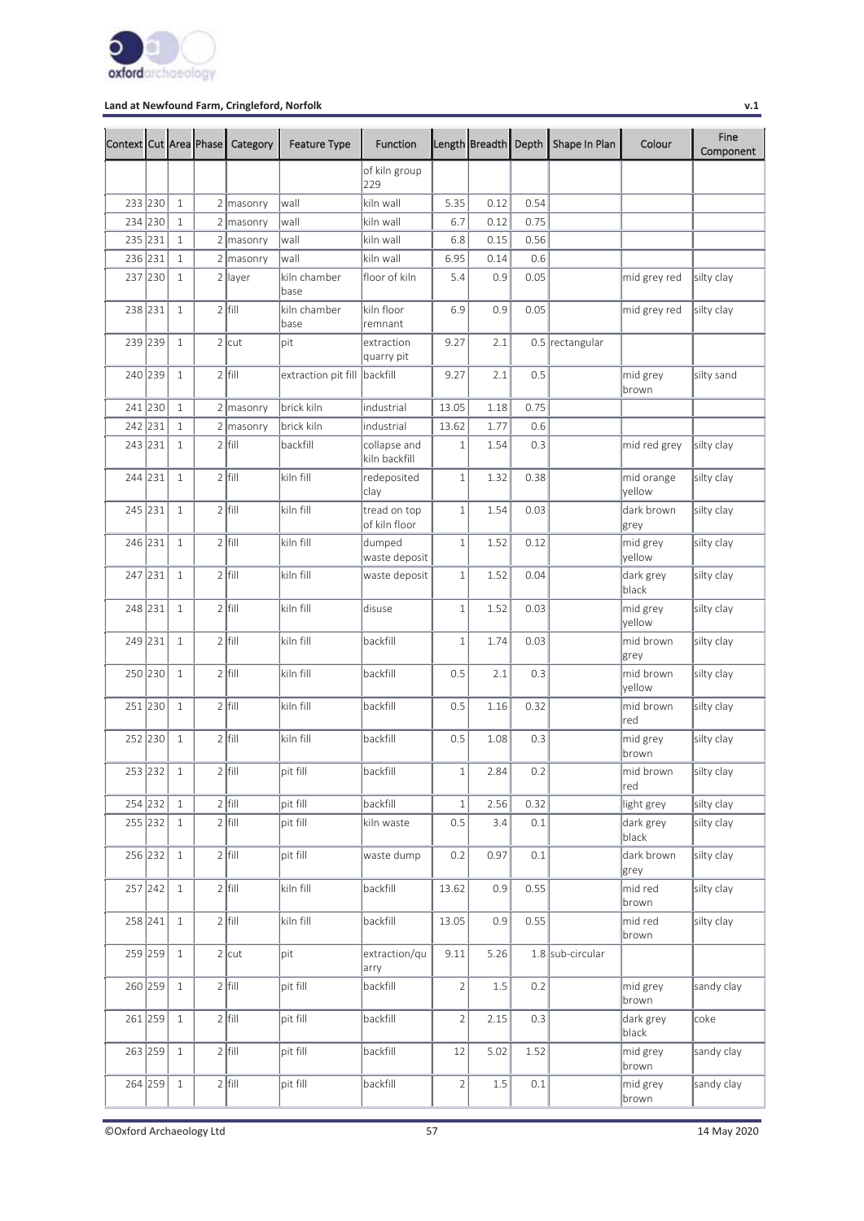| Context | Cut | Area | Phase | Category | Feature Type | Function | Length | Breadth | Depth | Shape In Plan | Colour | Fine Component |
|---|---|---|---|---|---|---|---|---|---|---|---|---|
| | | | | | | of kiln group 229 | | | | | | |
| 233 | 230 | 1 | 2 | masonry | wall | kiln wall | 5.35 | 0.12 | 0.54 | | | |
| 234 | 230 | 1 | 2 | masonry | wall | kiln wall | 6.7 | 0.12 | 0.75 | | | |
| 235 | 231 | 1 | 2 | masonry | wall | kiln wall | 6.8 | 0.15 | 0.56 | | | |
| 236 | 231 | 1 | 2 | masonry | wall | kiln wall | 6.95 | 0.14 | 0.6 | | | |
| 237 | 230 | 1 | 2 | layer | kiln chamber base | floor of kiln | 5.4 | 0.9 | 0.05 | | mid grey red | silty clay |
| 238 | 231 | 1 | 2 | fill | kiln chamber base | kiln floor remnant | 6.9 | 0.9 | 0.05 | | mid grey red | silty clay |
| 239 | 239 | 1 | 2 | cut | pit | extraction quarry pit | 9.27 | 2.1 | 0.5 | rectangular | | |
| 240 | 239 | 1 | 2 | fill | extraction pit fill | backfill | 9.27 | 2.1 | 0.5 | | mid grey brown | silty sand |
| 241 | 230 | 1 | 2 | masonry | brick kiln | industrial | 13.05 | 1.18 | 0.75 | | | |
| 242 | 231 | 1 | 2 | masonry | brick kiln | industrial | 13.62 | 1.77 | 0.6 | | | |
| 243 | 231 | 1 | 2 | fill | backfill | collapse and kiln backfill | 1 | 1.54 | 0.3 | | mid red grey | silty clay |
| 244 | 231 | 1 | 2 | fill | kiln fill | redeposited clay | 1 | 1.32 | 0.38 | | mid orange yellow | silty clay |
| 245 | 231 | 1 | 2 | fill | kiln fill | tread on top of kiln floor | 1 | 1.54 | 0.03 | | dark brown grey | silty clay |
| 246 | 231 | 1 | 2 | fill | kiln fill | dumped waste deposit | 1 | 1.52 | 0.12 | | mid grey yellow | silty clay |
| 247 | 231 | 1 | 2 | fill | kiln fill | waste deposit | 1 | 1.52 | 0.04 | | dark grey black | silty clay |
| 248 | 231 | 1 | 2 | fill | kiln fill | disuse | 1 | 1.52 | 0.03 | | mid grey yellow | silty clay |
| 249 | 231 | 1 | 2 | fill | kiln fill | backfill | 1 | 1.74 | 0.03 | | mid brown grey | silty clay |
| 250 | 230 | 1 | 2 | fill | kiln fill | backfill | 0.5 | 2.1 | 0.3 | | mid brown yellow | silty clay |
| 251 | 230 | 1 | 2 | fill | kiln fill | backfill | 0.5 | 1.16 | 0.32 | | mid brown red | silty clay |
| 252 | 230 | 1 | 2 | fill | kiln fill | backfill | 0.5 | 1.08 | 0.3 | | mid grey brown | silty clay |
| 253 | 232 | 1 | 2 | fill | pit fill | backfill | 1 | 2.84 | 0.2 | | mid brown red | silty clay |
| 254 | 232 | 1 | 2 | fill | pit fill | backfill | 1 | 2.56 | 0.32 | | light grey | silty clay |
| 255 | 232 | 1 | 2 | fill | pit fill | kiln waste | 0.5 | 3.4 | 0.1 | | dark grey black | silty clay |
| 256 | 232 | 1 | 2 | fill | pit fill | waste dump | 0.2 | 0.97 | 0.1 | | dark brown grey | silty clay |
| 257 | 242 | 1 | 2 | fill | kiln fill | backfill | 13.62 | 0.9 | 0.55 | | mid red brown | silty clay |
| 258 | 241 | 1 | 2 | fill | kiln fill | backfill | 13.05 | 0.9 | 0.55 | | mid red brown | silty clay |
| 259 | 259 | 1 | 2 | cut | pit | extraction/quarry | 9.11 | 5.26 | 1.8 | sub-circular | | |
| 260 | 259 | 1 | 2 | fill | pit fill | backfill | 2 | 1.5 | 0.2 | | mid grey brown | sandy clay |
| 261 | 259 | 1 | 2 | fill | pit fill | backfill | 2 | 2.15 | 0.3 | | dark grey black | coke |
| 263 | 259 | 1 | 2 | fill | pit fill | backfill | 12 | 5.02 | 1.52 | | mid grey brown | sandy clay |
| 264 | 259 | 1 | 2 | fill | pit fill | backfill | 2 | 1.5 | 0.1 | | mid grey brown | sandy clay |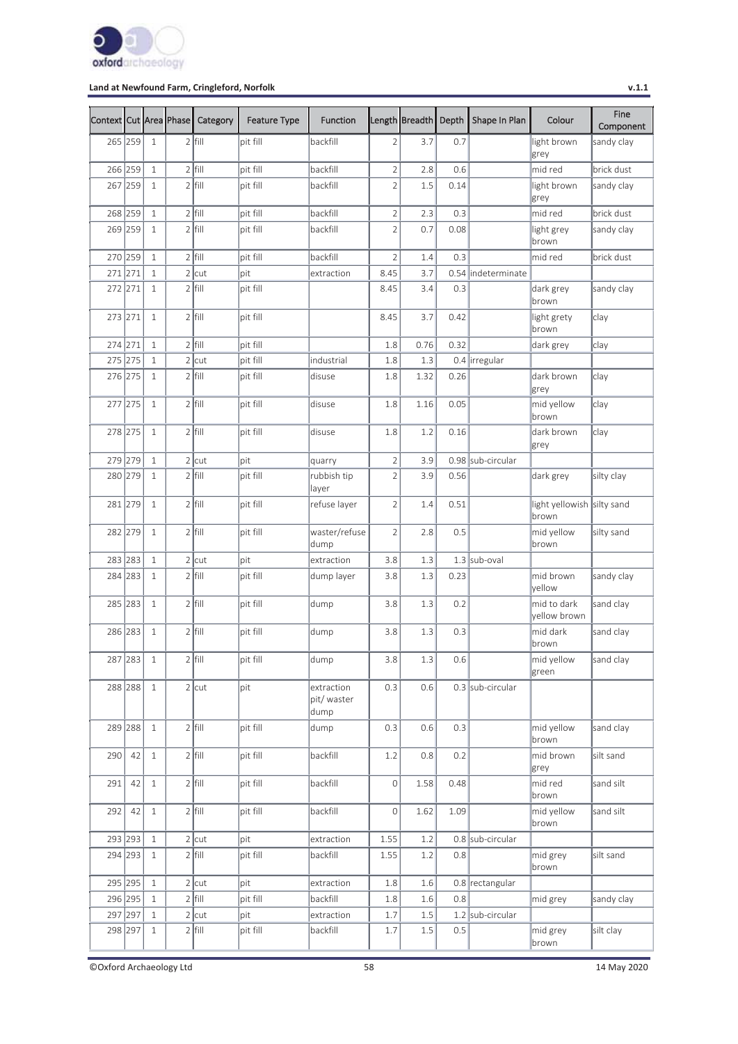| Context | Cut | Area | Phase | Category | Feature Type | Function | Length | Breadth | Depth | Shape In Plan | Colour | Fine Component |
|---|---|---|---|---|---|---|---|---|---|---|---|---|
| 265 | 259 | 1 | 2 | fill | pit fill | backfill | 2 | 3.7 | 0.7 | | light brown grey | sandy clay |
| 266 | 259 | 1 | 2 | fill | pit fill | backfill | 2 | 2.8 | 0.6 | | mid red | brick dust |
| 267 | 259 | 1 | 2 | fill | pit fill | backfill | 2 | 1.5 | 0.14 | | light brown grey | sandy clay |
| 268 | 259 | 1 | 2 | fill | pit fill | backfill | 2 | 2.3 | 0.3 | | mid red | brick dust |
| 269 | 259 | 1 | 2 | fill | pit fill | backfill | 2 | 0.7 | 0.08 | | light grey brown | sandy clay |
| 270 | 259 | 1 | 2 | fill | pit fill | backfill | 2 | 1.4 | 0.3 | | mid red | brick dust |
| 271 | 271 | 1 | 2 | cut | pit | extraction | 8.45 | 3.7 | 0.54 | indeterminate | | |
| 272 | 271 | 1 | 2 | fill | pit fill | | 8.45 | 3.4 | 0.3 | | dark grey brown | sandy clay |
| 273 | 271 | 1 | 2 | fill | pit fill | | 8.45 | 3.7 | 0.42 | | light grety brown | clay |
| 274 | 271 | 1 | 2 | fill | pit fill | | 1.8 | 0.76 | 0.32 | | dark grey | clay |
| 275 | 275 | 1 | 2 | cut | pit fill | industrial | 1.8 | 1.3 | 0.4 | irregular | | |
| 276 | 275 | 1 | 2 | fill | pit fill | disuse | 1.8 | 1.32 | 0.26 | | dark brown grey | clay |
| 277 | 275 | 1 | 2 | fill | pit fill | disuse | 1.8 | 1.16 | 0.05 | | mid yellow brown | clay |
| 278 | 275 | 1 | 2 | fill | pit fill | disuse | 1.8 | 1.2 | 0.16 | | dark brown grey | clay |
| 279 | 279 | 1 | 2 | cut | pit | quarry | 2 | 3.9 | 0.98 | sub-circular | | |
| 280 | 279 | 1 | 2 | fill | pit fill | rubbish tip layer | 2 | 3.9 | 0.56 | | dark grey | silty clay |
| 281 | 279 | 1 | 2 | fill | pit fill | refuse layer | 2 | 1.4 | 0.51 | | light yellowish brown | silty sand |
| 282 | 279 | 1 | 2 | fill | pit fill | waster/refuse dump | 2 | 2.8 | 0.5 | | mid yellow brown | silty sand |
| 283 | 283 | 1 | 2 | cut | pit | extraction | 3.8 | 1.3 | 1.3 | sub-oval | | |
| 284 | 283 | 1 | 2 | fill | pit fill | dump layer | 3.8 | 1.3 | 0.23 | | mid brown yellow | sandy clay |
| 285 | 283 | 1 | 2 | fill | pit fill | dump | 3.8 | 1.3 | 0.2 | | mid to dark yellow brown | sand clay |
| 286 | 283 | 1 | 2 | fill | pit fill | dump | 3.8 | 1.3 | 0.3 | | mid dark brown | sand clay |
| 287 | 283 | 1 | 2 | fill | pit fill | dump | 3.8 | 1.3 | 0.6 | | mid yellow green | sand clay |
| 288 | 288 | 1 | 2 | cut | pit | extraction pit/ waster dump | 0.3 | 0.6 | 0.3 | sub-circular | | |
| 289 | 288 | 1 | 2 | fill | pit fill | dump | 0.3 | 0.6 | 0.3 | | mid yellow brown | sand clay |
| 290 | 42 | 1 | 2 | fill | pit fill | backfill | 1.2 | 0.8 | 0.2 | | mid brown grey | silt sand |
| 291 | 42 | 1 | 2 | fill | pit fill | backfill | 0 | 1.58 | 0.48 | | mid red brown | sand silt |
| 292 | 42 | 1 | 2 | fill | pit fill | backfill | 0 | 1.62 | 1.09 | | mid yellow brown | sand silt |
| 293 | 293 | 1 | 2 | cut | pit | extraction | 1.55 | 1.2 | 0.8 | sub-circular | | |
| 294 | 293 | 1 | 2 | fill | pit fill | backfill | 1.55 | 1.2 | 0.8 | | mid grey brown | silt sand |
| 295 | 295 | 1 | 2 | cut | pit | extraction | 1.8 | 1.6 | 0.8 | rectangular | | |
| 296 | 295 | 1 | 2 | fill | pit fill | backfill | 1.8 | 1.6 | 0.8 | | mid grey | sandy clay |
| 297 | 297 | 1 | 2 | cut | pit | extraction | 1.7 | 1.5 | 1.2 | sub-circular | | |
| 298 | 297 | 1 | 2 | fill | pit fill | backfill | 1.7 | 1.5 | 0.5 | | mid grey brown | silt clay |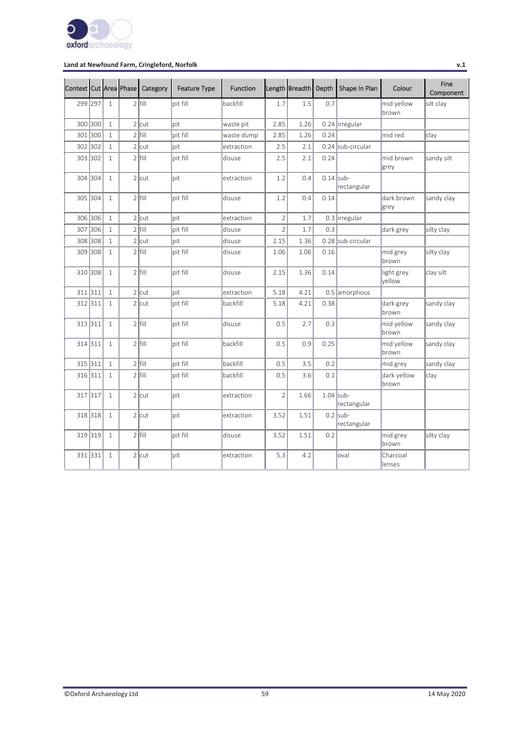| Context | Cut | Area | Phase | Category | Feature Type | Function | Length | Breadth | Depth | Shape In Plan | Colour | Fine Component |
|---|---|---|---|---|---|---|---|---|---|---|---|---|
| 299 | 297 | 1 | 2 | fill | pit fill | backfill | 1.7 | 1.5 | 0.7 | | mid yellow brown | silt clay |
| 300 | 300 | 1 | 2 | cut | pit | waste pit | 2.85 | 1.26 | 0.24 | irregular | | |
| 301 | 300 | 1 | 2 | fill | pit fill | waste dump | 2.85 | 1.26 | 0.24 | | mid red | clay |
| 302 | 302 | 1 | 2 | cut | pit | extraction | 2.5 | 2.1 | 0.24 | sub-circular | | |
| 303 | 302 | 1 | 2 | fill | pit fill | disuse | 2.5 | 2.1 | 0.24 | | mid brown grey | sandy silt |
| 304 | 304 | 1 | 2 | cut | pit | extraction | 1.2 | 0.4 | 0.14 | sub-rectangular | | |
| 305 | 304 | 1 | 2 | fill | pit fill | disuse | 1.2 | 0.4 | 0.14 | | dark brown grey | sandy clay |
| 306 | 306 | 1 | 2 | cut | pit | extraction | 2 | 1.7 | 0.3 | irregular | | |
| 307 | 306 | 1 | 2 | fill | pit fill | disuse | 2 | 1.7 | 0.3 | | dark grey | silty clay |
| 308 | 308 | 1 | 2 | cut | pit | disuse | 2.15 | 1.36 | 0.28 | sub-circular | | |
| 309 | 308 | 1 | 2 | fill | pit fill | disuse | 1.06 | 1.06 | 0.16 | | mid grey brown | silty clay |
| 310 | 308 | 1 | 2 | fill | pit fill | disuse | 2.15 | 1.36 | 0.14 | | light grey yellow | clay silt |
| 311 | 311 | 1 | 2 | cut | pit | extraction | 5.18 | 4.21 | 0.5 | amorphous | | |
| 312 | 311 | 1 | 2 | cut | pit fill | backfill | 5.18 | 4.21 | 0.38 | | dark grey brown | sandy clay |
| 313 | 311 | 1 | 2 | fill | pit fill | disuse | 0.5 | 2.7 | 0.3 | | mid yellow brown | sandy clay |
| 314 | 311 | 1 | 2 | fill | pit fill | backfill | 0.5 | 0.9 | 0.25 | | mid yellow brown | sandy clay |
| 315 | 311 | 1 | 2 | fill | pit fill | backfill | 0.5 | 3.5 | 0.2 | | mid grey | sandy clay |
| 316 | 311 | 1 | 2 | fill | pit fill | backfill | 0.5 | 3.6 | 0.1 | | dark yellow brown | clay |
| 317 | 317 | 1 | 2 | cut | pit | extraction | 2 | 1.66 | 1.04 | sub-rectangular | | |
| 318 | 318 | 1 | 2 | cut | pit | extraction | 3.52 | 1.51 | 0.2 | sub-rectangular | | |
| 319 | 319 | 1 | 2 | fill | pit fill | disuse | 3.52 | 1.51 | 0.2 | | mid grey brown | silty clay |
| 331 | 331 | 1 | 2 | cut | pit | extraction | 5.3 | 4.2 | | oval | Charcoal lenses | |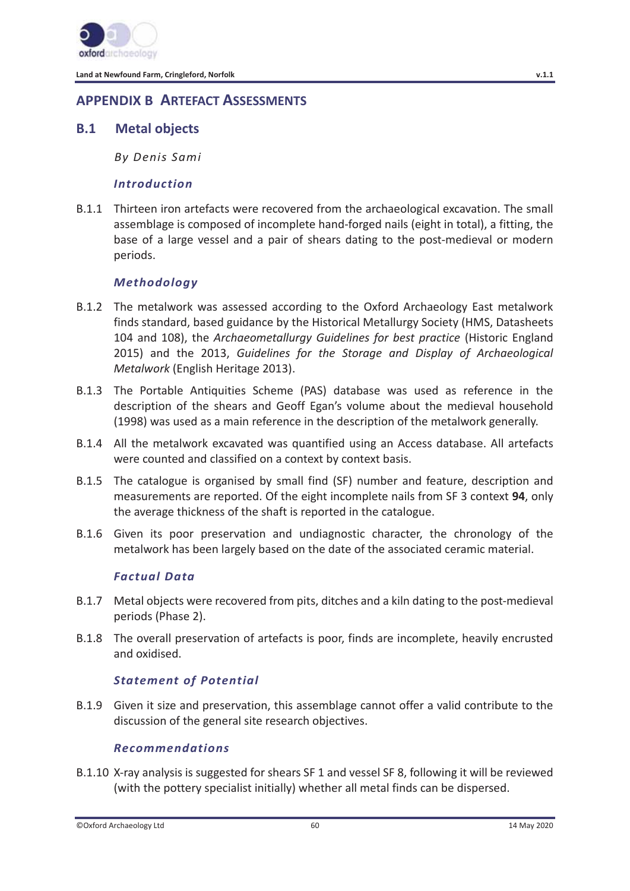# APPENDIX B ARTEFACT ASSESSMENTS

## B.1 Metal objects

*By Denis Sami*

### *Introduction*

B.1.1 Thirteen iron artefacts were recovered from the archaeological excavation. The small assemblage is composed of incomplete hand-forged nails (eight in total), a fitting, the base of a large vessel and a pair of shears dating to the post-medieval or modern periods.

### *Methodology*

B.1.2 The metalwork was assessed according to the Oxford Archaeology East metalwork finds standard, based guidance by the Historical Metallurgy Society (HMS, Datasheets 104 and 108), the *Archaeometallurgy Guidelines for best practice* (Historic England 2015) and the 2013, *Guidelines for the Storage and Display of Archaeological Metalwork* (English Heritage 2013).

B.1.3 The Portable Antiquities Scheme (PAS) database was used as reference in the description of the shears and Geoff Egan's volume about the medieval household (1998) was used as a main reference in the description of the metalwork generally.

B.1.4 All the metalwork excavated was quantified using an Access database. All artefacts were counted and classified on a context by context basis.

B.1.5 The catalogue is organised by small find (SF) number and feature, description and measurements are reported. Of the eight incomplete nails from SF 3 context **94**, only the average thickness of the shaft is reported in the catalogue.

B.1.6 Given its poor preservation and undiagnostic character, the chronology of the metalwork has been largely based on the date of the associated ceramic material.

### *Factual Data*

B.1.7 Metal objects were recovered from pits, ditches and a kiln dating to the post-medieval periods (Phase 2).

B.1.8 The overall preservation of artefacts is poor, finds are incomplete, heavily encrusted and oxidised.

### *Statement of Potential*

B.1.9 Given it size and preservation, this assemblage cannot offer a valid contribute to the discussion of the general site research objectives.

### *Recommendations*

B.1.10 X-ray analysis is suggested for shears SF 1 and vessel SF 8, following it will be reviewed (with the pottery specialist initially) whether all metal finds can be dispersed.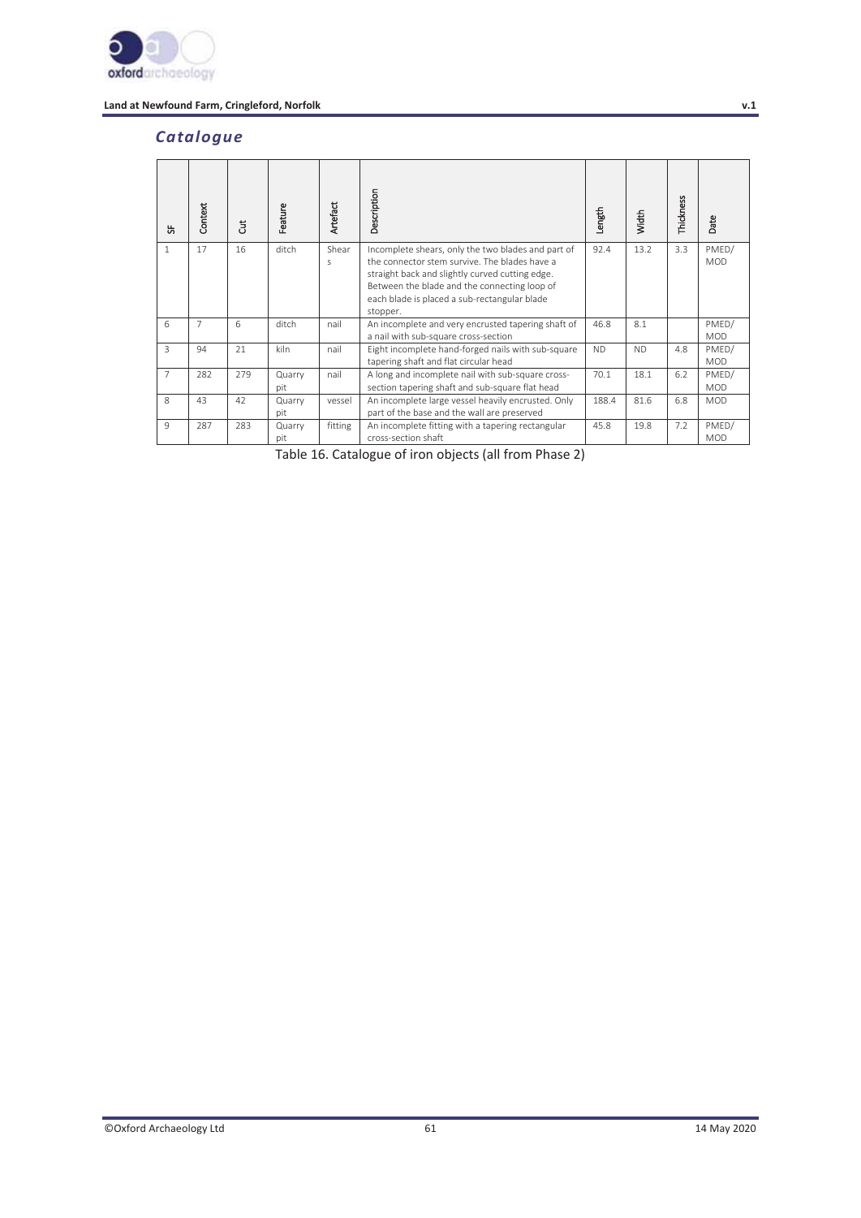## *Catalogue*

| SF | Context | Cut | Feature | Artefact | Description | Length | Width | Thickness | Date |
|---|---|---|---|---|---|---|---|---|---|
| 1 | 17 | 16 | ditch | Shears | Incomplete shears, only the two blades and part of the connector stem survive. The blades have a straight back and slightly curved cutting edge. Between the blade and the connecting loop of each blade is placed a sub-rectangular blade stopper. | 92.4 | 13.2 | 3.3 | PMED/ MOD |
| 6 | 7 | 6 | ditch | nail | An incomplete and very encrusted tapering shaft of a nail with sub-square cross-section | 46.8 | 8.1 | | PMED/ MOD |
| 3 | 94 | 21 | kiln | nail | Eight incomplete hand-forged nails with sub-square tapering shaft and flat circular head | ND | ND | 4.8 | PMED/ MOD |
| 7 | 282 | 279 | Quarry pit | nail | A long and incomplete nail with sub-square cross-section tapering shaft and sub-square flat head | 70.1 | 18.1 | 6.2 | PMED/ MOD |
| 8 | 43 | 42 | Quarry pit | vessel | An incomplete large vessel heavily encrusted. Only part of the base and the wall are preserved | 188.4 | 81.6 | 6.8 | MOD |
| 9 | 287 | 283 | Quarry pit | fitting | An incomplete fitting with a tapering rectangular cross-section shaft | 45.8 | 19.8 | 7.2 | PMED/ MOD |

Table 16. Catalogue of iron objects (all from Phase 2)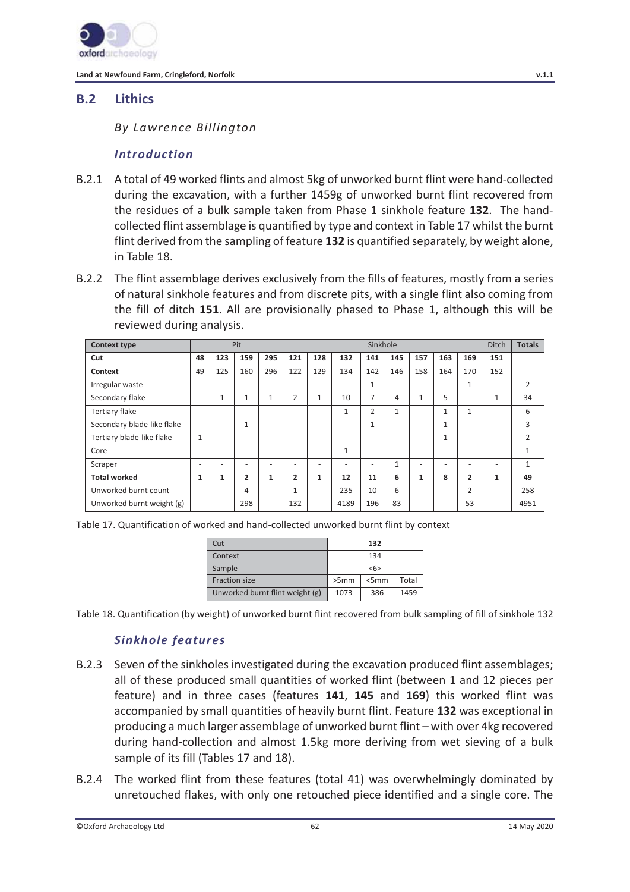## B.2 Lithics

*By Lawrence Billington*

### *Introduction*

B.2.1 A total of 49 worked flints and almost 5kg of unworked burnt flint were hand-collected during the excavation, with a further 1459g of unworked burnt flint recovered from the residues of a bulk sample taken from Phase 1 sinkhole feature **132**. The hand-collected flint assemblage is quantified by type and context in Table 17 whilst the burnt flint derived from the sampling of feature **132** is quantified separately, by weight alone, in Table 18.

B.2.2 The flint assemblage derives exclusively from the fills of features, mostly from a series of natural sinkhole features and from discrete pits, with a single flint also coming from the fill of ditch **151**. All are provisionally phased to Phase 1, although this will be reviewed during analysis.

| Context type | Pit | | | | Sinkhole | | | | | | | | Ditch | Totals |
|---|---|---|---|---|---|---|---|---|---|---|---|---|---|---|
| **Cut** | **48** | **123** | **159** | **295** | **121** | **128** | **132** | **141** | **145** | **157** | **163** | **169** | **151** | |
| **Context** | 49 | 125 | 160 | 296 | 122 | 129 | 134 | 142 | 146 | 158 | 164 | 170 | 152 | |
| Irregular waste | - | - | - | - | - | - | - | 1 | - | - | - | 1 | - | 2 |
| Secondary flake | - | 1 | 1 | 1 | 2 | 1 | 10 | 7 | 4 | 1 | 5 | - | 1 | 34 |
| Tertiary flake | - | - | - | - | - | - | 1 | 2 | 1 | - | 1 | 1 | - | 6 |
| Secondary blade-like flake | - | - | 1 | - | - | - | - | 1 | - | - | 1 | - | - | 3 |
| Tertiary blade-like flake | 1 | - | - | - | - | - | - | - | - | - | 1 | - | - | 2 |
| Core | - | - | - | - | - | - | 1 | - | - | - | - | - | - | 1 |
| Scraper | - | - | - | - | - | - | - | - | 1 | - | - | - | - | 1 |
| **Total worked** | **1** | **1** | **2** | **1** | **2** | **1** | **12** | **11** | **6** | **1** | **8** | **2** | **1** | **49** |
| Unworked burnt count | - | - | 4 | - | 1 | - | 235 | 10 | 6 | - | - | 2 | - | 258 |
| Unworked burnt weight (g) | - | - | 298 | - | 132 | - | 4189 | 196 | 83 | - | - | 53 | - | 4951 |

Table 17. Quantification of worked and hand-collected unworked burnt flint by context

| Cut | 132 | | |
|---|---|---|---|
| Context | 134 | | |
| Sample | <6> | | |
| Fraction size | >5mm | <5mm | Total |
| Unworked burnt flint weight (g) | 1073 | 386 | 1459 |

Table 18. Quantification (by weight) of unworked burnt flint recovered from bulk sampling of fill of sinkhole 132

### *Sinkhole features*

B.2.3 Seven of the sinkholes investigated during the excavation produced flint assemblages; all of these produced small quantities of worked flint (between 1 and 12 pieces per feature) and in three cases (features **141**, **145** and **169**) this worked flint was accompanied by small quantities of heavily burnt flint. Feature **132** was exceptional in producing a much larger assemblage of unworked burnt flint – with over 4kg recovered during hand-collection and almost 1.5kg more deriving from wet sieving of a bulk sample of its fill (Tables 17 and 18).

B.2.4 The worked flint from these features (total 41) was overwhelmingly dominated by unretouched flakes, with only one retouched piece identified and a single core. The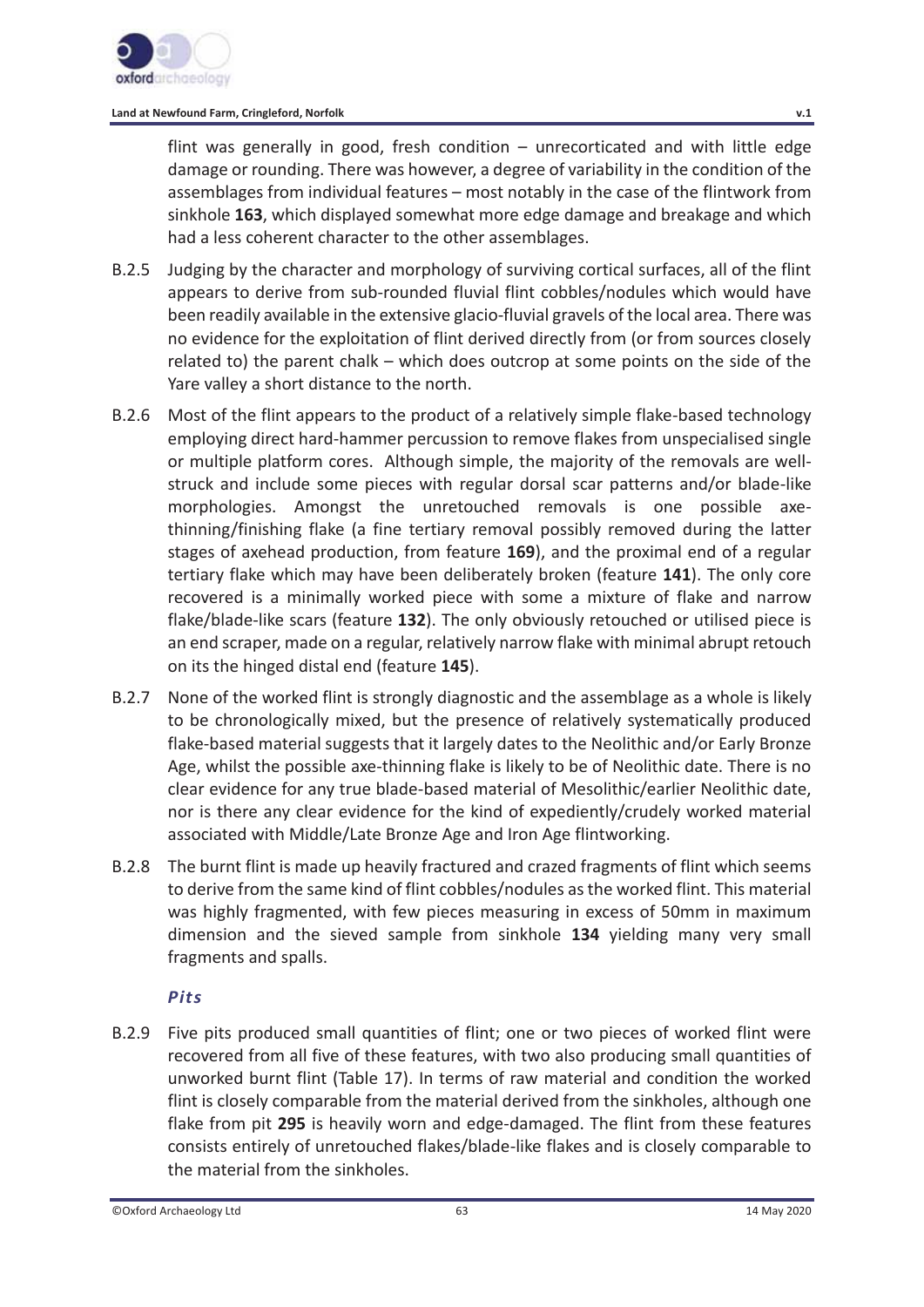flint was generally in good, fresh condition – unrecorticated and with little edge damage or rounding. There was however, a degree of variability in the condition of the assemblages from individual features – most notably in the case of the flintwork from sinkhole **163**, which displayed somewhat more edge damage and breakage and which had a less coherent character to the other assemblages.

B.2.5 Judging by the character and morphology of surviving cortical surfaces, all of the flint appears to derive from sub-rounded fluvial flint cobbles/nodules which would have been readily available in the extensive glacio-fluvial gravels of the local area. There was no evidence for the exploitation of flint derived directly from (or from sources closely related to) the parent chalk – which does outcrop at some points on the side of the Yare valley a short distance to the north.

B.2.6 Most of the flint appears to the product of a relatively simple flake-based technology employing direct hard-hammer percussion to remove flakes from unspecialised single or multiple platform cores. Although simple, the majority of the removals are well-struck and include some pieces with regular dorsal scar patterns and/or blade-like morphologies. Amongst the unretouched removals is one possible axe-thinning/finishing flake (a fine tertiary removal possibly removed during the latter stages of axehead production, from feature **169**), and the proximal end of a regular tertiary flake which may have been deliberately broken (feature **141**). The only core recovered is a minimally worked piece with some a mixture of flake and narrow flake/blade-like scars (feature **132**). The only obviously retouched or utilised piece is an end scraper, made on a regular, relatively narrow flake with minimal abrupt retouch on its the hinged distal end (feature **145**).

B.2.7 None of the worked flint is strongly diagnostic and the assemblage as a whole is likely to be chronologically mixed, but the presence of relatively systematically produced flake-based material suggests that it largely dates to the Neolithic and/or Early Bronze Age, whilst the possible axe-thinning flake is likely to be of Neolithic date. There is no clear evidence for any true blade-based material of Mesolithic/earlier Neolithic date, nor is there any clear evidence for the kind of expediently/crudely worked material associated with Middle/Late Bronze Age and Iron Age flintworking.

B.2.8 The burnt flint is made up heavily fractured and crazed fragments of flint which seems to derive from the same kind of flint cobbles/nodules as the worked flint. This material was highly fragmented, with few pieces measuring in excess of 50mm in maximum dimension and the sieved sample from sinkhole **134** yielding many very small fragments and spalls.

### *Pits*

B.2.9 Five pits produced small quantities of flint; one or two pieces of worked flint were recovered from all five of these features, with two also producing small quantities of unworked burnt flint (Table 17). In terms of raw material and condition the worked flint is closely comparable from the material derived from the sinkholes, although one flake from pit **295** is heavily worn and edge-damaged. The flint from these features consists entirely of unretouched flakes/blade-like flakes and is closely comparable to the material from the sinkholes.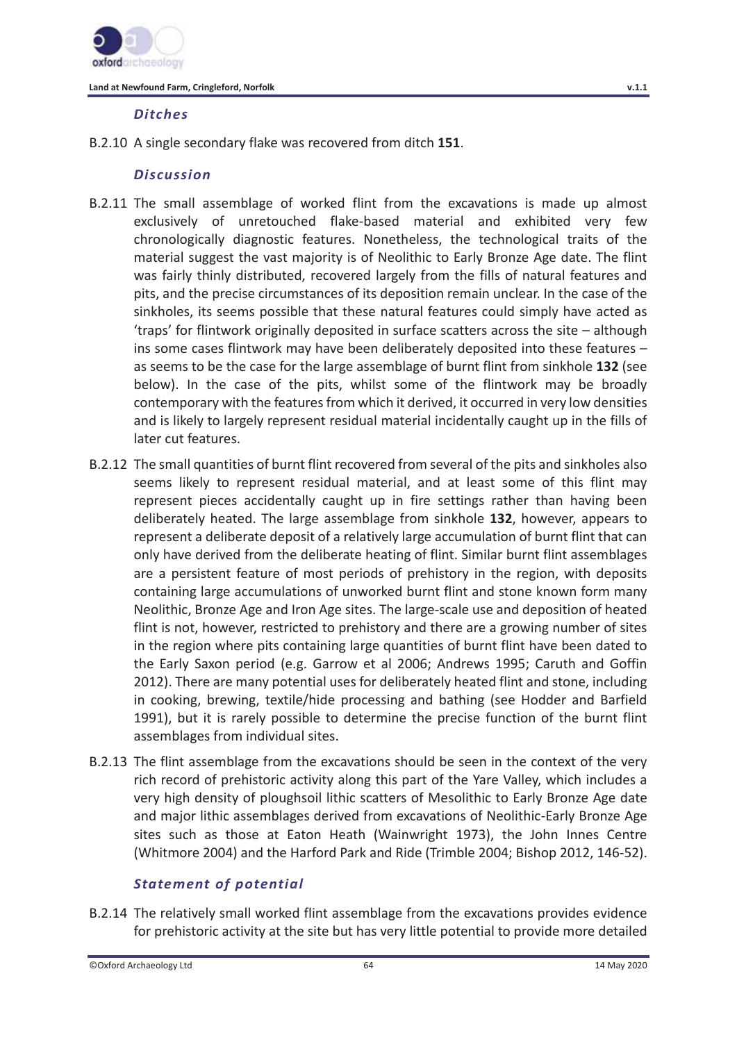### *Ditches*

B.2.10 A single secondary flake was recovered from ditch **151**.

### *Discussion*

B.2.11 The small assemblage of worked flint from the excavations is made up almost exclusively of unretouched flake-based material and exhibited very few chronologically diagnostic features. Nonetheless, the technological traits of the material suggest the vast majority is of Neolithic to Early Bronze Age date. The flint was fairly thinly distributed, recovered largely from the fills of natural features and pits, and the precise circumstances of its deposition remain unclear. In the case of the sinkholes, its seems possible that these natural features could simply have acted as 'traps' for flintwork originally deposited in surface scatters across the site – although ins some cases flintwork may have been deliberately deposited into these features – as seems to be the case for the large assemblage of burnt flint from sinkhole **132** (see below). In the case of the pits, whilst some of the flintwork may be broadly contemporary with the features from which it derived, it occurred in very low densities and is likely to largely represent residual material incidentally caught up in the fills of later cut features.

B.2.12 The small quantities of burnt flint recovered from several of the pits and sinkholes also seems likely to represent residual material, and at least some of this flint may represent pieces accidentally caught up in fire settings rather than having been deliberately heated. The large assemblage from sinkhole **132**, however, appears to represent a deliberate deposit of a relatively large accumulation of burnt flint that can only have derived from the deliberate heating of flint. Similar burnt flint assemblages are a persistent feature of most periods of prehistory in the region, with deposits containing large accumulations of unworked burnt flint and stone known form many Neolithic, Bronze Age and Iron Age sites. The large-scale use and deposition of heated flint is not, however, restricted to prehistory and there are a growing number of sites in the region where pits containing large quantities of burnt flint have been dated to the Early Saxon period (e.g. Garrow et al 2006; Andrews 1995; Caruth and Goffin 2012). There are many potential uses for deliberately heated flint and stone, including in cooking, brewing, textile/hide processing and bathing (see Hodder and Barfield 1991), but it is rarely possible to determine the precise function of the burnt flint assemblages from individual sites.

B.2.13 The flint assemblage from the excavations should be seen in the context of the very rich record of prehistoric activity along this part of the Yare Valley, which includes a very high density of ploughsoil lithic scatters of Mesolithic to Early Bronze Age date and major lithic assemblages derived from excavations of Neolithic-Early Bronze Age sites such as those at Eaton Heath (Wainwright 1973), the John Innes Centre (Whitmore 2004) and the Harford Park and Ride (Trimble 2004; Bishop 2012, 146-52).

### *Statement of potential*

B.2.14 The relatively small worked flint assemblage from the excavations provides evidence for prehistoric activity at the site but has very little potential to provide more detailed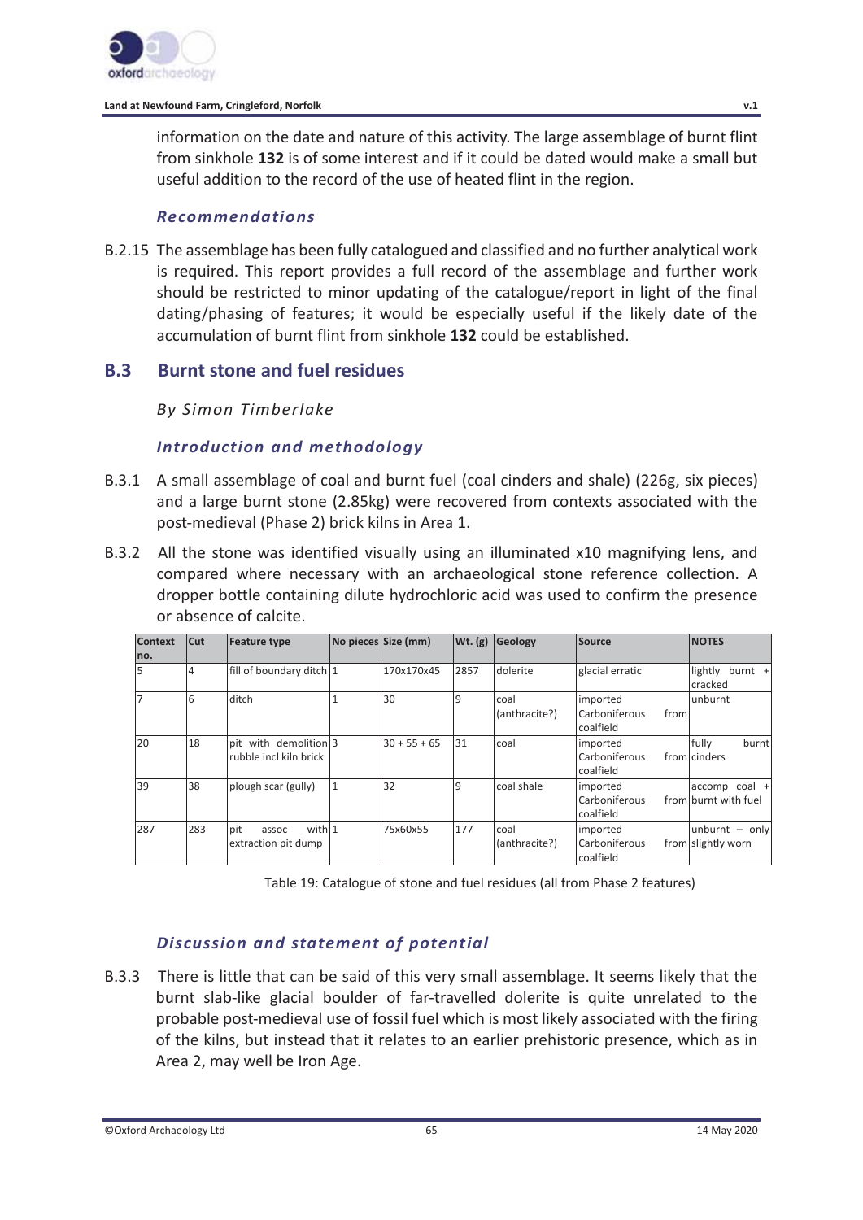information on the date and nature of this activity. The large assemblage of burnt flint from sinkhole **132** is of some interest and if it could be dated would make a small but useful addition to the record of the use of heated flint in the region.

#### *Recommendations*

B.2.15 The assemblage has been fully catalogued and classified and no further analytical work is required. This report provides a full record of the assemblage and further work should be restricted to minor updating of the catalogue/report in light of the final dating/phasing of features; it would be especially useful if the likely date of the accumulation of burnt flint from sinkhole **132** could be established.

## B.3 Burnt stone and fuel residues

*By Simon Timberlake*

#### *Introduction and methodology*

B.3.1 A small assemblage of coal and burnt fuel (coal cinders and shale) (226g, six pieces) and a large burnt stone (2.85kg) were recovered from contexts associated with the post-medieval (Phase 2) brick kilns in Area 1.

B.3.2 All the stone was identified visually using an illuminated x10 magnifying lens, and compared where necessary with an archaeological stone reference collection. A dropper bottle containing dilute hydrochloric acid was used to confirm the presence or absence of calcite.

| Context no. | Cut | Feature type | No pieces | Size (mm) | Wt. (g) | Geology | Source | NOTES |
|---|---|---|---|---|---|---|---|---|
| 5 | 4 | fill of boundary ditch | 1 | 170x170x45 | 2857 | dolerite | glacial erratic | lightly burnt + cracked |
| 7 | 6 | ditch | 1 | 30 | 9 | coal (anthracite?) | imported from Carboniferous coalfield | unburnt |
| 20 | 18 | pit with demolition rubble incl kiln brick | 3 | 30 + 55 + 65 | 31 | coal | imported from Carboniferous coalfield | fully burnt cinders |
| 39 | 38 | plough scar (gully) | 1 | 32 | 9 | coal shale | imported from Carboniferous coalfield | accomp coal + burnt with fuel |
| 287 | 283 | pit assoc with extraction pit dump | 1 | 75x60x55 | 177 | coal (anthracite?) | imported from Carboniferous coalfield | unburnt – only slightly worn |

Table 19: Catalogue of stone and fuel residues (all from Phase 2 features)

#### *Discussion and statement of potential*

B.3.3 There is little that can be said of this very small assemblage. It seems likely that the burnt slab-like glacial boulder of far-travelled dolerite is quite unrelated to the probable post-medieval use of fossil fuel which is most likely associated with the firing of the kilns, but instead that it relates to an earlier prehistoric presence, which as in Area 2, may well be Iron Age.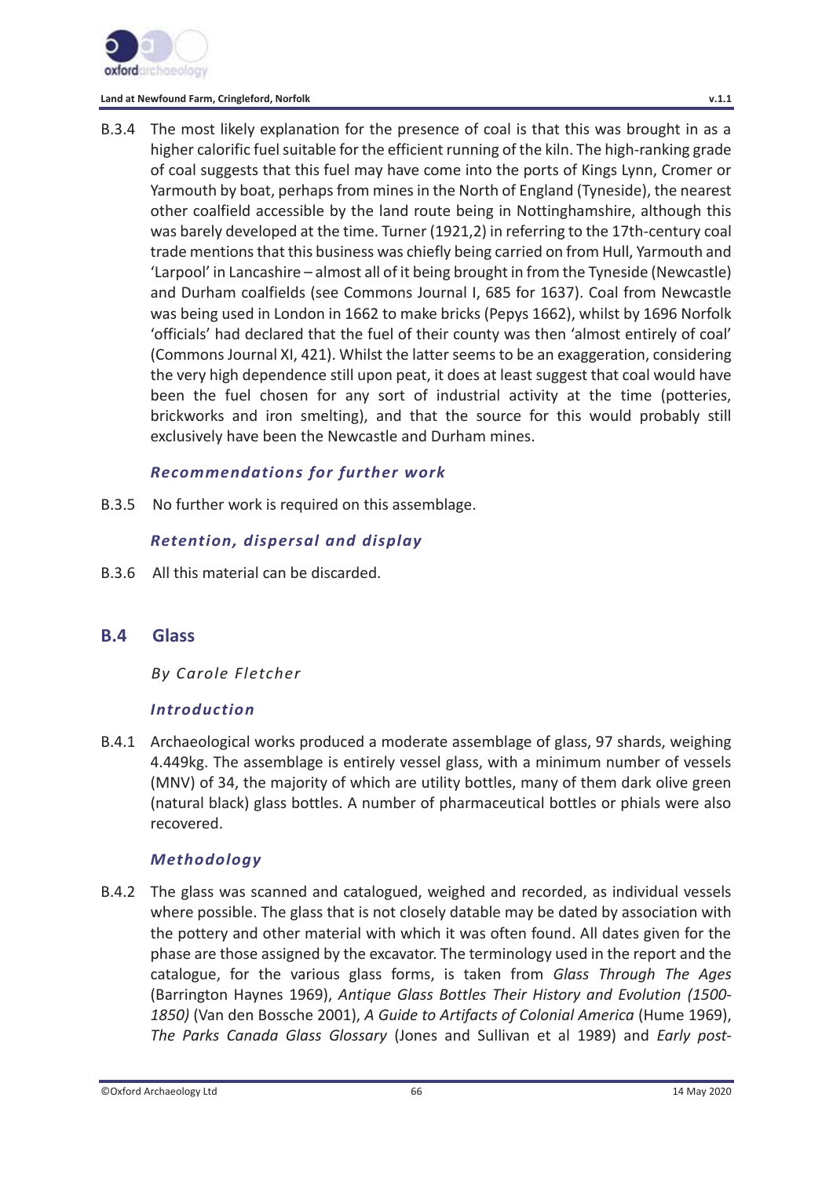B.3.4 The most likely explanation for the presence of coal is that this was brought in as a higher calorific fuel suitable for the efficient running of the kiln. The high-ranking grade of coal suggests that this fuel may have come into the ports of Kings Lynn, Cromer or Yarmouth by boat, perhaps from mines in the North of England (Tyneside), the nearest other coalfield accessible by the land route being in Nottinghamshire, although this was barely developed at the time. Turner (1921,2) in referring to the 17th-century coal trade mentions that this business was chiefly being carried on from Hull, Yarmouth and 'Larpool' in Lancashire – almost all of it being brought in from the Tyneside (Newcastle) and Durham coalfields (see Commons Journal I, 685 for 1637). Coal from Newcastle was being used in London in 1662 to make bricks (Pepys 1662), whilst by 1696 Norfolk 'officials' had declared that the fuel of their county was then 'almost entirely of coal' (Commons Journal XI, 421). Whilst the latter seems to be an exaggeration, considering the very high dependence still upon peat, it does at least suggest that coal would have been the fuel chosen for any sort of industrial activity at the time (potteries, brickworks and iron smelting), and that the source for this would probably still exclusively have been the Newcastle and Durham mines.

#### *Recommendations for further work*

B.3.5 No further work is required on this assemblage.

#### *Retention, dispersal and display*

B.3.6 All this material can be discarded.

## B.4 Glass

*By Carole Fletcher*

#### *Introduction*

B.4.1 Archaeological works produced a moderate assemblage of glass, 97 shards, weighing 4.449kg. The assemblage is entirely vessel glass, with a minimum number of vessels (MNV) of 34, the majority of which are utility bottles, many of them dark olive green (natural black) glass bottles. A number of pharmaceutical bottles or phials were also recovered.

#### *Methodology*

B.4.2 The glass was scanned and catalogued, weighed and recorded, as individual vessels where possible. The glass that is not closely datable may be dated by association with the pottery and other material with which it was often found. All dates given for the phase are those assigned by the excavator. The terminology used in the report and the catalogue, for the various glass forms, is taken from *Glass Through The Ages* (Barrington Haynes 1969), *Antique Glass Bottles Their History and Evolution (1500-1850)* (Van den Bossche 2001), *A Guide to Artifacts of Colonial America* (Hume 1969), *The Parks Canada Glass Glossary* (Jones and Sullivan et al 1989) and *Early post-*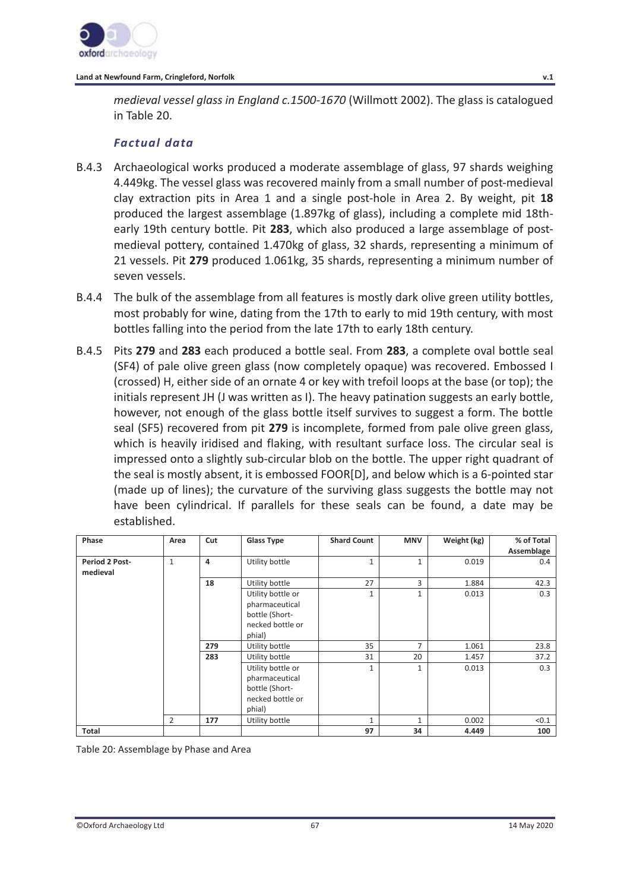*medieval vessel glass in England c.1500-1670* (Willmott 2002). The glass is catalogued in Table 20.

### *Factual data*

B.4.3 Archaeological works produced a moderate assemblage of glass, 97 shards weighing 4.449kg. The vessel glass was recovered mainly from a small number of post-medieval clay extraction pits in Area 1 and a single post-hole in Area 2. By weight, pit **18** produced the largest assemblage (1.897kg of glass), including a complete mid 18th-early 19th century bottle. Pit **283**, which also produced a large assemblage of post-medieval pottery, contained 1.470kg of glass, 32 shards, representing a minimum of 21 vessels. Pit **279** produced 1.061kg, 35 shards, representing a minimum number of seven vessels.

B.4.4 The bulk of the assemblage from all features is mostly dark olive green utility bottles, most probably for wine, dating from the 17th to early to mid 19th century, with most bottles falling into the period from the late 17th to early 18th century.

B.4.5 Pits **279** and **283** each produced a bottle seal. From **283**, a complete oval bottle seal (SF4) of pale olive green glass (now completely opaque) was recovered. Embossed I (crossed) H, either side of an ornate 4 or key with trefoil loops at the base (or top); the initials represent JH (J was written as I). The heavy patination suggests an early bottle, however, not enough of the glass bottle itself survives to suggest a form. The bottle seal (SF5) recovered from pit **279** is incomplete, formed from pale olive green glass, which is heavily iridised and flaking, with resultant surface loss. The circular seal is impressed onto a slightly sub-circular blob on the bottle. The upper right quadrant of the seal is mostly absent, it is embossed FOOR[D], and below which is a 6-pointed star (made up of lines); the curvature of the surviving glass suggests the bottle may not have been cylindrical. If parallels for these seals can be found, a date may be established.

| Phase | Area | Cut | Glass Type | Shard Count | MNV | Weight (kg) | % of Total Assemblage |
|---|---|---|---|---|---|---|---|
| **Period 2 Post-medieval** | 1 | **4** | Utility bottle | 1 | 1 | 0.019 | 0.4 |
| | | **18** | Utility bottle | 27 | 3 | 1.884 | 42.3 |
| | | | Utility bottle or pharmaceutical bottle (Short-necked bottle or phial) | 1 | 1 | 0.013 | 0.3 |
| | | **279** | Utility bottle | 35 | 7 | 1.061 | 23.8 |
| | | **283** | Utility bottle | 31 | 20 | 1.457 | 37.2 |
| | | | Utility bottle or pharmaceutical bottle (Short-necked bottle or phial) | 1 | 1 | 0.013 | 0.3 |
| | 2 | **177** | Utility bottle | 1 | 1 | 0.002 | <0.1 |
| **Total** | | | | **97** | **34** | **4.449** | **100** |

Table 20: Assemblage by Phase and Area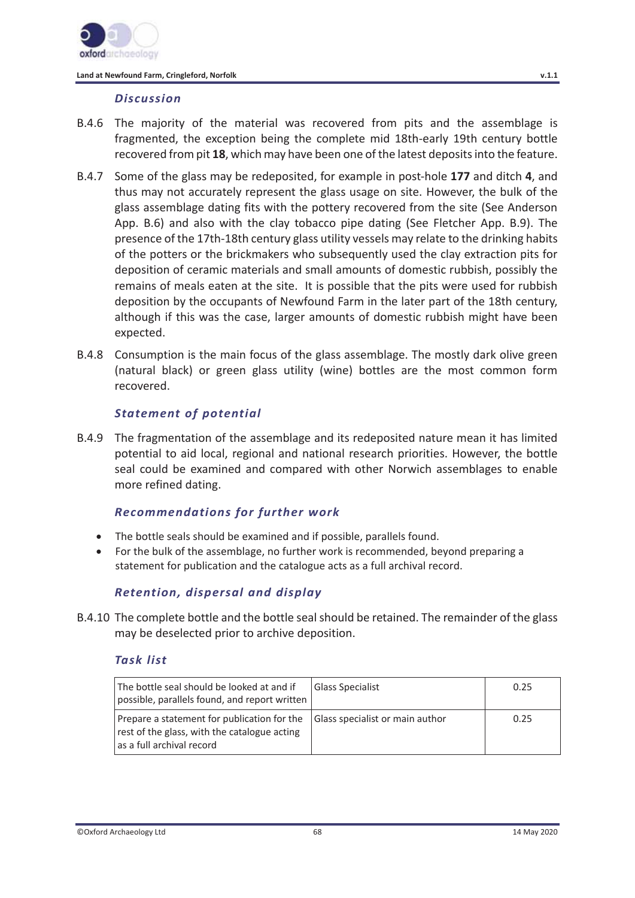### *Discussion*

B.4.6 The majority of the material was recovered from pits and the assemblage is fragmented, the exception being the complete mid 18th-early 19th century bottle recovered from pit **18**, which may have been one of the latest deposits into the feature.

B.4.7 Some of the glass may be redeposited, for example in post-hole **177** and ditch **4**, and thus may not accurately represent the glass usage on site. However, the bulk of the glass assemblage dating fits with the pottery recovered from the site (See Anderson App. B.6) and also with the clay tobacco pipe dating (See Fletcher App. B.9). The presence of the 17th-18th century glass utility vessels may relate to the drinking habits of the potters or the brickmakers who subsequently used the clay extraction pits for deposition of ceramic materials and small amounts of domestic rubbish, possibly the remains of meals eaten at the site. It is possible that the pits were used for rubbish deposition by the occupants of Newfound Farm in the later part of the 18th century, although if this was the case, larger amounts of domestic rubbish might have been expected.

B.4.8 Consumption is the main focus of the glass assemblage. The mostly dark olive green (natural black) or green glass utility (wine) bottles are the most common form recovered.

### *Statement of potential*

B.4.9 The fragmentation of the assemblage and its redeposited nature mean it has limited potential to aid local, regional and national research priorities. However, the bottle seal could be examined and compared with other Norwich assemblages to enable more refined dating.

### *Recommendations for further work*

- The bottle seals should be examined and if possible, parallels found.
- For the bulk of the assemblage, no further work is recommended, beyond preparing a statement for publication and the catalogue acts as a full archival record.

### *Retention, dispersal and display*

B.4.10 The complete bottle and the bottle seal should be retained. The remainder of the glass may be deselected prior to archive deposition.

### *Task list*

| | | |
|---|---|---|
| The bottle seal should be looked at and if possible, parallels found, and report written | Glass Specialist | 0.25 |
| Prepare a statement for publication for the rest of the glass, with the catalogue acting as a full archival record | Glass specialist or main author | 0.25 |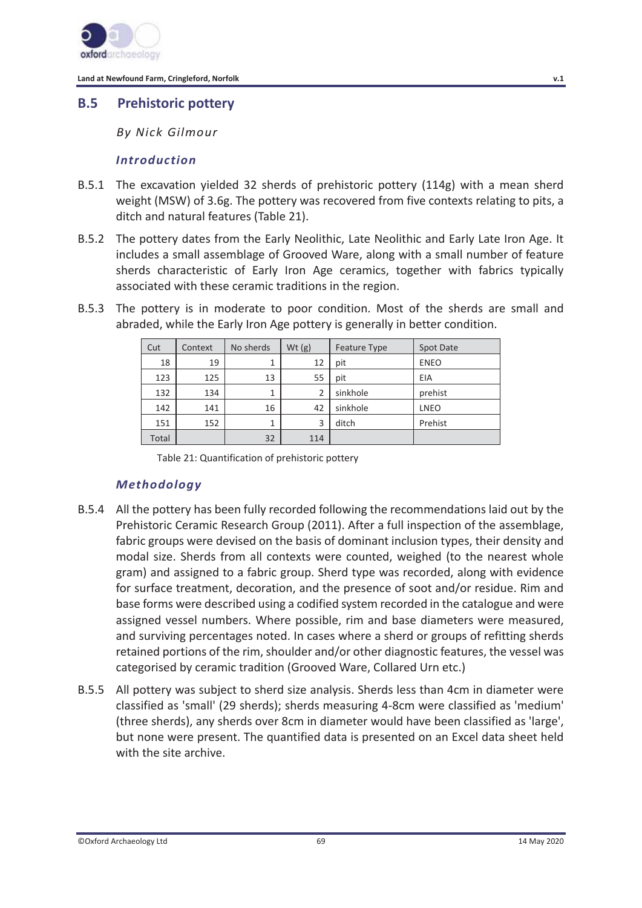## B.5 Prehistoric pottery

*By Nick Gilmour*

### *Introduction*

B.5.1 The excavation yielded 32 sherds of prehistoric pottery (114g) with a mean sherd weight (MSW) of 3.6g. The pottery was recovered from five contexts relating to pits, a ditch and natural features (Table 21).

B.5.2 The pottery dates from the Early Neolithic, Late Neolithic and Early Late Iron Age. It includes a small assemblage of Grooved Ware, along with a small number of feature sherds characteristic of Early Iron Age ceramics, together with fabrics typically associated with these ceramic traditions in the region.

B.5.3 The pottery is in moderate to poor condition. Most of the sherds are small and abraded, while the Early Iron Age pottery is generally in better condition.

| Cut | Context | No sherds | Wt (g) | Feature Type | Spot Date |
|---|---|---|---|---|---|
| 18 | 19 | 1 | 12 | pit | ENEO |
| 123 | 125 | 13 | 55 | pit | EIA |
| 132 | 134 | 1 | 2 | sinkhole | prehist |
| 142 | 141 | 16 | 42 | sinkhole | LNEO |
| 151 | 152 | 1 | 3 | ditch | Prehist |
| Total | | 32 | 114 | | |

Table 21: Quantification of prehistoric pottery

### *Methodology*

B.5.4 All the pottery has been fully recorded following the recommendations laid out by the Prehistoric Ceramic Research Group (2011). After a full inspection of the assemblage, fabric groups were devised on the basis of dominant inclusion types, their density and modal size. Sherds from all contexts were counted, weighed (to the nearest whole gram) and assigned to a fabric group. Sherd type was recorded, along with evidence for surface treatment, decoration, and the presence of soot and/or residue. Rim and base forms were described using a codified system recorded in the catalogue and were assigned vessel numbers. Where possible, rim and base diameters were measured, and surviving percentages noted. In cases where a sherd or groups of refitting sherds retained portions of the rim, shoulder and/or other diagnostic features, the vessel was categorised by ceramic tradition (Grooved Ware, Collared Urn etc.)

B.5.5 All pottery was subject to sherd size analysis. Sherds less than 4cm in diameter were classified as 'small' (29 sherds); sherds measuring 4-8cm were classified as 'medium' (three sherds), any sherds over 8cm in diameter would have been classified as 'large', but none were present. The quantified data is presented on an Excel data sheet held with the site archive.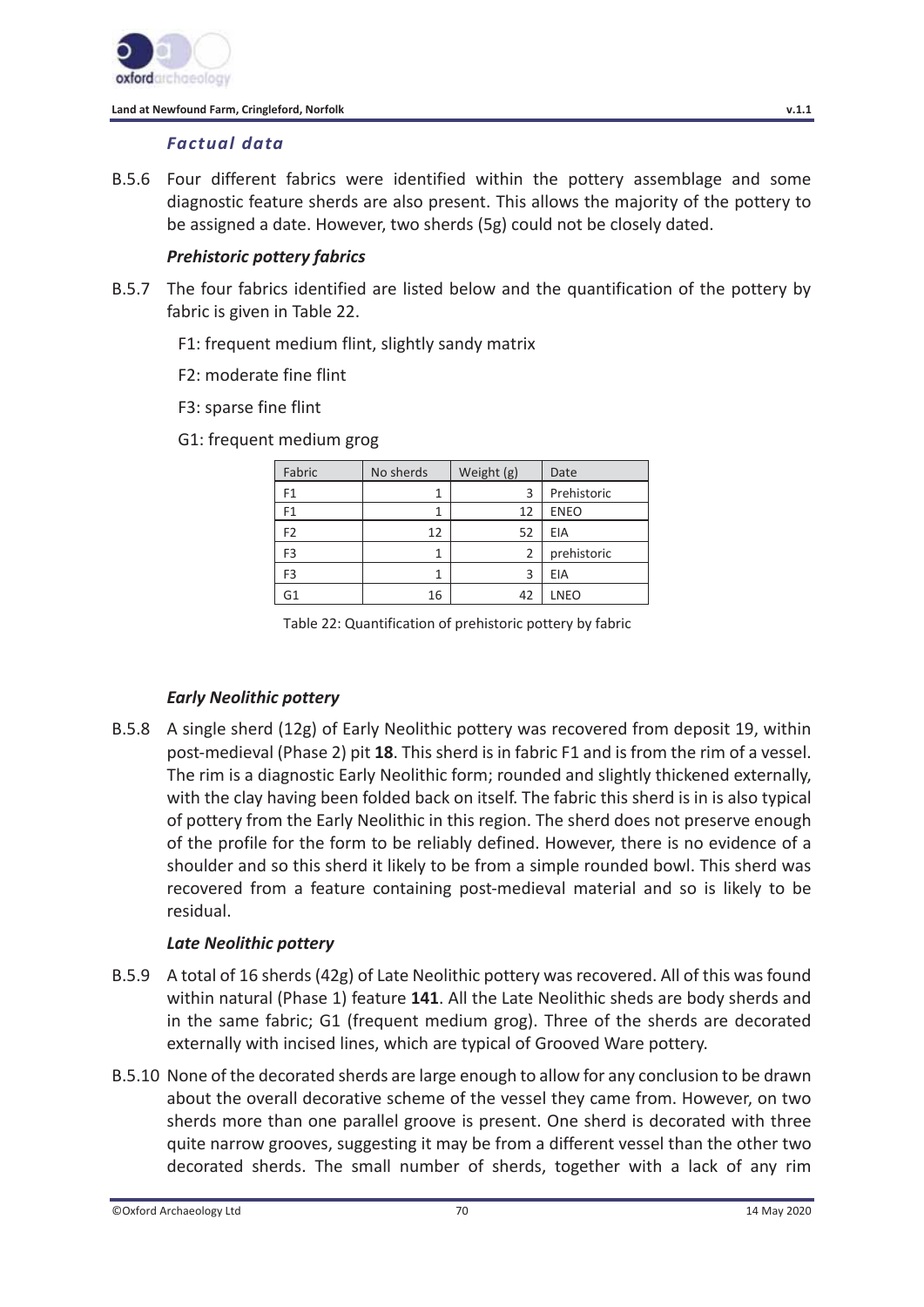### *Factual data*

B.5.6 Four different fabrics were identified within the pottery assemblage and some diagnostic feature sherds are also present. This allows the majority of the pottery to be assigned a date. However, two sherds (5g) could not be closely dated.

#### *Prehistoric pottery fabrics*

B.5.7 The four fabrics identified are listed below and the quantification of the pottery by fabric is given in Table 22.

F1: frequent medium flint, slightly sandy matrix

F2: moderate fine flint

F3: sparse fine flint

G1: frequent medium grog

| Fabric | No sherds | Weight (g) | Date |
|---|---|---|---|
| F1 | 1 | 3 | Prehistoric |
| F1 | 1 | 12 | ENEO |
| F2 | 12 | 52 | EIA |
| F3 | 1 | 2 | prehistoric |
| F3 | 1 | 3 | EIA |
| G1 | 16 | 42 | LNEO |

Table 22: Quantification of prehistoric pottery by fabric

#### *Early Neolithic pottery*

B.5.8 A single sherd (12g) of Early Neolithic pottery was recovered from deposit 19, within post-medieval (Phase 2) pit **18**. This sherd is in fabric F1 and is from the rim of a vessel. The rim is a diagnostic Early Neolithic form; rounded and slightly thickened externally, with the clay having been folded back on itself. The fabric this sherd is in is also typical of pottery from the Early Neolithic in this region. The sherd does not preserve enough of the profile for the form to be reliably defined. However, there is no evidence of a shoulder and so this sherd it likely to be from a simple rounded bowl. This sherd was recovered from a feature containing post-medieval material and so is likely to be residual.

#### *Late Neolithic pottery*

B.5.9 A total of 16 sherds (42g) of Late Neolithic pottery was recovered. All of this was found within natural (Phase 1) feature **141**. All the Late Neolithic sheds are body sherds and in the same fabric; G1 (frequent medium grog). Three of the sherds are decorated externally with incised lines, which are typical of Grooved Ware pottery.

B.5.10 None of the decorated sherds are large enough to allow for any conclusion to be drawn about the overall decorative scheme of the vessel they came from. However, on two sherds more than one parallel groove is present. One sherd is decorated with three quite narrow grooves, suggesting it may be from a different vessel than the other two decorated sherds. The small number of sherds, together with a lack of any rim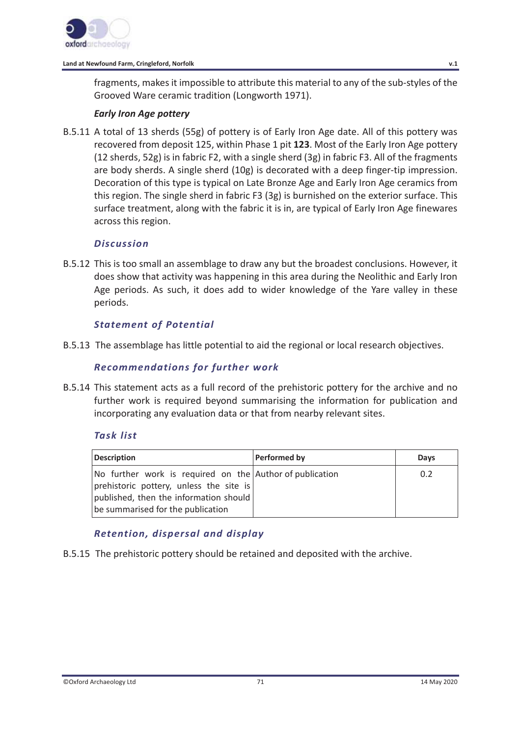fragments, makes it impossible to attribute this material to any of the sub-styles of the Grooved Ware ceramic tradition (Longworth 1971).

#### *Early Iron Age pottery*

B.5.11 A total of 13 sherds (55g) of pottery is of Early Iron Age date. All of this pottery was recovered from deposit 125, within Phase 1 pit **123**. Most of the Early Iron Age pottery (12 sherds, 52g) is in fabric F2, with a single sherd (3g) in fabric F3. All of the fragments are body sherds. A single sherd (10g) is decorated with a deep finger-tip impression. Decoration of this type is typical on Late Bronze Age and Early Iron Age ceramics from this region. The single sherd in fabric F3 (3g) is burnished on the exterior surface. This surface treatment, along with the fabric it is in, are typical of Early Iron Age finewares across this region.

### *Discussion*

B.5.12 This is too small an assemblage to draw any but the broadest conclusions. However, it does show that activity was happening in this area during the Neolithic and Early Iron Age periods. As such, it does add to wider knowledge of the Yare valley in these periods.

### *Statement of Potential*

B.5.13 The assemblage has little potential to aid the regional or local research objectives.

### *Recommendations for further work*

B.5.14 This statement acts as a full record of the prehistoric pottery for the archive and no further work is required beyond summarising the information for publication and incorporating any evaluation data or that from nearby relevant sites.

### *Task list*

| Description | Performed by | Days |
|---|---|---|
| No further work is required on the prehistoric pottery, unless the site is published, then the information should be summarised for the publication | Author of publication | 0.2 |

### *Retention, dispersal and display*

B.5.15 The prehistoric pottery should be retained and deposited with the archive.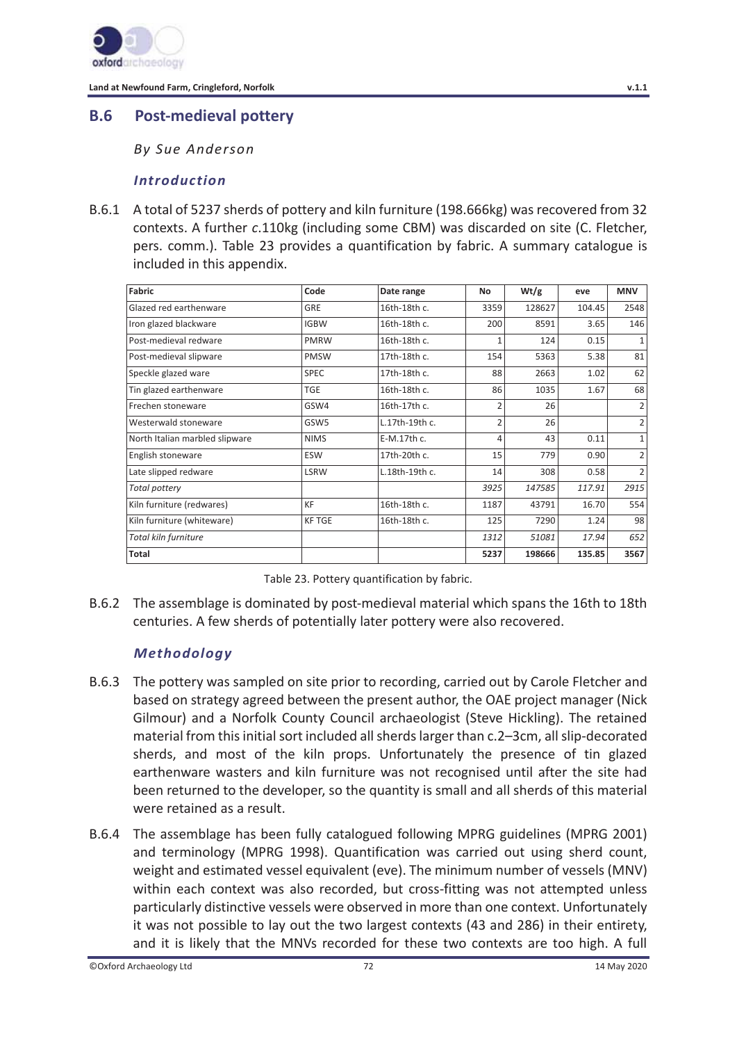## B.6 Post-medieval pottery

*By Sue Anderson*

### *Introduction*

B.6.1 A total of 5237 sherds of pottery and kiln furniture (198.666kg) was recovered from 32 contexts. A further *c*.110kg (including some CBM) was discarded on site (C. Fletcher, pers. comm.). Table 23 provides a quantification by fabric. A summary catalogue is included in this appendix.

| Fabric | Code | Date range | No | Wt/g | eve | MNV |
|---|---|---|---|---|---|---|
| Glazed red earthenware | GRE | 16th-18th c. | 3359 | 128627 | 104.45 | 2548 |
| Iron glazed blackware | IGBW | 16th-18th c. | 200 | 8591 | 3.65 | 146 |
| Post-medieval redware | PMRW | 16th-18th c. | 1 | 124 | 0.15 | 1 |
| Post-medieval slipware | PMSW | 17th-18th c. | 154 | 5363 | 5.38 | 81 |
| Speckle glazed ware | SPEC | 17th-18th c. | 88 | 2663 | 1.02 | 62 |
| Tin glazed earthenware | TGE | 16th-18th c. | 86 | 1035 | 1.67 | 68 |
| Frechen stoneware | GSW4 | 16th-17th c. | 2 | 26 | | 2 |
| Westerwald stoneware | GSW5 | L.17th-19th c. | 2 | 26 | | 2 |
| North Italian marbled slipware | NIMS | E-M.17th c. | 4 | 43 | 0.11 | 1 |
| English stoneware | ESW | 17th-20th c. | 15 | 779 | 0.90 | 2 |
| Late slipped redware | LSRW | L.18th-19th c. | 14 | 308 | 0.58 | 2 |
| *Total pottery* | | | *3925* | *147585* | *117.91* | *2915* |
| Kiln furniture (redwares) | KF | 16th-18th c. | 1187 | 43791 | 16.70 | 554 |
| Kiln furniture (whiteware) | KF TGE | 16th-18th c. | 125 | 7290 | 1.24 | 98 |
| *Total kiln furniture* | | | *1312* | *51081* | *17.94* | *652* |
| **Total** | | | **5237** | **198666** | **135.85** | **3567** |

Table 23. Pottery quantification by fabric.

B.6.2 The assemblage is dominated by post-medieval material which spans the 16th to 18th centuries. A few sherds of potentially later pottery were also recovered.

### *Methodology*

B.6.3 The pottery was sampled on site prior to recording, carried out by Carole Fletcher and based on strategy agreed between the present author, the OAE project manager (Nick Gilmour) and a Norfolk County Council archaeologist (Steve Hickling). The retained material from this initial sort included all sherds larger than c.2–3cm, all slip-decorated sherds, and most of the kiln props. Unfortunately the presence of tin glazed earthenware wasters and kiln furniture was not recognised until after the site had been returned to the developer, so the quantity is small and all sherds of this material were retained as a result.

B.6.4 The assemblage has been fully catalogued following MPRG guidelines (MPRG 2001) and terminology (MPRG 1998). Quantification was carried out using sherd count, weight and estimated vessel equivalent (eve). The minimum number of vessels (MNV) within each context was also recorded, but cross-fitting was not attempted unless particularly distinctive vessels were observed in more than one context. Unfortunately it was not possible to lay out the two largest contexts (43 and 286) in their entirety, and it is likely that the MNVs recorded for these two contexts are too high. A full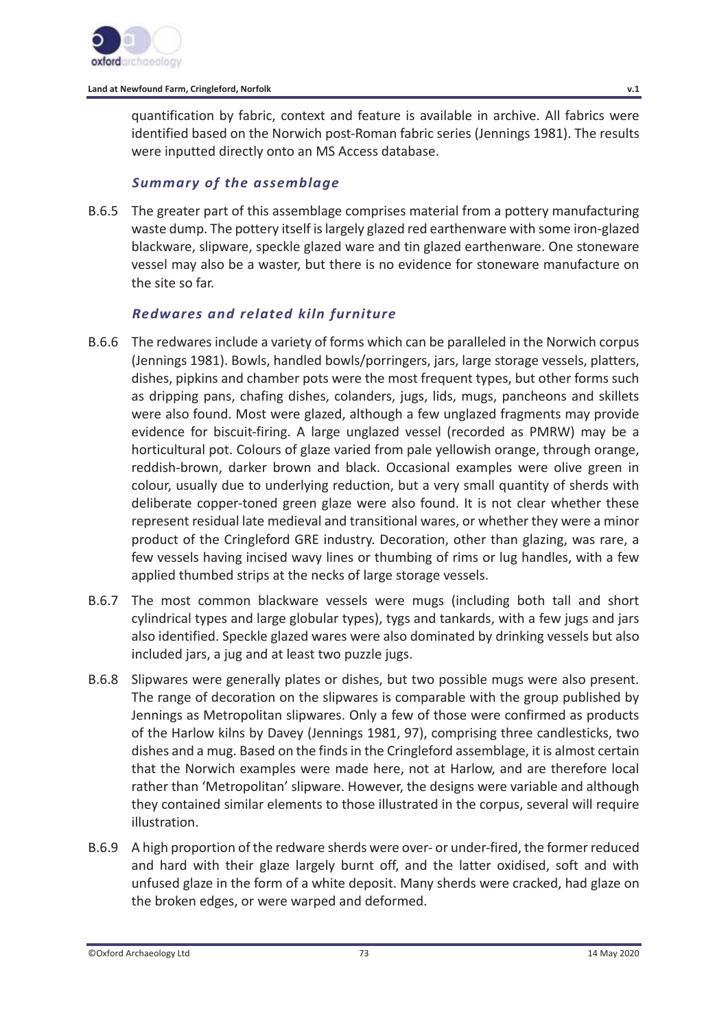quantification by fabric, context and feature is available in archive. All fabrics were identified based on the Norwich post-Roman fabric series (Jennings 1981). The results were inputted directly onto an MS Access database.

### *Summary of the assemblage*

B.6.5 The greater part of this assemblage comprises material from a pottery manufacturing waste dump. The pottery itself is largely glazed red earthenware with some iron-glazed blackware, slipware, speckle glazed ware and tin glazed earthenware. One stoneware vessel may also be a waster, but there is no evidence for stoneware manufacture on the site so far.

### *Redwares and related kiln furniture*

B.6.6 The redwares include a variety of forms which can be paralleled in the Norwich corpus (Jennings 1981). Bowls, handled bowls/porringers, jars, large storage vessels, platters, dishes, pipkins and chamber pots were the most frequent types, but other forms such as dripping pans, chafing dishes, colanders, jugs, lids, mugs, pancheons and skillets were also found. Most were glazed, although a few unglazed fragments may provide evidence for biscuit-firing. A large unglazed vessel (recorded as PMRW) may be a horticultural pot. Colours of glaze varied from pale yellowish orange, through orange, reddish-brown, darker brown and black. Occasional examples were olive green in colour, usually due to underlying reduction, but a very small quantity of sherds with deliberate copper-toned green glaze were also found. It is not clear whether these represent residual late medieval and transitional wares, or whether they were a minor product of the Cringleford GRE industry. Decoration, other than glazing, was rare, a few vessels having incised wavy lines or thumbing of rims or lug handles, with a few applied thumbed strips at the necks of large storage vessels.

B.6.7 The most common blackware vessels were mugs (including both tall and short cylindrical types and large globular types), tygs and tankards, with a few jugs and jars also identified. Speckle glazed wares were also dominated by drinking vessels but also included jars, a jug and at least two puzzle jugs.

B.6.8 Slipwares were generally plates or dishes, but two possible mugs were also present. The range of decoration on the slipwares is comparable with the group published by Jennings as Metropolitan slipwares. Only a few of those were confirmed as products of the Harlow kilns by Davey (Jennings 1981, 97), comprising three candlesticks, two dishes and a mug. Based on the finds in the Cringleford assemblage, it is almost certain that the Norwich examples were made here, not at Harlow, and are therefore local rather than 'Metropolitan' slipware. However, the designs were variable and although they contained similar elements to those illustrated in the corpus, several will require illustration.

B.6.9 A high proportion of the redware sherds were over- or under-fired, the former reduced and hard with their glaze largely burnt off, and the latter oxidised, soft and with unfused glaze in the form of a white deposit. Many sherds were cracked, had glaze on the broken edges, or were warped and deformed.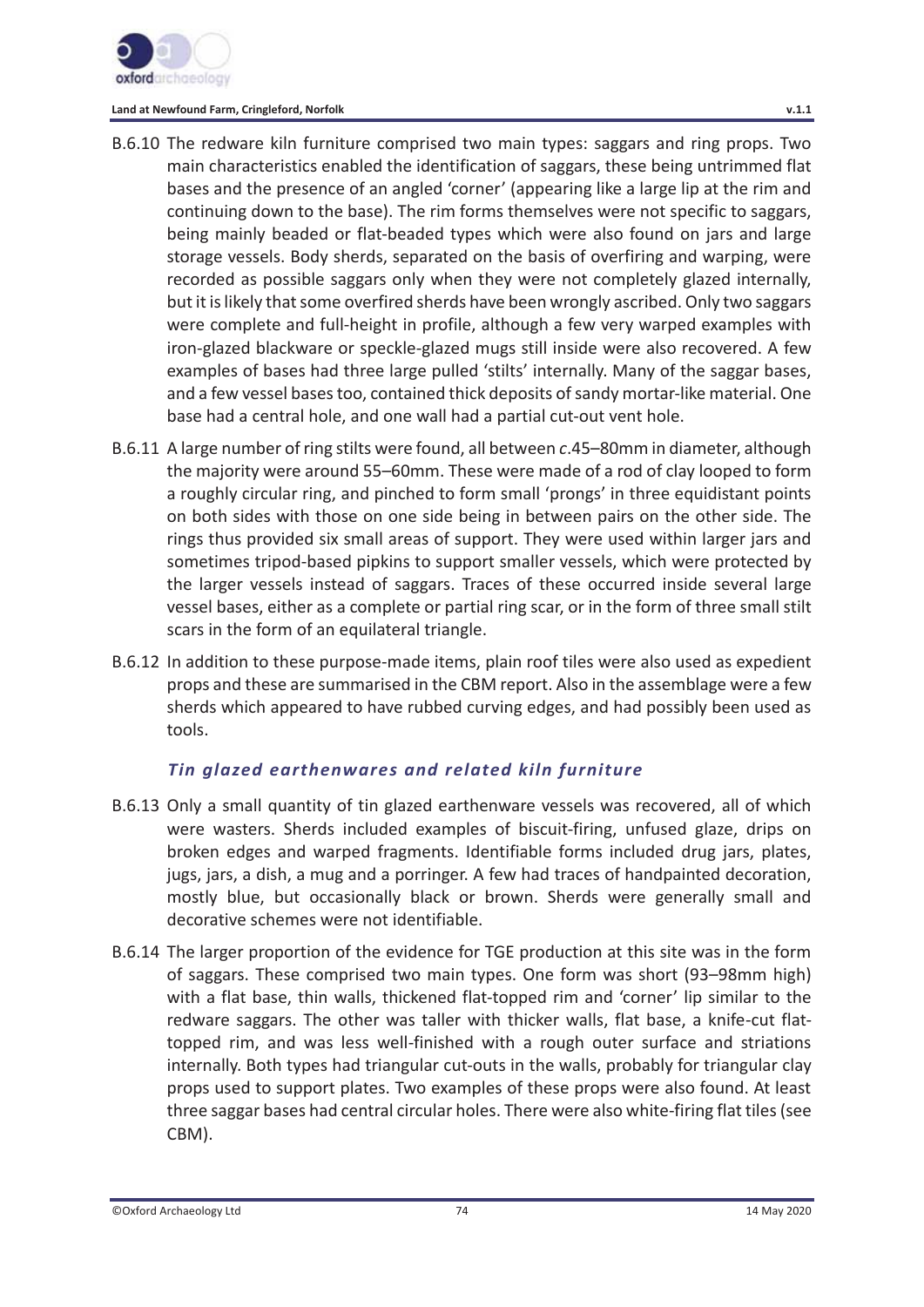B.6.10 The redware kiln furniture comprised two main types: saggars and ring props. Two main characteristics enabled the identification of saggars, these being untrimmed flat bases and the presence of an angled 'corner' (appearing like a large lip at the rim and continuing down to the base). The rim forms themselves were not specific to saggars, being mainly beaded or flat-beaded types which were also found on jars and large storage vessels. Body sherds, separated on the basis of overfiring and warping, were recorded as possible saggars only when they were not completely glazed internally, but it is likely that some overfired sherds have been wrongly ascribed. Only two saggars were complete and full-height in profile, although a few very warped examples with iron-glazed blackware or speckle-glazed mugs still inside were also recovered. A few examples of bases had three large pulled 'stilts' internally. Many of the saggar bases, and a few vessel bases too, contained thick deposits of sandy mortar-like material. One base had a central hole, and one wall had a partial cut-out vent hole.

B.6.11 A large number of ring stilts were found, all between *c*.45–80mm in diameter, although the majority were around 55–60mm. These were made of a rod of clay looped to form a roughly circular ring, and pinched to form small 'prongs' in three equidistant points on both sides with those on one side being in between pairs on the other side. The rings thus provided six small areas of support. They were used within larger jars and sometimes tripod-based pipkins to support smaller vessels, which were protected by the larger vessels instead of saggars. Traces of these occurred inside several large vessel bases, either as a complete or partial ring scar, or in the form of three small stilt scars in the form of an equilateral triangle.

B.6.12 In addition to these purpose-made items, plain roof tiles were also used as expedient props and these are summarised in the CBM report. Also in the assemblage were a few sherds which appeared to have rubbed curving edges, and had possibly been used as tools.

### *Tin glazed earthenwares and related kiln furniture*

B.6.13 Only a small quantity of tin glazed earthenware vessels was recovered, all of which were wasters. Sherds included examples of biscuit-firing, unfused glaze, drips on broken edges and warped fragments. Identifiable forms included drug jars, plates, jugs, jars, a dish, a mug and a porringer. A few had traces of handpainted decoration, mostly blue, but occasionally black or brown. Sherds were generally small and decorative schemes were not identifiable.

B.6.14 The larger proportion of the evidence for TGE production at this site was in the form of saggars. These comprised two main types. One form was short (93–98mm high) with a flat base, thin walls, thickened flat-topped rim and 'corner' lip similar to the redware saggars. The other was taller with thicker walls, flat base, a knife-cut flat-topped rim, and was less well-finished with a rough outer surface and striations internally. Both types had triangular cut-outs in the walls, probably for triangular clay props used to support plates. Two examples of these props were also found. At least three saggar bases had central circular holes. There were also white-firing flat tiles (see CBM).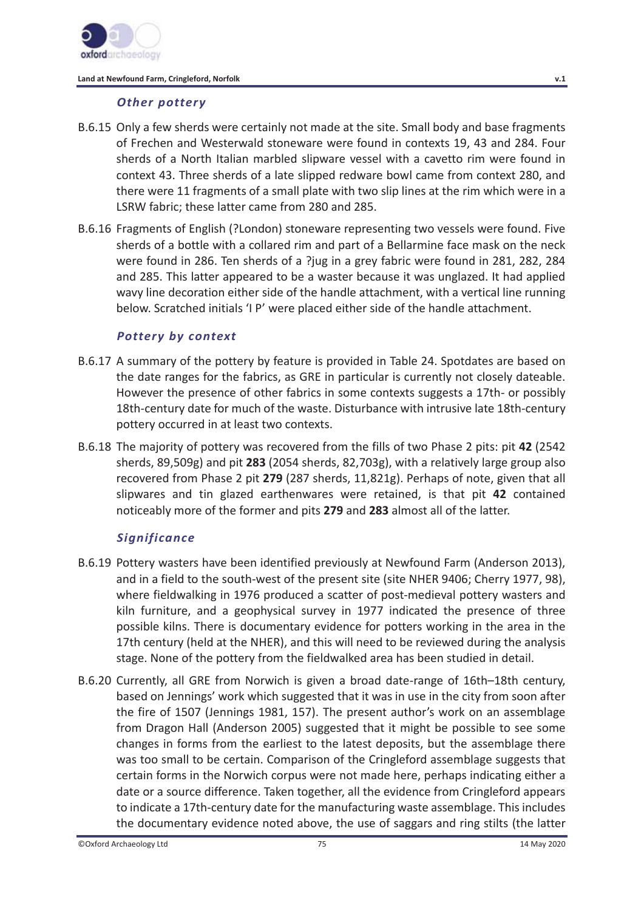### *Other pottery*

B.6.15 Only a few sherds were certainly not made at the site. Small body and base fragments of Frechen and Westerwald stoneware were found in contexts 19, 43 and 284. Four sherds of a North Italian marbled slipware vessel with a cavetto rim were found in context 43. Three sherds of a late slipped redware bowl came from context 280, and there were 11 fragments of a small plate with two slip lines at the rim which were in a LSRW fabric; these latter came from 280 and 285.

B.6.16 Fragments of English (?London) stoneware representing two vessels were found. Five sherds of a bottle with a collared rim and part of a Bellarmine face mask on the neck were found in 286. Ten sherds of a ?jug in a grey fabric were found in 281, 282, 284 and 285. This latter appeared to be a waster because it was unglazed. It had applied wavy line decoration either side of the handle attachment, with a vertical line running below. Scratched initials 'I P' were placed either side of the handle attachment.

### *Pottery by context*

B.6.17 A summary of the pottery by feature is provided in Table 24. Spotdates are based on the date ranges for the fabrics, as GRE in particular is currently not closely dateable. However the presence of other fabrics in some contexts suggests a 17th- or possibly 18th-century date for much of the waste. Disturbance with intrusive late 18th-century pottery occurred in at least two contexts.

B.6.18 The majority of pottery was recovered from the fills of two Phase 2 pits: pit **42** (2542 sherds, 89,509g) and pit **283** (2054 sherds, 82,703g), with a relatively large group also recovered from Phase 2 pit **279** (287 sherds, 11,821g). Perhaps of note, given that all slipwares and tin glazed earthenwares were retained, is that pit **42** contained noticeably more of the former and pits **279** and **283** almost all of the latter.

### *Significance*

B.6.19 Pottery wasters have been identified previously at Newfound Farm (Anderson 2013), and in a field to the south-west of the present site (site NHER 9406; Cherry 1977, 98), where fieldwalking in 1976 produced a scatter of post-medieval pottery wasters and kiln furniture, and a geophysical survey in 1977 indicated the presence of three possible kilns. There is documentary evidence for potters working in the area in the 17th century (held at the NHER), and this will need to be reviewed during the analysis stage. None of the pottery from the fieldwalked area has been studied in detail.

B.6.20 Currently, all GRE from Norwich is given a broad date-range of 16th–18th century, based on Jennings' work which suggested that it was in use in the city from soon after the fire of 1507 (Jennings 1981, 157). The present author's work on an assemblage from Dragon Hall (Anderson 2005) suggested that it might be possible to see some changes in forms from the earliest to the latest deposits, but the assemblage there was too small to be certain. Comparison of the Cringleford assemblage suggests that certain forms in the Norwich corpus were not made here, perhaps indicating either a date or a source difference. Taken together, all the evidence from Cringleford appears to indicate a 17th-century date for the manufacturing waste assemblage. This includes the documentary evidence noted above, the use of saggars and ring stilts (the latter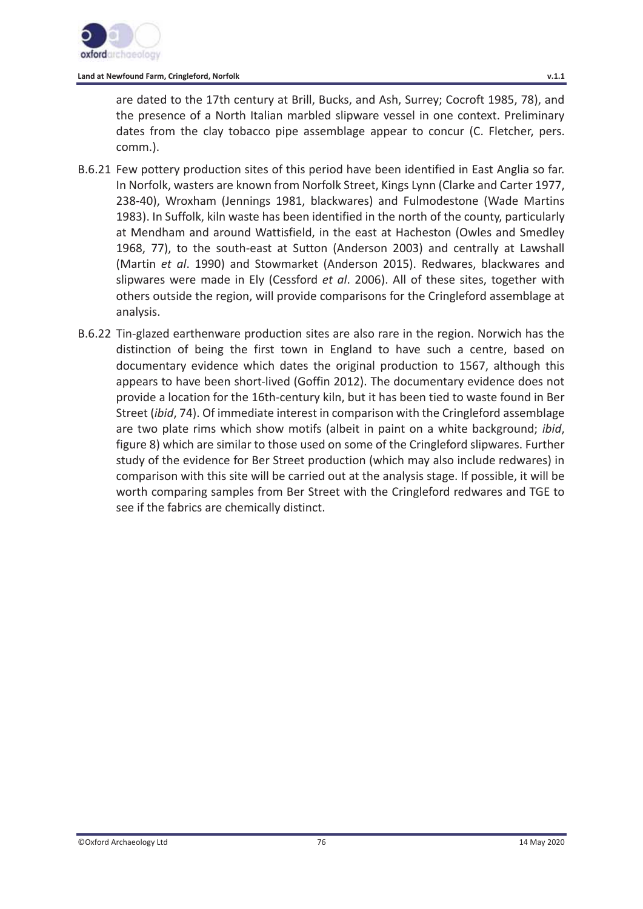are dated to the 17th century at Brill, Bucks, and Ash, Surrey; Cocroft 1985, 78), and the presence of a North Italian marbled slipware vessel in one context. Preliminary dates from the clay tobacco pipe assemblage appear to concur (C. Fletcher, pers. comm.).

B.6.21 Few pottery production sites of this period have been identified in East Anglia so far. In Norfolk, wasters are known from Norfolk Street, Kings Lynn (Clarke and Carter 1977, 238-40), Wroxham (Jennings 1981, blackwares) and Fulmodestone (Wade Martins 1983). In Suffolk, kiln waste has been identified in the north of the county, particularly at Mendham and around Wattisfield, in the east at Hacheston (Owles and Smedley 1968, 77), to the south-east at Sutton (Anderson 2003) and centrally at Lawshall (Martin *et al*. 1990) and Stowmarket (Anderson 2015). Redwares, blackwares and slipwares were made in Ely (Cessford *et al*. 2006). All of these sites, together with others outside the region, will provide comparisons for the Cringleford assemblage at analysis.

B.6.22 Tin-glazed earthenware production sites are also rare in the region. Norwich has the distinction of being the first town in England to have such a centre, based on documentary evidence which dates the original production to 1567, although this appears to have been short-lived (Goffin 2012). The documentary evidence does not provide a location for the 16th-century kiln, but it has been tied to waste found in Ber Street (*ibid*, 74). Of immediate interest in comparison with the Cringleford assemblage are two plate rims which show motifs (albeit in paint on a white background; *ibid*, figure 8) which are similar to those used on some of the Cringleford slipwares. Further study of the evidence for Ber Street production (which may also include redwares) in comparison with this site will be carried out at the analysis stage. If possible, it will be worth comparing samples from Ber Street with the Cringleford redwares and TGE to see if the fabrics are chemically distinct.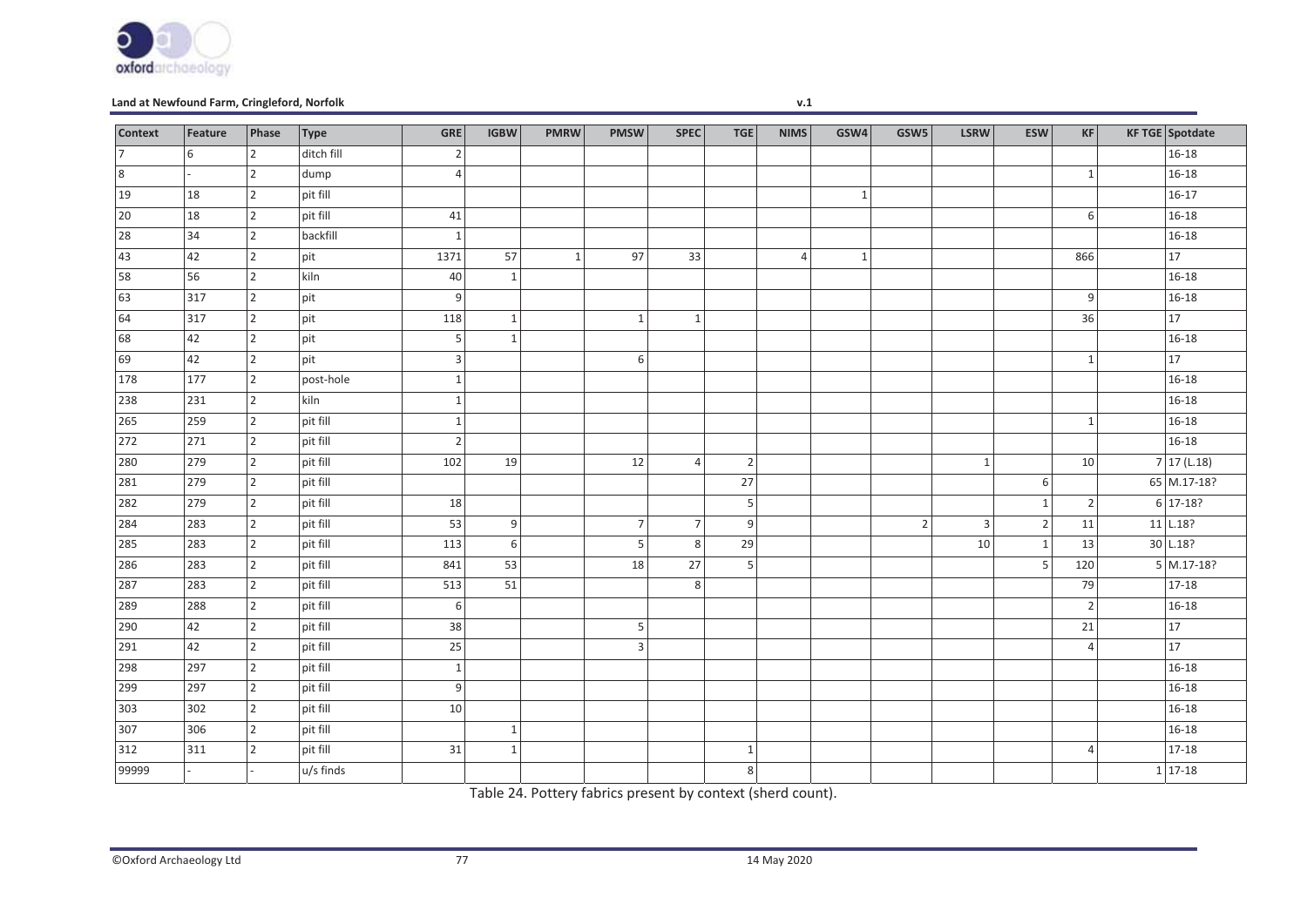| Context | Feature | Phase | Type | GRE | IGBW | PMRW | PMSW | SPEC | TGE | NIMS | GSW4 | GSW5 | LSRW | ESW | KF | KF TGE | Spotdate |
|---|---|---|---|---|---|---|---|---|---|---|---|---|---|---|---|---|---|
| 7 | 6 | 2 | ditch fill | 2 | | | | | | | | | | | | | 16-18 |
| 8 | - | 2 | dump | 4 | | | | | | | | | | | 1 | | 16-18 |
| 19 | 18 | 2 | pit fill | | | | | | | | 1 | | | | | | 16-17 |
| 20 | 18 | 2 | pit fill | 41 | | | | | | | | | | | 6 | | 16-18 |
| 28 | 34 | 2 | backfill | 1 | | | | | | | | | | | | | 16-18 |
| 43 | 42 | 2 | pit | 1371 | 57 | 1 | 97 | 33 | | 4 | 1 | | | | 866 | | 17 |
| 58 | 56 | 2 | kiln | 40 | 1 | | | | | | | | | | | | 16-18 |
| 63 | 317 | 2 | pit | 9 | | | | | | | | | | | 9 | | 16-18 |
| 64 | 317 | 2 | pit | 118 | 1 | | 1 | 1 | | | | | | | 36 | | 17 |
| 68 | 42 | 2 | pit | 5 | 1 | | | | | | | | | | | | 16-18 |
| 69 | 42 | 2 | pit | 3 | | | 6 | | | | | | | | 1 | | 17 |
| 178 | 177 | 2 | post-hole | 1 | | | | | | | | | | | | | 16-18 |
| 238 | 231 | 2 | kiln | 1 | | | | | | | | | | | | | 16-18 |
| 265 | 259 | 2 | pit fill | 1 | | | | | | | | | | | 1 | | 16-18 |
| 272 | 271 | 2 | pit fill | 2 | | | | | | | | | | | | | 16-18 |
| 280 | 279 | 2 | pit fill | 102 | 19 | | 12 | 4 | 2 | | | | 1 | | 10 | 7 | 17 (L.18) |
| 281 | 279 | 2 | pit fill | | | | | | 27 | | | | | 6 | | 65 | M.17-18? |
| 282 | 279 | 2 | pit fill | 18 | | | | | 5 | | | | | 1 | 2 | 6 | 17-18? |
| 284 | 283 | 2 | pit fill | 53 | 9 | | 7 | 7 | 9 | | | 2 | 3 | 2 | 11 | 11 | L.18? |
| 285 | 283 | 2 | pit fill | 113 | 6 | | 5 | 8 | 29 | | | | 10 | 1 | 13 | 30 | L.18? |
| 286 | 283 | 2 | pit fill | 841 | 53 | | 18 | 27 | 5 | | | | | 5 | 120 | 5 | M.17-18? |
| 287 | 283 | 2 | pit fill | 513 | 51 | | | 8 | | | | | | | 79 | | 17-18 |
| 289 | 288 | 2 | pit fill | 6 | | | | | | | | | | | 2 | | 16-18 |
| 290 | 42 | 2 | pit fill | 38 | | | 5 | | | | | | | | 21 | | 17 |
| 291 | 42 | 2 | pit fill | 25 | | | 3 | | | | | | | | 4 | | 17 |
| 298 | 297 | 2 | pit fill | 1 | | | | | | | | | | | | | 16-18 |
| 299 | 297 | 2 | pit fill | 9 | | | | | | | | | | | | | 16-18 |
| 303 | 302 | 2 | pit fill | 10 | | | | | | | | | | | | | 16-18 |
| 307 | 306 | 2 | pit fill | | 1 | | | | | | | | | | | | 16-18 |
| 312 | 311 | 2 | pit fill | 31 | 1 | | | | 1 | | | | | | 4 | | 17-18 |
| 99999 | - | - | u/s finds | | | | | | 8 | | | | | | | 1 | 17-18 |

Table 24. Pottery fabrics present by context (sherd count).